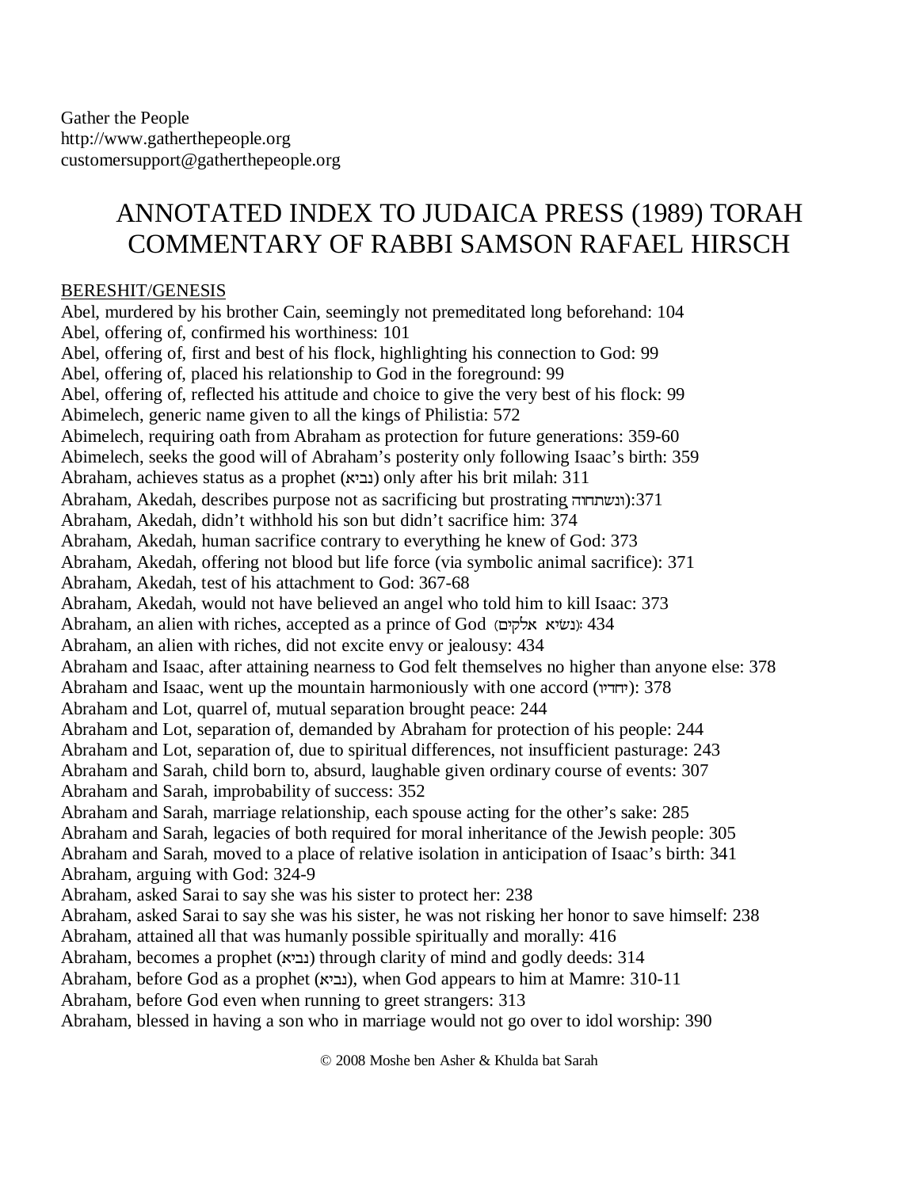Gather the People
http://www.gatherthepeople.org
customersupport@gatherthepeople.org

# ANNOTATED INDEX TO JUDAICA PRESS (1989) TORAH COMMENTARY OF RABBI SAMSON RAFAEL HIRSCH

## BERESHIT/GENESIS

Abel, murdered by his brother Cain, seemingly not premeditated long beforehand: 104
Abel, offering of, confirmed his worthiness: 101
Abel, offering of, first and best of his flock, highlighting his connection to God: 99
Abel, offering of, placed his relationship to God in the foreground: 99
Abel, offering of, reflected his attitude and choice to give the very best of his flock: 99
Abimelech, generic name given to all the kings of Philistia: 572
Abimelech, requiring oath from Abraham as protection for future generations: 359-60
Abimelech, seeks the good will of Abraham's posterity only following Isaac's birth: 359
Abraham, achieves status as a prophet (נביא) only after his brit milah: 311
Abraham, Akedah, describes purpose not as sacrificing but prostrating ונשתחוה):371
Abraham, Akedah, didn't withhold his son but didn't sacrifice him: 374
Abraham, Akedah, human sacrifice contrary to everything he knew of God: 373
Abraham, Akedah, offering not blood but life force (via symbolic animal sacrifice): 371
Abraham, Akedah, test of his attachment to God: 367-68
Abraham, Akedah, would not have believed an angel who told him to kill Isaac: 373
Abraham, an alien with riches, accepted as a prince of God (נשׂיא אלקים): 434
Abraham, an alien with riches, did not excite envy or jealousy: 434
Abraham and Isaac, after attaining nearness to God felt themselves no higher than anyone else: 378
Abraham and Isaac, went up the mountain harmoniously with one accord (יחדיו): 378
Abraham and Lot, quarrel of, mutual separation brought peace: 244
Abraham and Lot, separation of, demanded by Abraham for protection of his people: 244
Abraham and Lot, separation of, due to spiritual differences, not insufficient pasturage: 243
Abraham and Sarah, child born to, absurd, laughable given ordinary course of events: 307
Abraham and Sarah, improbability of success: 352
Abraham and Sarah, marriage relationship, each spouse acting for the other's sake: 285
Abraham and Sarah, legacies of both required for moral inheritance of the Jewish people: 305
Abraham and Sarah, moved to a place of relative isolation in anticipation of Isaac's birth: 341
Abraham, arguing with God: 324-9
Abraham, asked Sarai to say she was his sister to protect her: 238
Abraham, asked Sarai to say she was his sister, he was not risking her honor to save himself: 238
Abraham, attained all that was humanly possible spiritually and morally: 416
Abraham, becomes a prophet (נביא) through clarity of mind and godly deeds: 314
Abraham, before God as a prophet (נביא), when God appears to him at Mamre: 310-11
Abraham, before God even when running to greet strangers: 313
Abraham, blessed in having a son who in marriage would not go over to idol worship: 390

© 2008 Moshe ben Asher & Khulda bat Sarah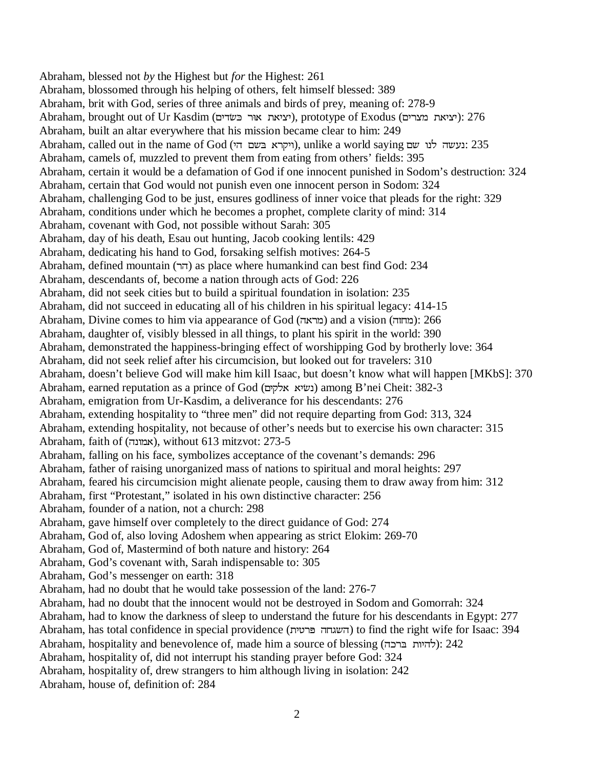Abraham, blessed not *by* the Highest but *for* the Highest: 261
Abraham, blossomed through his helping of others, felt himself blessed: 389
Abraham, brit with God, series of three animals and birds of prey, meaning of: 278-9
Abraham, brought out of Ur Kasdim (יציאת אור כשדים), prototype of Exodus (יציאת מצרים): 276
Abraham, built an altar everywhere that his mission became clear to him: 249
Abraham, called out in the name of God (ויקרא בשם ה׳), unlike a world saying נעשה לנו שם: 235
Abraham, camels of, muzzled to prevent them from eating from others' fields: 395
Abraham, certain it would be a defamation of God if one innocent punished in Sodom's destruction: 324
Abraham, certain that God would not punish even one innocent person in Sodom: 324
Abraham, challenging God to be just, ensures godliness of inner voice that pleads for the right: 329
Abraham, conditions under which he becomes a prophet, complete clarity of mind: 314
Abraham, covenant with God, not possible without Sarah: 305
Abraham, day of his death, Esau out hunting, Jacob cooking lentils: 429
Abraham, dedicating his hand to God, forsaking selfish motives: 264-5
Abraham, defined mountain (הר) as place where humankind can best find God: 234
Abraham, descendants of, become a nation through acts of God: 226
Abraham, did not seek cities but to build a spiritual foundation in isolation: 235
Abraham, did not succeed in educating all of his children in his spiritual legacy: 414-15
Abraham, Divine comes to him via appearance of God (מראה) and a vision (מחזה): 266
Abraham, daughter of, visibly blessed in all things, to plant his spirit in the world: 390
Abraham, demonstrated the happiness-bringing effect of worshipping God by brotherly love: 364
Abraham, did not seek relief after his circumcision, but looked out for travelers: 310
Abraham, doesn't believe God will make him kill Isaac, but doesn't know what will happen [MKbS]: 370
Abraham, earned reputation as a prince of God (נשיא אלקים) among B'nei Cheit: 382-3
Abraham, emigration from Ur-Kasdim, a deliverance for his descendants: 276
Abraham, extending hospitality to "three men" did not require departing from God: 313, 324
Abraham, extending hospitality, not because of other's needs but to exercise his own character: 315
Abraham, faith of (אמונה), without 613 mitzvot: 273-5
Abraham, falling on his face, symbolizes acceptance of the covenant's demands: 296
Abraham, father of raising unorganized mass of nations to spiritual and moral heights: 297
Abraham, feared his circumcision might alienate people, causing them to draw away from him: 312
Abraham, first "Protestant," isolated in his own distinctive character: 256
Abraham, founder of a nation, not a church: 298
Abraham, gave himself over completely to the direct guidance of God: 274
Abraham, God of, also loving Adoshem when appearing as strict Elokim: 269-70
Abraham, God of, Mastermind of both nature and history: 264
Abraham, God's covenant with, Sarah indispensable to: 305
Abraham, God's messenger on earth: 318
Abraham, had no doubt that he would take possession of the land: 276-7
Abraham, had no doubt that the innocent would not be destroyed in Sodom and Gomorrah: 324
Abraham, had to know the darkness of sleep to understand the future for his descendants in Egypt: 277
Abraham, has total confidence in special providence (השגחה פרטית) to find the right wife for Isaac: 394
Abraham, hospitality and benevolence of, made him a source of blessing (להיות ברכה): 242
Abraham, hospitality of, did not interrupt his standing prayer before God: 324
Abraham, hospitality of, drew strangers to him although living in isolation: 242
Abraham, house of, definition of: 284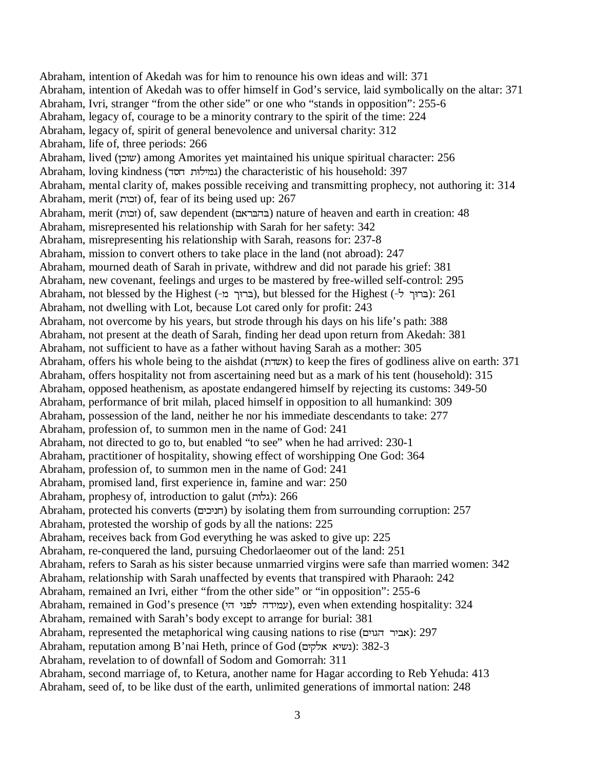Abraham, intention of Akedah was for him to renounce his own ideas and will: 371
Abraham, intention of Akedah was to offer himself in God's service, laid symbolically on the altar: 371
Abraham, Ivri, stranger "from the other side" or one who "stands in opposition": 255-6
Abraham, legacy of, courage to be a minority contrary to the spirit of the time: 224
Abraham, legacy of, spirit of general benevolence and universal charity: 312
Abraham, life of, three periods: 266
Abraham, lived (שוכן) among Amorites yet maintained his unique spiritual character: 256
Abraham, loving kindness (גמילות חסד) the characteristic of his household: 397
Abraham, mental clarity of, makes possible receiving and transmitting prophecy, not authoring it: 314
Abraham, merit (זכות) of, fear of its being used up: 267
Abraham, merit (זכות) of, saw dependent (בהבראם) nature of heaven and earth in creation: 48
Abraham, misrepresented his relationship with Sarah for her safety: 342
Abraham, misrepresenting his relationship with Sarah, reasons for: 237-8
Abraham, mission to convert others to take place in the land (not abroad): 247
Abraham, mourned death of Sarah in private, withdrew and did not parade his grief: 381
Abraham, new covenant, feelings and urges to be mastered by free-willed self-control: 295
Abraham, not blessed by the Highest (ברוך מ-), but blessed for the Highest (ברוך ל-): 261
Abraham, not dwelling with Lot, because Lot cared only for profit: 243
Abraham, not overcome by his years, but strode through his days on his life's path: 388
Abraham, not present at the death of Sarah, finding her dead upon return from Akedah: 381
Abraham, not sufficient to have as a father without having Sarah as a mother: 305
Abraham, offers his whole being to the aishdat (אשדת) to keep the fires of godliness alive on earth: 371
Abraham, offers hospitality not from ascertaining need but as a mark of his tent (household): 315
Abraham, opposed heathenism, as apostate endangered himself by rejecting its customs: 349-50
Abraham, performance of brit milah, placed himself in opposition to all humankind: 309
Abraham, possession of the land, neither he nor his immediate descendants to take: 277
Abraham, profession of, to summon men in the name of God: 241
Abraham, not directed to go to, but enabled "to see" when he had arrived: 230-1
Abraham, practitioner of hospitality, showing effect of worshipping One God: 364
Abraham, profession of, to summon men in the name of God: 241
Abraham, promised land, first experience in, famine and war: 250
Abraham, prophesy of, introduction to galut (גלות): 266
Abraham, protected his converts (חניכים) by isolating them from surrounding corruption: 257
Abraham, protested the worship of gods by all the nations: 225
Abraham, receives back from God everything he was asked to give up: 225
Abraham, re-conquered the land, pursuing Chedorlaeomer out of the land: 251
Abraham, refers to Sarah as his sister because unmarried virgins were safe than married women: 342
Abraham, relationship with Sarah unaffected by events that transpired with Pharaoh: 242
Abraham, remained an Ivri, either "from the other side" or "in opposition": 255-6
Abraham, remained in God's presence (עמידה לפני הי), even when extending hospitality: 324
Abraham, remained with Sarah's body except to arrange for burial: 381
Abraham, represented the metaphorical wing causing nations to rise (אביר הגוים): 297
Abraham, reputation among B'nai Heth, prince of God (נשיא אלקים): 382-3
Abraham, revelation to of downfall of Sodom and Gomorrah: 311
Abraham, second marriage of, to Ketura, another name for Hagar according to Reb Yehuda: 413
Abraham, seed of, to be like dust of the earth, unlimited generations of immortal nation: 248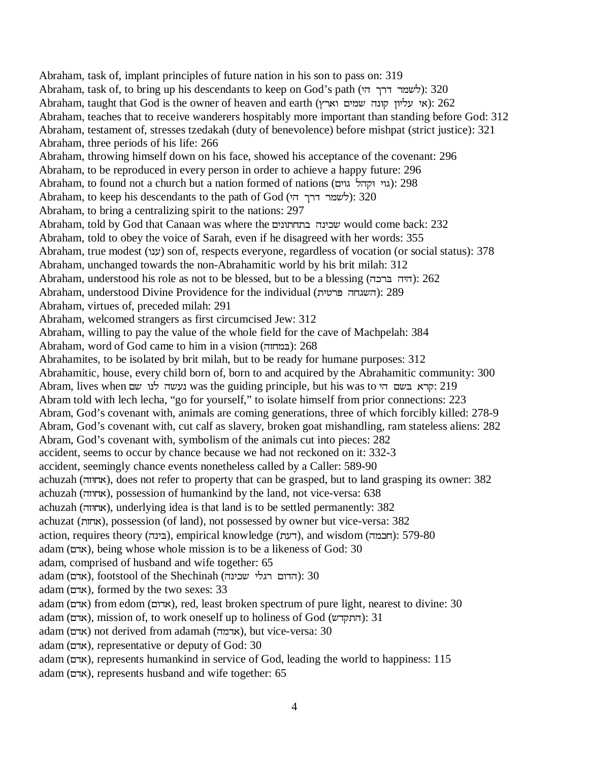Abraham, task of, implant principles of future nation in his son to pass on: 319
Abraham, task of, to bring up his descendants to keep on God’s path (לשמר דרך הי): 320
Abraham, taught that God is the owner of heaven and earth (אי עליון קונה שמים וארץ): 262
Abraham, teaches that to receive wanderers hospitably more important than standing before God: 312
Abraham, testament of, stresses tzedakah (duty of benevolence) before mishpat (strict justice): 321
Abraham, three periods of his life: 266
Abraham, throwing himself down on his face, showed his acceptance of the covenant: 296
Abraham, to be reproduced in every person in order to achieve a happy future: 296
Abraham, to found not a church but a nation formed of nations (גוי וקהל גוים): 298
Abraham, to keep his descendants to the path of God (לשמר דרך הי): 320
Abraham, to bring a centralizing spirit to the nations: 297
Abraham, told by God that Canaan was where the שכינה בתחתונים would come back: 232
Abraham, told to obey the voice of Sarah, even if he disagreed with her words: 355
Abraham, true modest (ענו) son of, respects everyone, regardless of vocation (or social status): 378
Abraham, unchanged towards the non-Abrahamitic world by his brit milah: 312
Abraham, understood his role as not to be blessed, but to be a blessing (היה ברכה): 262
Abraham, understood Divine Providence for the individual (השגחה פרטית): 289
Abraham, virtues of, preceded milah: 291
Abraham, welcomed strangers as first circumcised Jew: 312
Abraham, willing to pay the value of the whole field for the cave of Machpelah: 384
Abraham, word of God came to him in a vision (במחזה): 268
Abrahamites, to be isolated by brit milah, but to be ready for humane purposes: 312
Abrahamitic, house, every child born of, born to and acquired by the Abrahamitic community: 300
Abram, lives when נעשה לנו שם was the guiding principle, but his was to קרא בשם הי: 219
Abram told with lech lecha, “go for yourself,” to isolate himself from prior connections: 223
Abram, God’s covenant with, animals are coming generations, three of which forcibly killed: 278-9
Abram, God’s covenant with, cut calf as slavery, broken goat mishandling, ram stateless aliens: 282
Abram, God’s covenant with, symbolism of the animals cut into pieces: 282
accident, seems to occur by chance because we had not reckoned on it: 332-3
accident, seemingly chance events nonetheless called by a Caller: 589-90
achuzah (אחוזה), does not refer to property that can be grasped, but to land grasping its owner: 382
achuzah (אחוזה), possession of humankind by the land, not vice-versa: 638
achuzah (אחוזה), underlying idea is that land is to be settled permanently: 382
achuzat (אחזת), possession (of land), not possessed by owner but vice-versa: 382
action, requires theory (בינה), empirical knowledge (דעת), and wisdom (חכמה): 579-80
adam (אדם), being whose whole mission is to be a likeness of God: 30
adam, comprised of husband and wife together: 65
adam (אדם), footstool of the Shechinah (הדום רגלי שכינה): 30
adam (אדם), formed by the two sexes: 33
adam (אדם) from edom (אדום), red, least broken spectrum of pure light, nearest to divine: 30
adam (אדם), mission of, to work oneself up to holiness of God (התקדש): 31
adam (אדם) not derived from adamah (אדמה), but vice-versa: 30
adam (אדם), representative or deputy of God: 30
adam (אדם), represents humankind in service of God, leading the world to happiness: 115
adam (אדם), represents husband and wife together: 65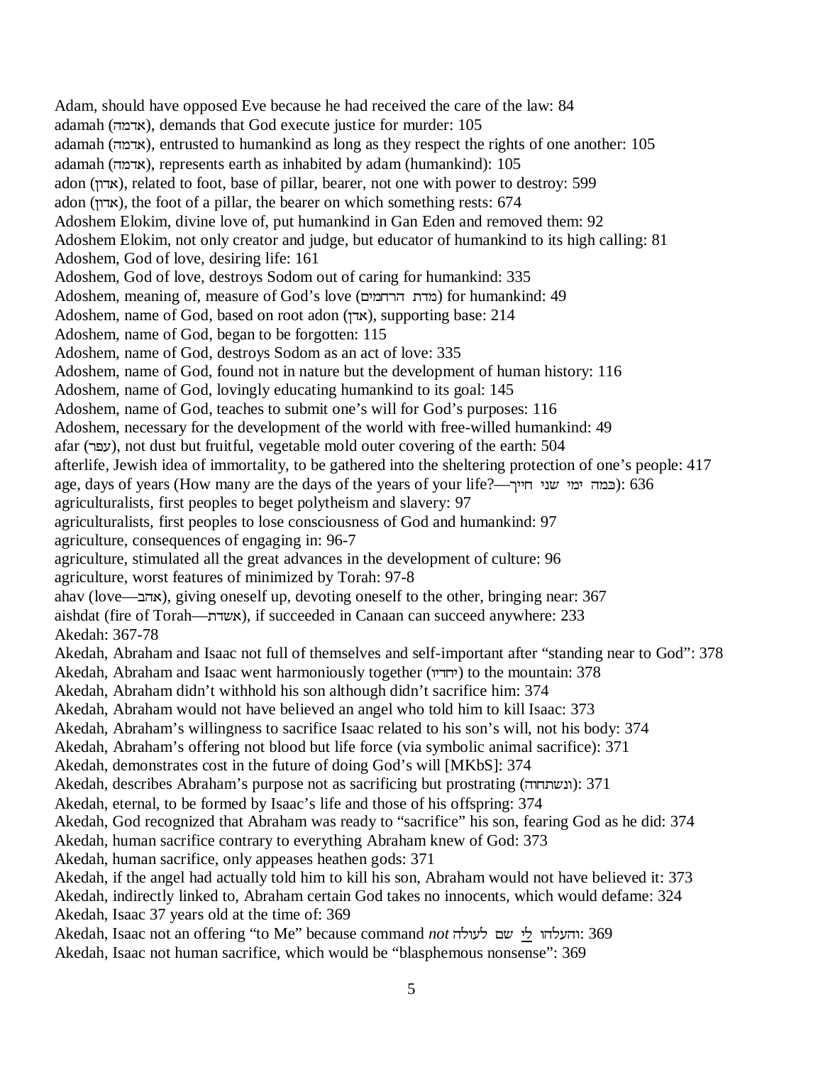Adam, should have opposed Eve because he had received the care of the law: 84
adamah (אדמה), demands that God execute justice for murder: 105
adamah (אדמה), entrusted to humankind as long as they respect the rights of one another: 105
adamah (אדמה), represents earth as inhabited by adam (humankind): 105
adon (אדון), related to foot, base of pillar, bearer, not one with power to destroy: 599
adon (אדון), the foot of a pillar, the bearer on which something rests: 674
Adoshem Elokim, divine love of, put humankind in Gan Eden and removed them: 92
Adoshem Elokim, not only creator and judge, but educator of humankind to its high calling: 81
Adoshem, God of love, desiring life: 161
Adoshem, God of love, destroys Sodom out of caring for humankind: 335
Adoshem, meaning of, measure of God's love (מדת הרחמים) for humankind: 49
Adoshem, name of God, based on root adon (אדן), supporting base: 214
Adoshem, name of God, began to be forgotten: 115
Adoshem, name of God, destroys Sodom as an act of love: 335
Adoshem, name of God, found not in nature but the development of human history: 116
Adoshem, name of God, lovingly educating humankind to its goal: 145
Adoshem, name of God, teaches to submit one's will for God's purposes: 116
Adoshem, necessary for the development of the world with free-willed humankind: 49
afar (עפר), not dust but fruitful, vegetable mold outer covering of the earth: 504
afterlife, Jewish idea of immortality, to be gathered into the sheltering protection of one's people: 417
age, days of years (How many are the days of the years of your life?—כמה ימי שני חייך): 636
agriculturalists, first peoples to beget polytheism and slavery: 97
agriculturalists, first peoples to lose consciousness of God and humankind: 97
agriculture, consequences of engaging in: 96-7
agriculture, stimulated all the great advances in the development of culture: 96
agriculture, worst features of minimized by Torah: 97-8
ahav (love—אהב), giving oneself up, devoting oneself to the other, bringing near: 367
aishdat (fire of Torah—אשדת), if succeeded in Canaan can succeed anywhere: 233
Akedah: 367-78
Akedah, Abraham and Isaac not full of themselves and self-important after "standing near to God": 378
Akedah, Abraham and Isaac went harmoniously together (יחדיו) to the mountain: 378
Akedah, Abraham didn't withhold his son although didn't sacrifice him: 374
Akedah, Abraham would not have believed an angel who told him to kill Isaac: 373
Akedah, Abraham's willingness to sacrifice Isaac related to his son's will, not his body: 374
Akedah, Abraham's offering not blood but life force (via symbolic animal sacrifice): 371
Akedah, demonstrates cost in the future of doing God's will [MKbS]: 374
Akedah, describes Abraham's purpose not as sacrificing but prostrating (ונשתחוה): 371
Akedah, eternal, to be formed by Isaac's life and those of his offspring: 374
Akedah, God recognized that Abraham was ready to "sacrifice" his son, fearing God as he did: 374
Akedah, human sacrifice contrary to everything Abraham knew of God: 373
Akedah, human sacrifice, only appeases heathen gods: 371
Akedah, if the angel had actually told him to kill his son, Abraham would not have believed it: 373
Akedah, indirectly linked to, Abraham certain God takes no innocents, which would defame: 324
Akedah, Isaac 37 years old at the time of: 369
Akedah, Isaac not an offering "to Me" because command *not* והעלהו לי שם לעולה: 369
Akedah, Isaac not human sacrifice, which would be "blasphemous nonsense": 369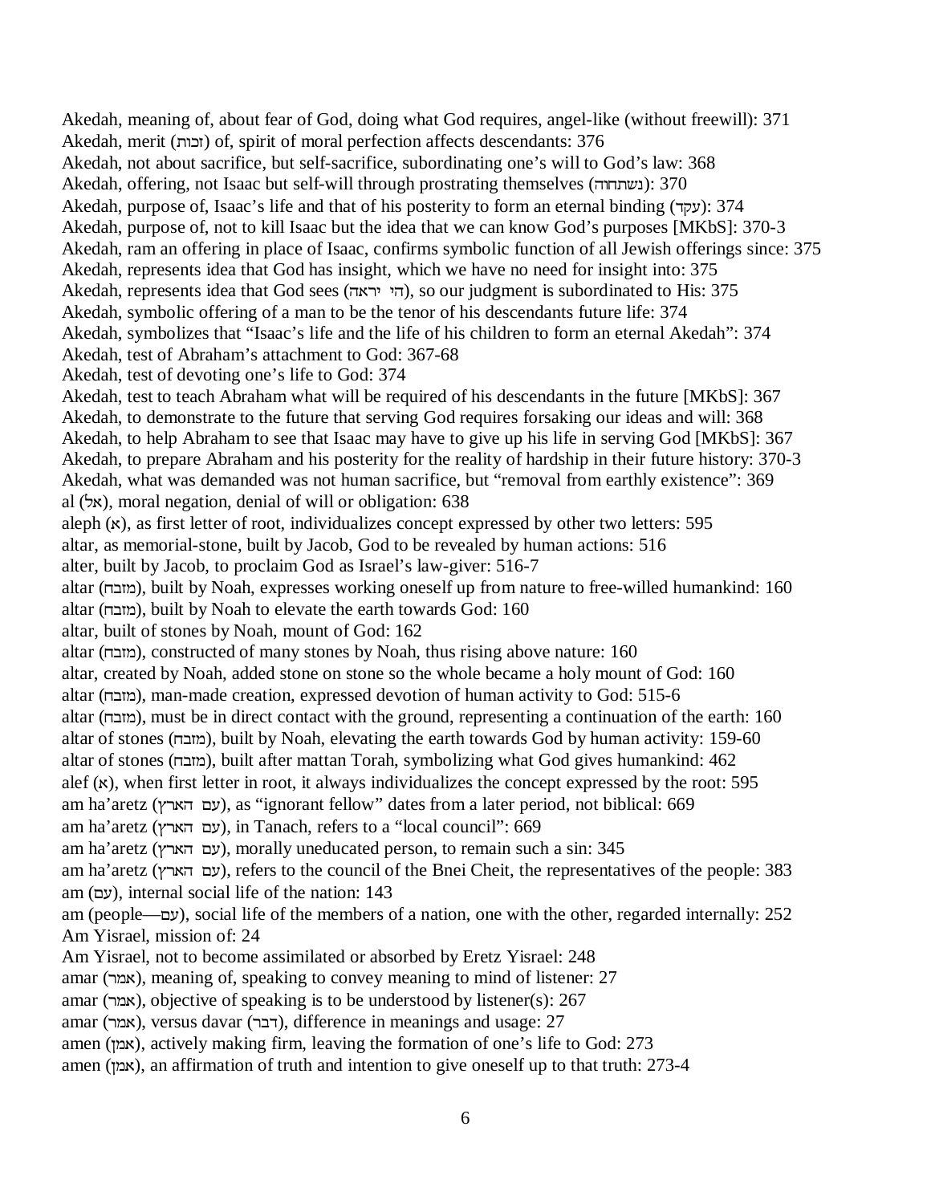Akedah, meaning of, about fear of God, doing what God requires, angel-like (without freewill): 371
Akedah, merit (זכות) of, spirit of moral perfection affects descendants: 376
Akedah, not about sacrifice, but self-sacrifice, subordinating one's will to God's law: 368
Akedah, offering, not Isaac but self-will through prostrating themselves (נשתחוה): 370
Akedah, purpose of, Isaac's life and that of his posterity to form an eternal binding (עקד): 374
Akedah, purpose of, not to kill Isaac but the idea that we can know God's purposes [MKbS]: 370-3
Akedah, ram an offering in place of Isaac, confirms symbolic function of all Jewish offerings since: 375
Akedah, represents idea that God has insight, which we have no need for insight into: 375
Akedah, represents idea that God sees (הי יראה), so our judgment is subordinated to His: 375
Akedah, symbolic offering of a man to be the tenor of his descendants future life: 374
Akedah, symbolizes that "Isaac's life and the life of his children to form an eternal Akedah": 374
Akedah, test of Abraham's attachment to God: 367-68
Akedah, test of devoting one's life to God: 374
Akedah, test to teach Abraham what will be required of his descendants in the future [MKbS]: 367
Akedah, to demonstrate to the future that serving God requires forsaking our ideas and will: 368
Akedah, to help Abraham to see that Isaac may have to give up his life in serving God [MKbS]: 367
Akedah, to prepare Abraham and his posterity for the reality of hardship in their future history: 370-3
Akedah, what was demanded was not human sacrifice, but "removal from earthly existence": 369
al (אל), moral negation, denial of will or obligation: 638
aleph (א), as first letter of root, individualizes concept expressed by other two letters: 595
altar, as memorial-stone, built by Jacob, God to be revealed by human actions: 516
alter, built by Jacob, to proclaim God as Israel's law-giver: 516-7
altar (מזבח), built by Noah, expresses working oneself up from nature to free-willed humankind: 160
altar (מזבח), built by Noah to elevate the earth towards God: 160
altar, built of stones by Noah, mount of God: 162
altar (מזבח), constructed of many stones by Noah, thus rising above nature: 160
altar, created by Noah, added stone on stone so the whole became a holy mount of God: 160
altar (מזבח), man-made creation, expressed devotion of human activity to God: 515-6
altar (מזבח), must be in direct contact with the ground, representing a continuation of the earth: 160
altar of stones (מזבח), built by Noah, elevating the earth towards God by human activity: 159-60
altar of stones (מזבח), built after mattan Torah, symbolizing what God gives humankind: 462
alef (א), when first letter in root, it always individualizes the concept expressed by the root: 595
am ha'aretz (עם הארץ), as "ignorant fellow" dates from a later period, not biblical: 669
am ha'aretz (עם הארץ), in Tanach, refers to a "local council": 669
am ha'aretz (עם הארץ), morally uneducated person, to remain such a sin: 345
am ha'aretz (עם הארץ), refers to the council of the Bnei Cheit, the representatives of the people: 383
am (עם), internal social life of the nation: 143
am (people—עם), social life of the members of a nation, one with the other, regarded internally: 252
Am Yisrael, mission of: 24
Am Yisrael, not to become assimilated or absorbed by Eretz Yisrael: 248
amar (אמר), meaning of, speaking to convey meaning to mind of listener: 27
amar (אמר), objective of speaking is to be understood by listener(s): 267
amar (אמר), versus davar (דבר), difference in meanings and usage: 27
amen (אמן), actively making firm, leaving the formation of one's life to God: 273
amen (אמן), an affirmation of truth and intention to give oneself up to that truth: 273-4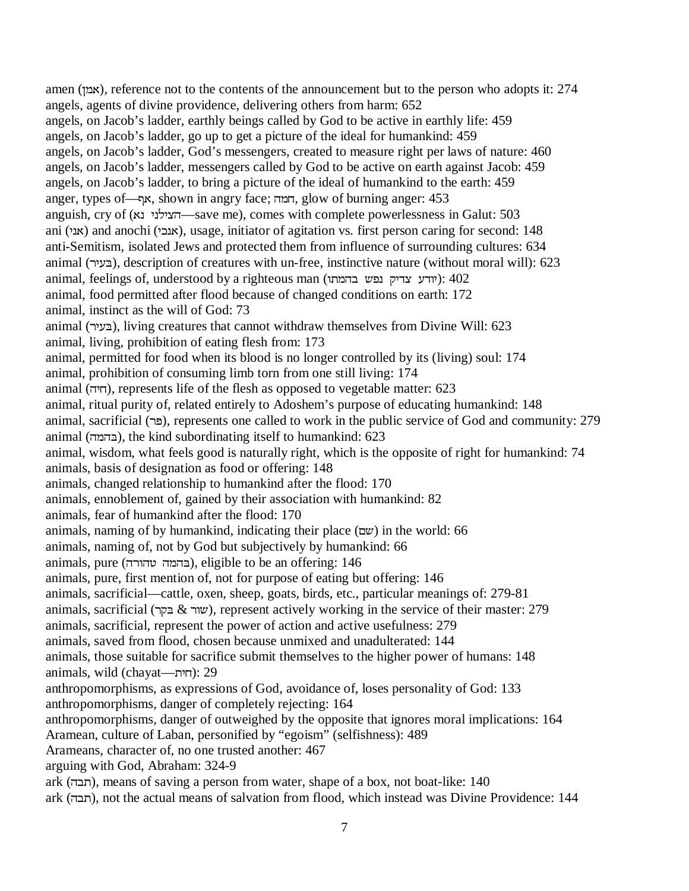amen (אמן), reference not to the contents of the announcement but to the person who adopts it: 274
angels, agents of divine providence, delivering others from harm: 652
angels, on Jacob's ladder, earthly beings called by God to be active in earthly life: 459
angels, on Jacob's ladder, go up to get a picture of the ideal for humankind: 459
angels, on Jacob's ladder, God's messengers, created to measure right per laws of nature: 460
angels, on Jacob's ladder, messengers called by God to be active on earth against Jacob: 459
angels, on Jacob's ladder, to bring a picture of the ideal of humankind to the earth: 459
anger, types of—אף, shown in angry face; חמה, glow of burning anger: 453
anguish, cry of (הצילני נא—save me), comes with complete powerlessness in Galut: 503
ani (אני) and anochi (אנכי), usage, initiator of agitation vs. first person caring for second: 148
anti-Semitism, isolated Jews and protected them from influence of surrounding cultures: 634
animal (בעיר), description of creatures with un-free, instinctive nature (without moral will): 623
animal, feelings of, understood by a righteous man (יודע צדיק נפש בהמתו): 402
animal, food permitted after flood because of changed conditions on earth: 172
animal, instinct as the will of God: 73
animal (בעיר), living creatures that cannot withdraw themselves from Divine Will: 623
animal, living, prohibition of eating flesh from: 173
animal, permitted for food when its blood is no longer controlled by its (living) soul: 174
animal, prohibition of consuming limb torn from one still living: 174
animal (חיה), represents life of the flesh as opposed to vegetable matter: 623
animal, ritual purity of, related entirely to Adoshem's purpose of educating humankind: 148
animal, sacrificial (פר), represents one called to work in the public service of God and community: 279
animal (בהמה), the kind subordinating itself to humankind: 623
animal, wisdom, what feels good is naturally right, which is the opposite of right for humankind: 74
animals, basis of designation as food or offering: 148
animals, changed relationship to humankind after the flood: 170
animals, ennoblement of, gained by their association with humankind: 82
animals, fear of humankind after the flood: 170
animals, naming of by humankind, indicating their place (שם) in the world: 66
animals, naming of, not by God but subjectively by humankind: 66
animals, pure (בהמה טהורה), eligible to be an offering: 146
animals, pure, first mention of, not for purpose of eating but offering: 146
animals, sacrificial—cattle, oxen, sheep, goats, birds, etc., particular meanings of: 279-81
animals, sacrificial (בקר & שור), represent actively working in the service of their master: 279
animals, sacrificial, represent the power of action and active usefulness: 279
animals, saved from flood, chosen because unmixed and unadulterated: 144
animals, those suitable for sacrifice submit themselves to the higher power of humans: 148
animals, wild (chayat—חית): 29
anthropomorphisms, as expressions of God, avoidance of, loses personality of God: 133
anthropomorphisms, danger of completely rejecting: 164
anthropomorphisms, danger of outweighed by the opposite that ignores moral implications: 164
Aramean, culture of Laban, personified by "egoism" (selfishness): 489
Arameans, character of, no one trusted another: 467
arguing with God, Abraham: 324-9
ark (תבה), means of saving a person from water, shape of a box, not boat-like: 140
ark (תבה), not the actual means of salvation from flood, which instead was Divine Providence: 144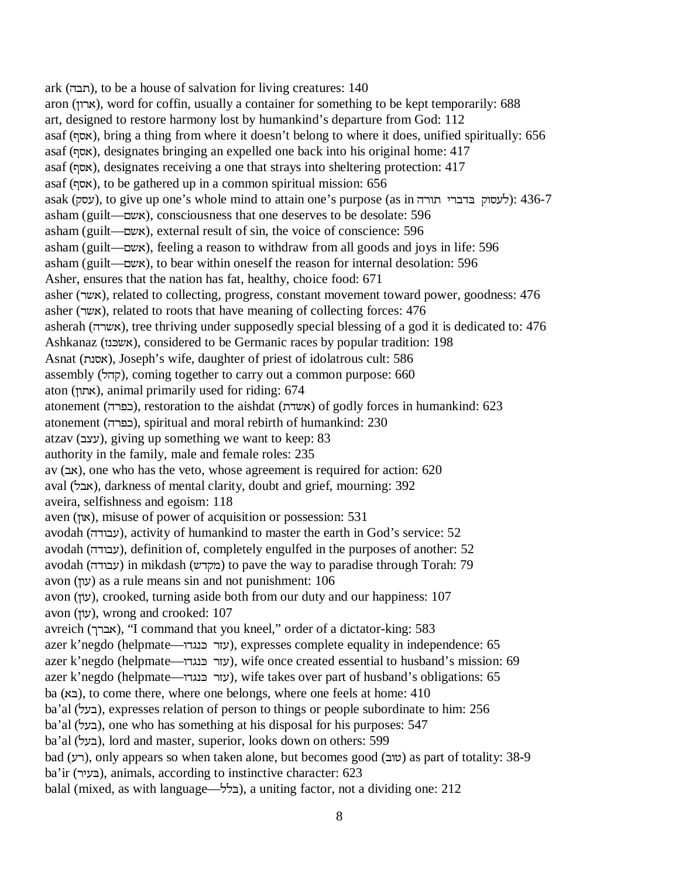ark (תבה), to be a house of salvation for living creatures: 140
aron (ארון), word for coffin, usually a container for something to be kept temporarily: 688
art, designed to restore harmony lost by humankind's departure from God: 112
asaf (אסף), bring a thing from where it doesn't belong to where it does, unified spiritually: 656
asaf (אסף), designates bringing an expelled one back into his original home: 417
asaf (אסף), designates receiving a one that strays into sheltering protection: 417
asaf (אסף), to be gathered up in a common spiritual mission: 656
asak (עסק), to give up one's whole mind to attain one's purpose (as in לעסוק בדברי תורה): 436-7
asham (guilt—אשם), consciousness that one deserves to be desolate: 596
asham (guilt—אשם), external result of sin, the voice of conscience: 596
asham (guilt—אשם), feeling a reason to withdraw from all goods and joys in life: 596
asham (guilt—אשם), to bear within oneself the reason for internal desolation: 596
Asher, ensures that the nation has fat, healthy, choice food: 671
asher (אשר), related to collecting, progress, constant movement toward power, goodness: 476
asher (אשר), related to roots that have meaning of collecting forces: 476
asherah (אשרה), tree thriving under supposedly special blessing of a god it is dedicated to: 476
Ashkanaz (אשכנז), considered to be Germanic races by popular tradition: 198
Asnat (אסנת), Joseph's wife, daughter of priest of idolatrous cult: 586
assembly (קהל), coming together to carry out a common purpose: 660
aton (אתון), animal primarily used for riding: 674
atonement (כפרה), restoration to the aishdat (אשדת) of godly forces in humankind: 623
atonement (כפרה), spiritual and moral rebirth of humankind: 230
atzav (עצב), giving up something we want to keep: 83
authority in the family, male and female roles: 235
av (אב), one who has the veto, whose agreement is required for action: 620
aval (אבל), darkness of mental clarity, doubt and grief, mourning: 392
aveira, selfishness and egoism: 118
aven (און), misuse of power of acquisition or possession: 531
avodah (עבודה), activity of humankind to master the earth in God's service: 52
avodah (עבודה), definition of, completely engulfed in the purposes of another: 52
avodah (עבודה) in mikdash (מקדש) to pave the way to paradise through Torah: 79
avon (עון) as a rule means sin and not punishment: 106
avon (עוֹן), crooked, turning aside both from our duty and our happiness: 107
avon (עוֹן), wrong and crooked: 107
avreich (אברך), "I command that you kneel," order of a dictator-king: 583
azer k'negdo (helpmate—עזר כנגדו), expresses complete equality in independence: 65
azer k'negdo (helpmate—עזר כנגדו), wife once created essential to husband's mission: 69
azer k'negdo (helpmate—עזר כנגדו), wife takes over part of husband's obligations: 65
ba (בא), to come there, where one belongs, where one feels at home: 410
ba'al (בעל), expresses relation of person to things or people subordinate to him: 256
ba'al (בעל), one who has something at his disposal for his purposes: 547
ba'al (בעל), lord and master, superior, looks down on others: 599
bad (רע), only appears so when taken alone, but becomes good (טוב) as part of totality: 38-9
ba'ir (בּעיר), animals, according to instinctive character: 623
balal (mixed, as with language—בלל), a uniting factor, not a dividing one: 212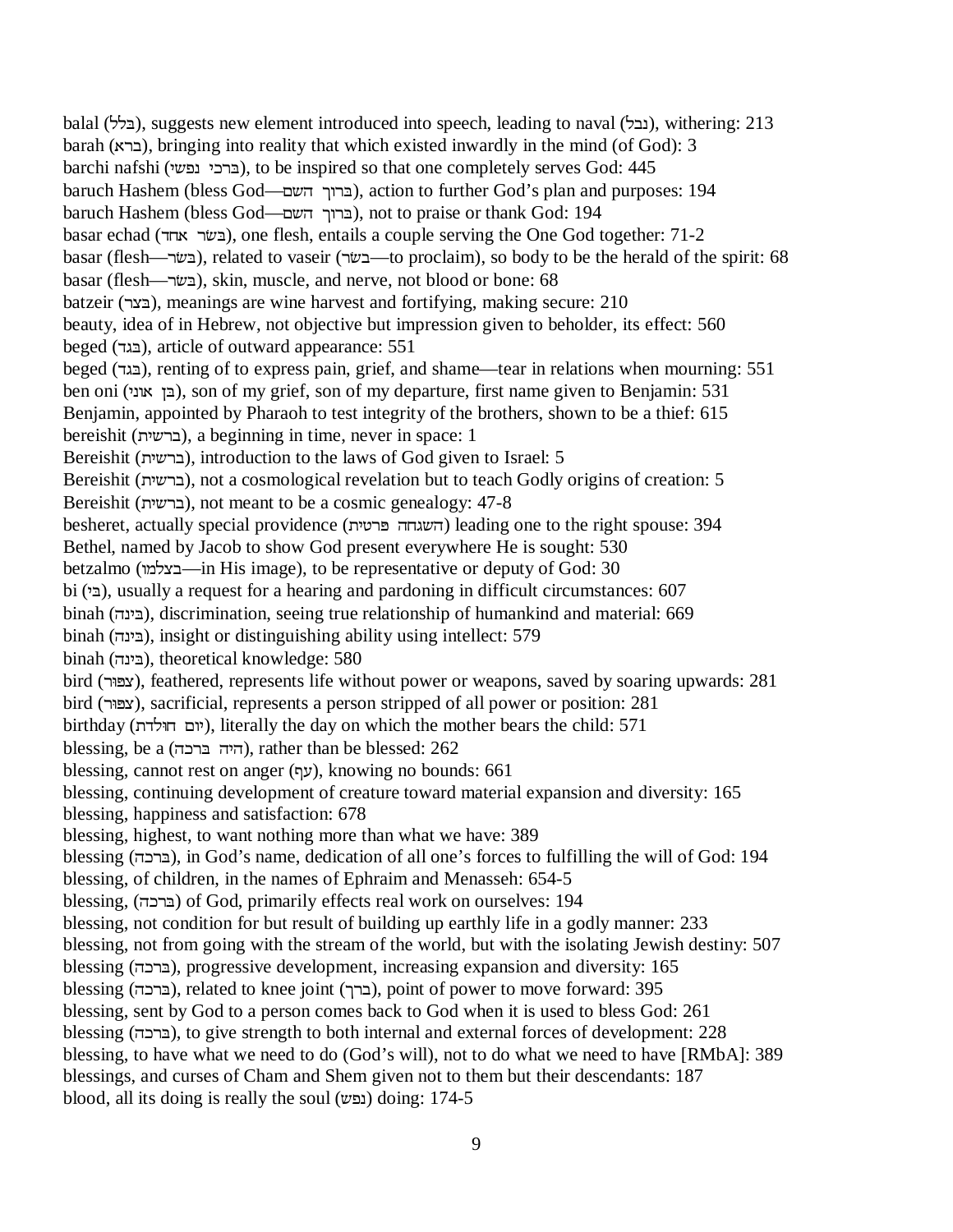balal (בלל), suggests new element introduced into speech, leading to naval (נבל), withering: 213
barah (ברא), bringing into reality that which existed inwardly in the mind (of God): 3
barchi nafshi (ברכי נפשי), to be inspired so that one completely serves God: 445
baruch Hashem (bless God—ברוך השם), action to further God's plan and purposes: 194
baruch Hashem (bless God—ברוך השם), not to praise or thank God: 194
basar echad (בשר אחד), one flesh, entails a couple serving the One God together: 71-2
basar (flesh—בשר), related to vaseir (בשר—to proclaim), so body to be the herald of the spirit: 68
basar (flesh—בשר), skin, muscle, and nerve, not blood or bone: 68
batzeir (בצר), meanings are wine harvest and fortifying, making secure: 210
beauty, idea of in Hebrew, not objective but impression given to beholder, its effect: 560
beged (בגד), article of outward appearance: 551
beged (בגד), renting of to express pain, grief, and shame—tear in relations when mourning: 551
ben oni (בן אוני), son of my grief, son of my departure, first name given to Benjamin: 531
Benjamin, appointed by Pharaoh to test integrity of the brothers, shown to be a thief: 615
bereishit (ברשית), a beginning in time, never in space: 1
Bereishit (ברשית), introduction to the laws of God given to Israel: 5
Bereishit (ברשית), not a cosmological revelation but to teach Godly origins of creation: 5
Bereishit (ברשית), not meant to be a cosmic genealogy: 47-8
besheret, actually special providence (השגחה פרטית) leading one to the right spouse: 394
Bethel, named by Jacob to show God present everywhere He is sought: 530
betzalmo (בצלמו—in His image), to be representative or deputy of God: 30
bi (בי), usually a request for a hearing and pardoning in difficult circumstances: 607
binah (בינה), discrimination, seeing true relationship of humankind and material: 669
binah (בינה), insight or distinguishing ability using intellect: 579
binah (בינה), theoretical knowledge: 580
bird (צפור), feathered, represents life without power or weapons, saved by soaring upwards: 281
bird (צפור), sacrificial, represents a person stripped of all power or position: 281
birthday (יום הולדת), literally the day on which the mother bears the child: 571
blessing, be a (היה ברכה), rather than be blessed: 262
blessing, cannot rest on anger (עף), knowing no bounds: 661
blessing, continuing development of creature toward material expansion and diversity: 165
blessing, happiness and satisfaction: 678
blessing, highest, to want nothing more than what we have: 389
blessing (ברכה), in God's name, dedication of all one's forces to fulfilling the will of God: 194
blessing, of children, in the names of Ephraim and Menasseh: 654-5
blessing, (ברכה) of God, primarily effects real work on ourselves: 194
blessing, not condition for but result of building up earthly life in a godly manner: 233
blessing, not from going with the stream of the world, but with the isolating Jewish destiny: 507
blessing (ברכה), progressive development, increasing expansion and diversity: 165
blessing (ברכה), related to knee joint (ברך), point of power to move forward: 395
blessing, sent by God to a person comes back to God when it is used to bless God: 261
blessing (ברכה), to give strength to both internal and external forces of development: 228
blessing, to have what we need to do (God's will), not to do what we need to have [RMbA]: 389
blessings, and curses of Cham and Shem given not to them but their descendants: 187
blood, all its doing is really the soul (נפש) doing: 174-5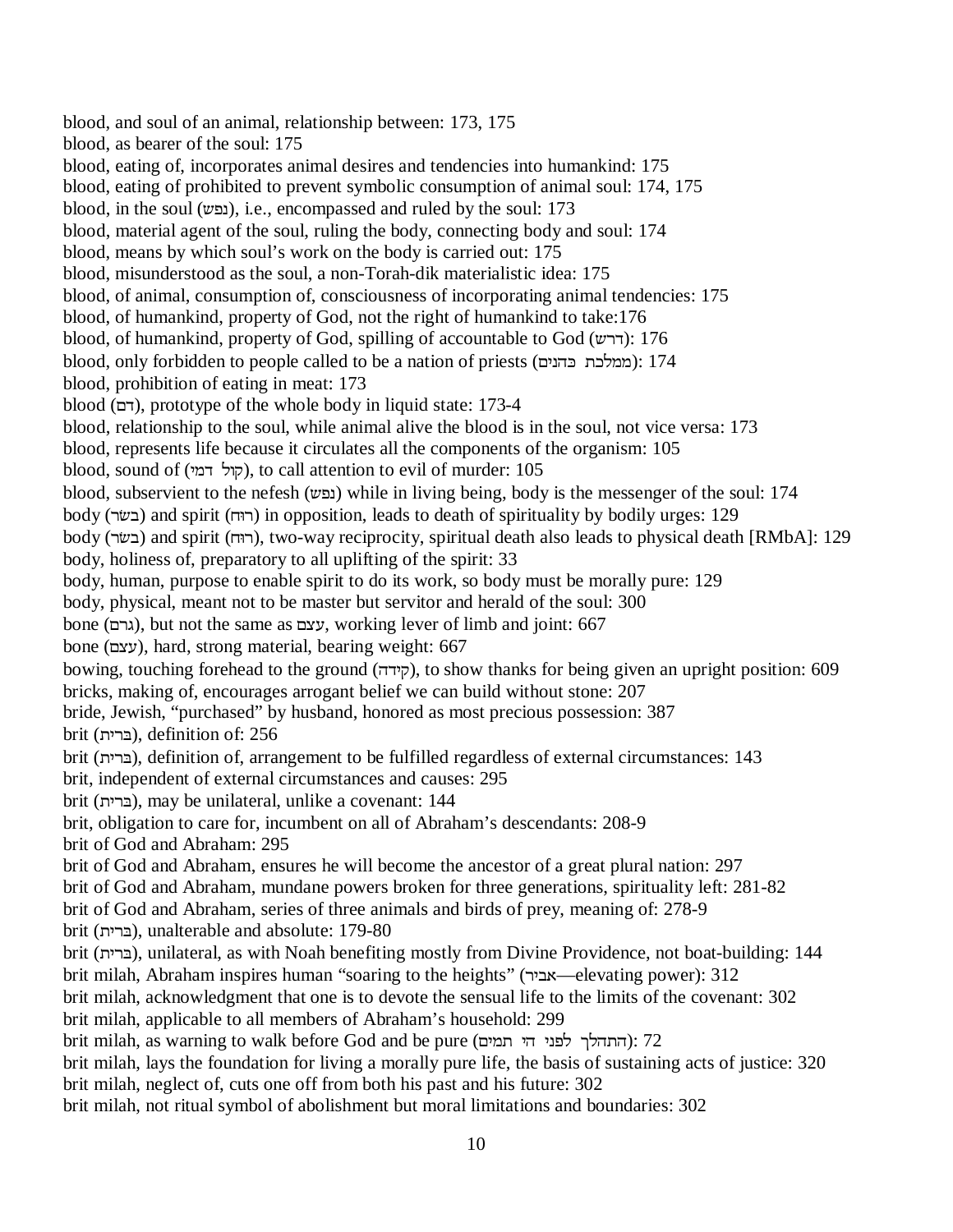blood, and soul of an animal, relationship between: 173, 175

blood, as bearer of the soul: 175

blood, eating of, incorporates animal desires and tendencies into humankind: 175

blood, eating of prohibited to prevent symbolic consumption of animal soul: 174, 175

blood, in the soul (נפש), i.e., encompassed and ruled by the soul: 173

blood, material agent of the soul, ruling the body, connecting body and soul: 174

blood, means by which soul's work on the body is carried out: 175

blood, misunderstood as the soul, a non-Torah-dik materialistic idea: 175

blood, of animal, consumption of, consciousness of incorporating animal tendencies: 175

blood, of humankind, property of God, not the right of humankind to take:176

blood, of humankind, property of God, spilling of accountable to God (דרש): 176

blood, only forbidden to people called to be a nation of priests (ממלכת כהנים): 174

blood, prohibition of eating in meat: 173

blood (דם), prototype of the whole body in liquid state: 173-4

blood, relationship to the soul, while animal alive the blood is in the soul, not vice versa: 173

blood, represents life because it circulates all the components of the organism: 105

blood, sound of (קול דמי), to call attention to evil of murder: 105

blood, subservient to the nefesh (נפש) while in living being, body is the messenger of the soul: 174

body (בשׂר) and spirit (רוּח) in opposition, leads to death of spirituality by bodily urges: 129

body (בשׂר) and spirit (רוּח), two-way reciprocity, spiritual death also leads to physical death [RMbA]: 129

body, holiness of, preparatory to all uplifting of the spirit: 33

body, human, purpose to enable spirit to do its work, so body must be morally pure: 129

body, physical, meant not to be master but servitor and herald of the soul: 300

bone (גרם), but not the same as עצם, working lever of limb and joint: 667

bone (עצם), hard, strong material, bearing weight: 667

bowing, touching forehead to the ground (קידה), to show thanks for being given an upright position: 609

bricks, making of, encourages arrogant belief we can build without stone: 207

bride, Jewish, "purchased" by husband, honored as most precious possession: 387

brit (ברית), definition of: 256

brit (ברית), definition of, arrangement to be fulfilled regardless of external circumstances: 143

brit, independent of external circumstances and causes: 295

brit (ברית), may be unilateral, unlike a covenant: 144

brit, obligation to care for, incumbent on all of Abraham's descendants: 208-9

brit of God and Abraham: 295

brit of God and Abraham, ensures he will become the ancestor of a great plural nation: 297

brit of God and Abraham, mundane powers broken for three generations, spirituality left: 281-82

brit of God and Abraham, series of three animals and birds of prey, meaning of: 278-9

brit (ברית), unalterable and absolute: 179-80

brit (ברית), unilateral, as with Noah benefiting mostly from Divine Providence, not boat-building: 144

brit milah, Abraham inspires human "soaring to the heights" (אביר—elevating power): 312

brit milah, acknowledgment that one is to devote the sensual life to the limits of the covenant: 302

brit milah, applicable to all members of Abraham's household: 299

brit milah, as warning to walk before God and be pure (התהלך לפני הי תמים): 72

brit milah, lays the foundation for living a morally pure life, the basis of sustaining acts of justice: 320

brit milah, neglect of, cuts one off from both his past and his future: 302

brit milah, not ritual symbol of abolishment but moral limitations and boundaries: 302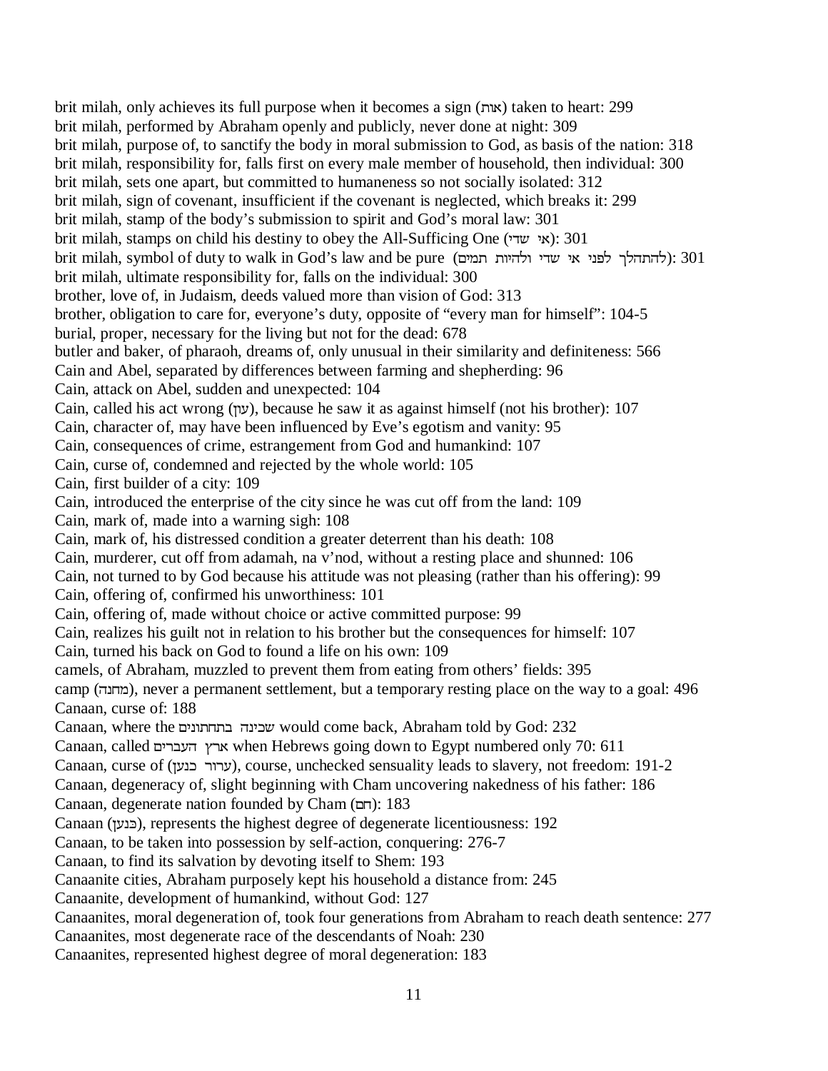brit milah, only achieves its full purpose when it becomes a sign (אות) taken to heart: 299
brit milah, performed by Abraham openly and publicly, never done at night: 309
brit milah, purpose of, to sanctify the body in moral submission to God, as basis of the nation: 318
brit milah, responsibility for, falls first on every male member of household, then individual: 300
brit milah, sets one apart, but committed to humaneness so not socially isolated: 312
brit milah, sign of covenant, insufficient if the covenant is neglected, which breaks it: 299
brit milah, stamp of the body's submission to spirit and God's moral law: 301
brit milah, stamps on child his destiny to obey the All-Sufficing One (אי שדי): 301
brit milah, symbol of duty to walk in God's law and be pure (להתהלך לפני אי שדי ולהיות תמים): 301
brit milah, ultimate responsibility for, falls on the individual: 300
brother, love of, in Judaism, deeds valued more than vision of God: 313
brother, obligation to care for, everyone's duty, opposite of "every man for himself": 104-5
burial, proper, necessary for the living but not for the dead: 678
butler and baker, of pharaoh, dreams of, only unusual in their similarity and definiteness: 566
Cain and Abel, separated by differences between farming and shepherding: 96
Cain, attack on Abel, sudden and unexpected: 104
Cain, called his act wrong (עון), because he saw it as against himself (not his brother): 107
Cain, character of, may have been influenced by Eve's egotism and vanity: 95
Cain, consequences of crime, estrangement from God and humankind: 107
Cain, curse of, condemned and rejected by the whole world: 105
Cain, first builder of a city: 109
Cain, introduced the enterprise of the city since he was cut off from the land: 109
Cain, mark of, made into a warning sigh: 108
Cain, mark of, his distressed condition a greater deterrent than his death: 108
Cain, murderer, cut off from adamah, na v'nod, without a resting place and shunned: 106
Cain, not turned to by God because his attitude was not pleasing (rather than his offering): 99
Cain, offering of, confirmed his unworthiness: 101
Cain, offering of, made without choice or active committed purpose: 99
Cain, realizes his guilt not in relation to his brother but the consequences for himself: 107
Cain, turned his back on God to found a life on his own: 109
camels, of Abraham, muzzled to prevent them from eating from others' fields: 395
camp (מחנה), never a permanent settlement, but a temporary resting place on the way to a goal: 496
Canaan, curse of: 188
Canaan, where the שכינה בתחתונים would come back, Abraham told by God: 232
Canaan, called ארץ העברים when Hebrews going down to Egypt numbered only 70: 611
Canaan, curse of (ערור כנען), course, unchecked sensuality leads to slavery, not freedom: 191-2
Canaan, degeneracy of, slight beginning with Cham uncovering nakedness of his father: 186
Canaan, degenerate nation founded by Cham (חם): 183
Canaan (כנען), represents the highest degree of degenerate licentiousness: 192
Canaan, to be taken into possession by self-action, conquering: 276-7
Canaan, to find its salvation by devoting itself to Shem: 193
Canaanite cities, Abraham purposely kept his household a distance from: 245
Canaanite, development of humankind, without God: 127
Canaanites, moral degeneration of, took four generations from Abraham to reach death sentence: 277
Canaanites, most degenerate race of the descendants of Noah: 230
Canaanites, represented highest degree of moral degeneration: 183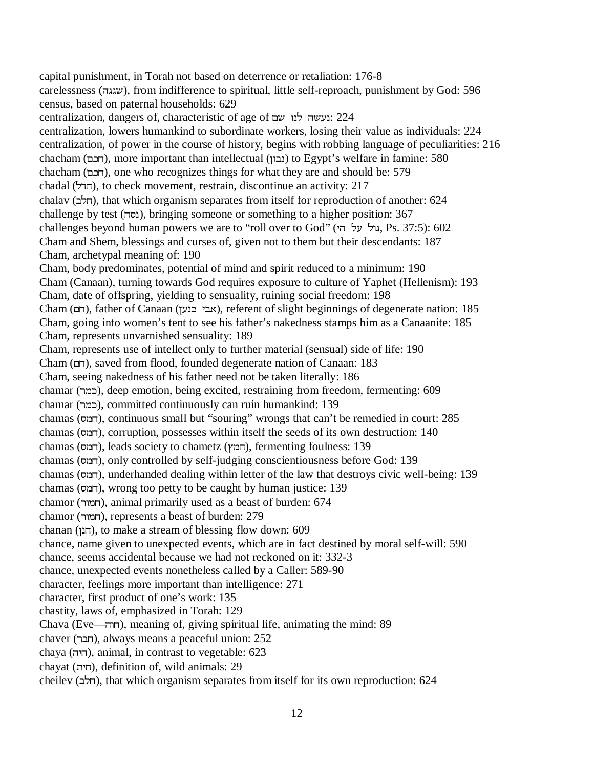capital punishment, in Torah not based on deterrence or retaliation: 176-8
carelessness (שגגה), from indifference to spiritual, little self-reproach, punishment by God: 596
census, based on paternal households: 629
centralization, dangers of, characteristic of age of נעשה לנו שם: 224
centralization, lowers humankind to subordinate workers, losing their value as individuals: 224
centralization, of power in the course of history, begins with robbing language of peculiarities: 216
chacham (חכם), more important than intellectual (נבון) to Egypt's welfare in famine: 580
chacham (חכם), one who recognizes things for what they are and should be: 579
chadal (חדל), to check movement, restrain, discontinue an activity: 217
chalav (חלב), that which organism separates from itself for reproduction of another: 624
challenge by test (נסה), bringing someone or something to a higher position: 367
challenges beyond human powers we are to "roll over to God" (גול על הי, Ps. 37:5): 602
Cham and Shem, blessings and curses of, given not to them but their descendants: 187
Cham, archetypal meaning of: 190
Cham, body predominates, potential of mind and spirit reduced to a minimum: 190
Cham (Canaan), turning towards God requires exposure to culture of Yaphet (Hellenism): 193
Cham, date of offspring, yielding to sensuality, ruining social freedom: 198
Cham (חם), father of Canaan (אבי כנען), referent of slight beginnings of degenerate nation: 185
Cham, going into women's tent to see his father's nakedness stamps him as a Canaanite: 185
Cham, represents unvarnished sensuality: 189
Cham, represents use of intellect only to further material (sensual) side of life: 190
Cham (חם), saved from flood, founded degenerate nation of Canaan: 183
Cham, seeing nakedness of his father need not be taken literally: 186
chamar (כמר), deep emotion, being excited, restraining from freedom, fermenting: 609
chamar (כמר), committed continuously can ruin humankind: 139
chamas (חמס), continuous small but "souring" wrongs that can't be remedied in court: 285
chamas (חמס), corruption, possesses within itself the seeds of its own destruction: 140
chamas (חמס), leads society to chametz (חמץ), fermenting foulness: 139
chamas (חמס), only controlled by self-judging conscientiousness before God: 139
chamas (חמס), underhanded dealing within letter of the law that destroys civic well-being: 139
chamas (חמס), wrong too petty to be caught by human justice: 139
chamor (חמור), animal primarily used as a beast of burden: 674
chamor (חמור), represents a beast of burden: 279
chanan (חנן), to make a stream of blessing flow down: 609
chance, name given to unexpected events, which are in fact destined by moral self-will: 590
chance, seems accidental because we had not reckoned on it: 332-3
chance, unexpected events nonetheless called by a Caller: 589-90
character, feelings more important than intelligence: 271
character, first product of one's work: 135
chastity, laws of, emphasized in Torah: 129
Chava (Eve—חוה), meaning of, giving spiritual life, animating the mind: 89
chaver (חבר), always means a peaceful union: 252
chaya (חיה), animal, in contrast to vegetable: 623
chayat (חית), definition of, wild animals: 29
cheilev (חלב), that which organism separates from itself for its own reproduction: 624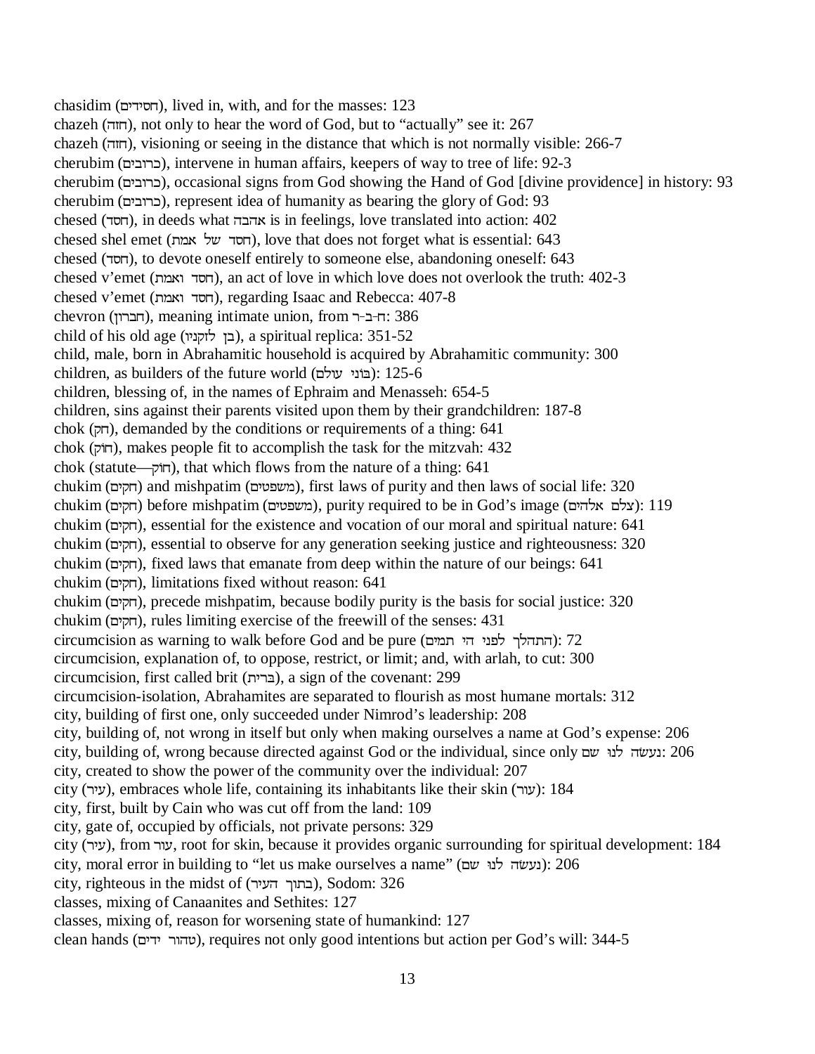chasidim (חסידים), lived in, with, and for the masses: 123
chazeh (חזה), not only to hear the word of God, but to "actually" see it: 267
chazeh (חזה), visioning or seeing in the distance that which is not normally visible: 266-7
cherubim (כרובים), intervene in human affairs, keepers of way to tree of life: 92-3
cherubim (כרובים), occasional signs from God showing the Hand of God [divine providence] in history: 93
cherubim (כרובים), represent idea of humanity as bearing the glory of God: 93
chesed (חסד), in deeds what אהבה is in feelings, love translated into action: 402
chesed shel emet (חסד של אמת), love that does not forget what is essential: 643
chesed (חסד), to devote oneself entirely to someone else, abandoning oneself: 643
chesed v'emet (חסד ואמת), an act of love in which love does not overlook the truth: 402-3
chesed v'emet (חסד ואמת), regarding Isaac and Rebecca: 407-8
chevron (חברון), meaning intimate union, from ח-ב-ר: 386
child of his old age (בן לזקניו), a spiritual replica: 351-52
child, male, born in Abrahamitic household is acquired by Abrahamitic community: 300
children, as builders of the future world (בוני עולם): 125-6
children, blessing of, in the names of Ephraim and Menasseh: 654-5
children, sins against their parents visited upon them by their grandchildren: 187-8
chok (חק), demanded by the conditions or requirements of a thing: 641
chok (חוק), makes people fit to accomplish the task for the mitzvah: 432
chok (statute—חוק), that which flows from the nature of a thing: 641
chukim (חקים) and mishpatim (משפטים), first laws of purity and then laws of social life: 320
chukim (חקים) before mishpatim (משפטים), purity required to be in God's image (צלם אלהים): 119
chukim (חקים), essential for the existence and vocation of our moral and spiritual nature: 641
chukim (חקים), essential to observe for any generation seeking justice and righteousness: 320
chukim (חקים), fixed laws that emanate from deep within the nature of our beings: 641
chukim (חקים), limitations fixed without reason: 641
chukim (חקים), precede mishpatim, because bodily purity is the basis for social justice: 320
chukim (חקים), rules limiting exercise of the freewill of the senses: 431
circumcision as warning to walk before God and be pure (התהלך לפני הי תמים): 72
circumcision, explanation of, to oppose, restrict, or limit; and, with arlah, to cut: 300
circumcision, first called brit (ברית), a sign of the covenant: 299
circumcision-isolation, Abrahamites are separated to flourish as most humane mortals: 312
city, building of first one, only succeeded under Nimrod's leadership: 208
city, building of, not wrong in itself but only when making ourselves a name at God's expense: 206
city, building of, wrong because directed against God or the individual, since only נעשה לנו שם: 206
city, created to show the power of the community over the individual: 207
city (עיר), embraces whole life, containing its inhabitants like their skin (עור): 184
city, first, built by Cain who was cut off from the land: 109
city, gate of, occupied by officials, not private persons: 329
city (עיר), from עור, root for skin, because it provides organic surrounding for spiritual development: 184
city, moral error in building to "let us make ourselves a name" (נעשה לנו שם): 206
city, righteous in the midst of (בתוך העיר), Sodom: 326
classes, mixing of Canaanites and Sethites: 127
classes, mixing of, reason for worsening state of humankind: 127
clean hands (טהור ידים), requires not only good intentions but action per God's will: 344-5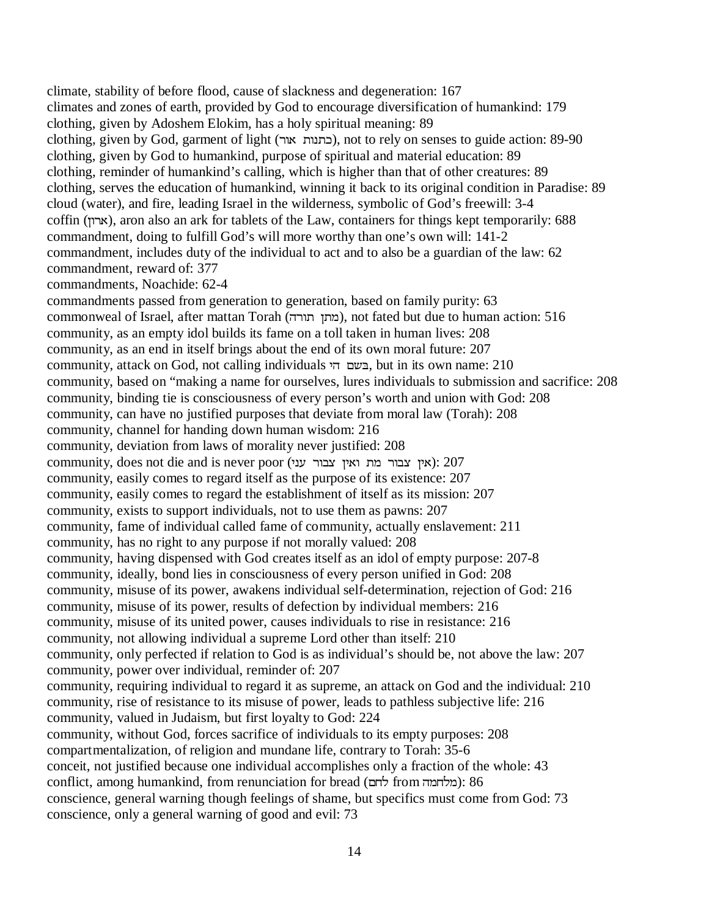climate, stability of before flood, cause of slackness and degeneration: 167
climates and zones of earth, provided by God to encourage diversification of humankind: 179
clothing, given by Adoshem Elokim, has a holy spiritual meaning: 89
clothing, given by God, garment of light (כתנות אור), not to rely on senses to guide action: 89-90
clothing, given by God to humankind, purpose of spiritual and material education: 89
clothing, reminder of humankind's calling, which is higher than that of other creatures: 89
clothing, serves the education of humankind, winning it back to its original condition in Paradise: 89
cloud (water), and fire, leading Israel in the wilderness, symbolic of God's freewill: 3-4
coffin (ארון), aron also an ark for tablets of the Law, containers for things kept temporarily: 688
commandment, doing to fulfill God's will more worthy than one's own will: 141-2
commandment, includes duty of the individual to act and to also be a guardian of the law: 62
commandment, reward of: 377
commandments, Noachide: 62-4
commandments passed from generation to generation, based on family purity: 63
commonweal of Israel, after mattan Torah (מתן תורה), not fated but due to human action: 516
community, as an empty idol builds its fame on a toll taken in human lives: 208
community, as an end in itself brings about the end of its own moral future: 207
community, attack on God, not calling individuals בשם ה׳, but in its own name: 210
community, based on "making a name for ourselves, lures individuals to submission and sacrifice: 208
community, binding tie is consciousness of every person's worth and union with God: 208
community, can have no justified purposes that deviate from moral law (Torah): 208
community, channel for handing down human wisdom: 216
community, deviation from laws of morality never justified: 208
community, does not die and is never poor (אין צבור מת ואין צבור עני): 207
community, easily comes to regard itself as the purpose of its existence: 207
community, easily comes to regard the establishment of itself as its mission: 207
community, exists to support individuals, not to use them as pawns: 207
community, fame of individual called fame of community, actually enslavement: 211
community, has no right to any purpose if not morally valued: 208
community, having dispensed with God creates itself as an idol of empty purpose: 207-8
community, ideally, bond lies in consciousness of every person unified in God: 208
community, misuse of its power, awakens individual self-determination, rejection of God: 216
community, misuse of its power, results of defection by individual members: 216
community, misuse of its united power, causes individuals to rise in resistance: 216
community, not allowing individual a supreme Lord other than itself: 210
community, only perfected if relation to God is as individual's should be, not above the law: 207
community, power over individual, reminder of: 207
community, requiring individual to regard it as supreme, an attack on God and the individual: 210
community, rise of resistance to its misuse of power, leads to pathless subjective life: 216
community, valued in Judaism, but first loyalty to God: 224
community, without God, forces sacrifice of individuals to its empty purposes: 208
compartmentalization, of religion and mundane life, contrary to Torah: 35-6
conceit, not justified because one individual accomplishes only a fraction of the whole: 43
conflict, among humankind, from renunciation for bread (לחם from מלחמה): 86
conscience, general warning though feelings of shame, but specifics must come from God: 73
conscience, only a general warning of good and evil: 73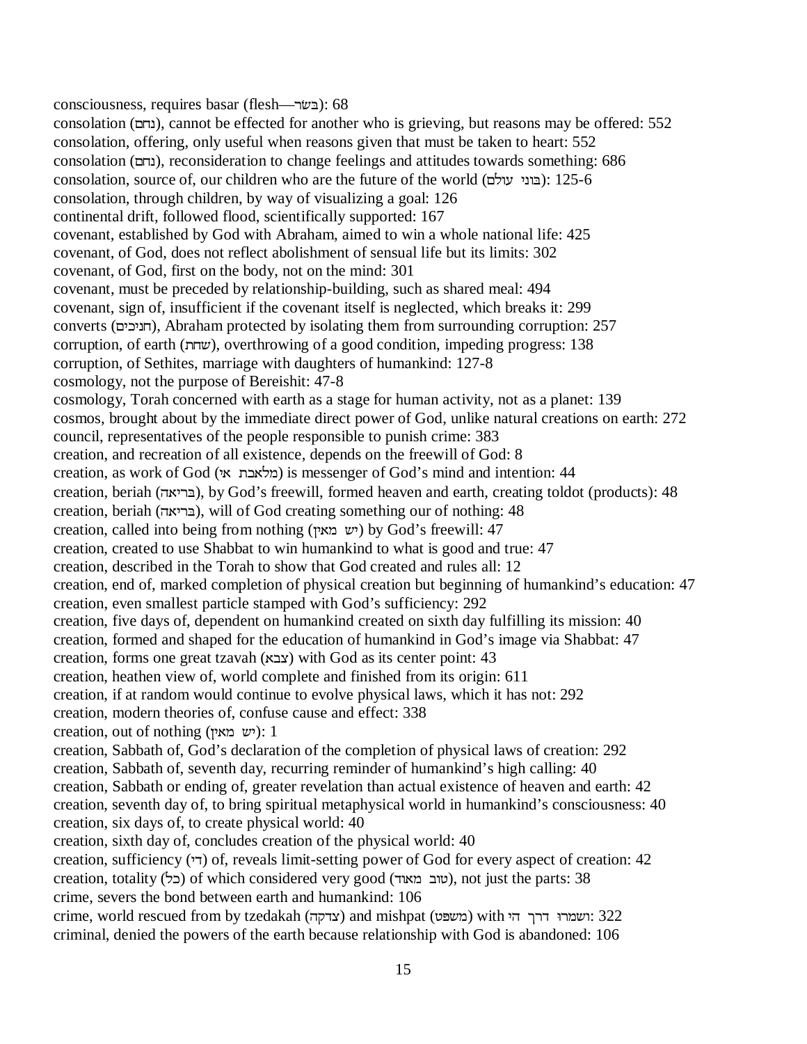consciousness, requires basar (flesh—בשר): 68
consolation (נחם), cannot be effected for another who is grieving, but reasons may be offered: 552
consolation, offering, only useful when reasons given that must be taken to heart: 552
consolation (נחם), reconsideration to change feelings and attitudes towards something: 686
consolation, source of, our children who are the future of the world (בוני עולם): 125-6
consolation, through children, by way of visualizing a goal: 126
continental drift, followed flood, scientifically supported: 167
covenant, established by God with Abraham, aimed to win a whole national life: 425
covenant, of God, does not reflect abolishment of sensual life but its limits: 302
covenant, of God, first on the body, not on the mind: 301
covenant, must be preceded by relationship-building, such as shared meal: 494
covenant, sign of, insufficient if the covenant itself is neglected, which breaks it: 299
converts (חניכים), Abraham protected by isolating them from surrounding corruption: 257
corruption, of earth (שחת), overthrowing of a good condition, impeding progress: 138
corruption, of Sethites, marriage with daughters of humankind: 127-8
cosmology, not the purpose of Bereishit: 47-8
cosmology, Torah concerned with earth as a stage for human activity, not as a planet: 139
cosmos, brought about by the immediate direct power of God, unlike natural creations on earth: 272
council, representatives of the people responsible to punish crime: 383
creation, and recreation of all existence, depends on the freewill of God: 8
creation, as work of God (מלאכת אי) is messenger of God's mind and intention: 44
creation, beriah (בריאה), by God's freewill, formed heaven and earth, creating toldot (products): 48
creation, beriah (בריאה), will of God creating something our of nothing: 48
creation, called into being from nothing (יש מאין) by God's freewill: 47
creation, created to use Shabbat to win humankind to what is good and true: 47
creation, described in the Torah to show that God created and rules all: 12
creation, end of, marked completion of physical creation but beginning of humankind's education: 47
creation, even smallest particle stamped with God's sufficiency: 292
creation, five days of, dependent on humankind created on sixth day fulfilling its mission: 40
creation, formed and shaped for the education of humankind in God's image via Shabbat: 47
creation, forms one great tzavah (צבא) with God as its center point: 43
creation, heathen view of, world complete and finished from its origin: 611
creation, if at random would continue to evolve physical laws, which it has not: 292
creation, modern theories of, confuse cause and effect: 338
creation, out of nothing (יש מאין): 1
creation, Sabbath of, God's declaration of the completion of physical laws of creation: 292
creation, Sabbath of, seventh day, recurring reminder of humankind's high calling: 40
creation, Sabbath or ending of, greater revelation than actual existence of heaven and earth: 42
creation, seventh day of, to bring spiritual metaphysical world in humankind's consciousness: 40
creation, six days of, to create physical world: 40
creation, sixth day of, concludes creation of the physical world: 40
creation, sufficiency (די) of, reveals limit-setting power of God for every aspect of creation: 42
creation, totality (כל) of which considered very good (טוב מאוד), not just the parts: 38
crime, severs the bond between earth and humankind: 106
crime, world rescued from by tzedakah (צדקה) and mishpat (משפט) with ושמרו דרך הי: 322
criminal, denied the powers of the earth because relationship with God is abandoned: 106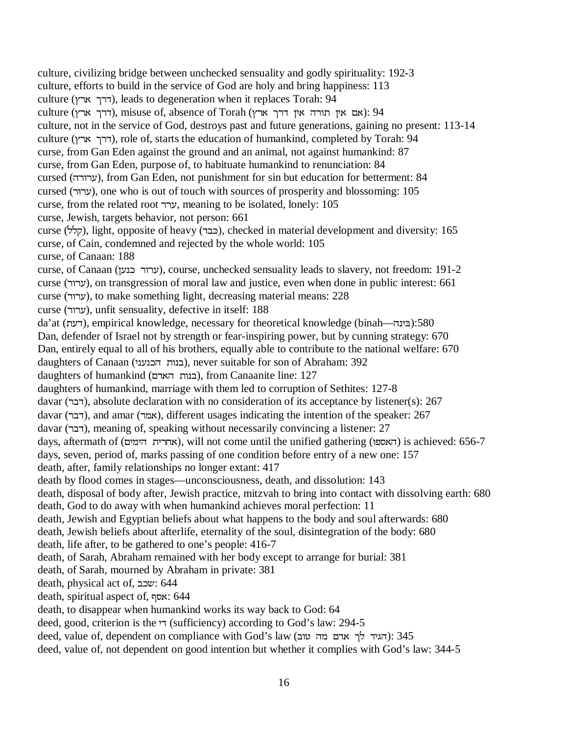culture, civilizing bridge between unchecked sensuality and godly spirituality: 192-3
culture, efforts to build in the service of God are holy and bring happiness: 113
culture (דרך ארץ), leads to degeneration when it replaces Torah: 94
culture (דרך ארץ), misuse of, absence of Torah (אם אין תורה אין דרך ארץ): 94
culture, not in the service of God, destroys past and future generations, gaining no present: 113-14
culture (דרך ארץ), role of, starts the education of humankind, completed by Torah: 94
curse, from Gan Eden against the ground and an animal, not against humankind: 87
curse, from Gan Eden, purpose of, to habituate humankind to renunciation: 84
cursed (ערורה), from Gan Eden, not punishment for sin but education for betterment: 84
cursed (ערור), one who is out of touch with sources of prosperity and blossoming: 105
curse, from the related root ערר, meaning to be isolated, lonely: 105
curse, Jewish, targets behavior, not person: 661
curse (קלל), light, opposite of heavy (כבד), checked in material development and diversity: 165
curse, of Cain, condemned and rejected by the whole world: 105
curse, of Canaan: 188
curse, of Canaan (ערור כנען), course, unchecked sensuality leads to slavery, not freedom: 191-2
curse (ערור), on transgression of moral law and justice, even when done in public interest: 661
curse (ערור), to make something light, decreasing material means: 228
curse (ערור), unfit sensuality, defective in itself: 188
da'at (דעת), empirical knowledge, necessary for theoretical knowledge (binah—בינה):580
Dan, defender of Israel not by strength or fear-inspiring power, but by cunning strategy: 670
Dan, entirely equal to all of his brothers, equally able to contribute to the national welfare: 670
daughters of Canaan (בנות הכנעני), never suitable for son of Abraham: 392
daughters of humankind (בנות האדם), from Canaanite line: 127
daughters of humankind, marriage with them led to corruption of Sethites: 127-8
davar (דבר), absolute declaration with no consideration of its acceptance by listener(s): 267
davar (דבר), and amar (אמר), different usages indicating the intention of the speaker: 267
davar (דבר), meaning of, speaking without necessarily convincing a listener: 27
days, aftermath of (אחרית הימים), will not come until the unified gathering (האספו) is achieved: 656-7
days, seven, period of, marks passing of one condition before entry of a new one: 157
death, after, family relationships no longer extant: 417
death by flood comes in stages—unconsciousness, death, and dissolution: 143
death, disposal of body after, Jewish practice, mitzvah to bring into contact with dissolving earth: 680
death, God to do away with when humankind achieves moral perfection: 11
death, Jewish and Egyptian beliefs about what happens to the body and soul afterwards: 680
death, Jewish beliefs about afterlife, eternality of the soul, disintegration of the body: 680
death, life after, to be gathered to one's people: 416-7
death, of Sarah, Abraham remained with her body except to arrange for burial: 381
death, of Sarah, mourned by Abraham in private: 381
death, physical act of, שכב: 644
death, spiritual aspect of, אסף: 644
death, to disappear when humankind works its way back to God: 64
deed, good, criterion is the די (sufficiency) according to God's law: 294-5
deed, value of, dependent on compliance with God's law (הגיד לך אדם מה טוב): 345
deed, value of, not dependent on good intention but whether it complies with God's law: 344-5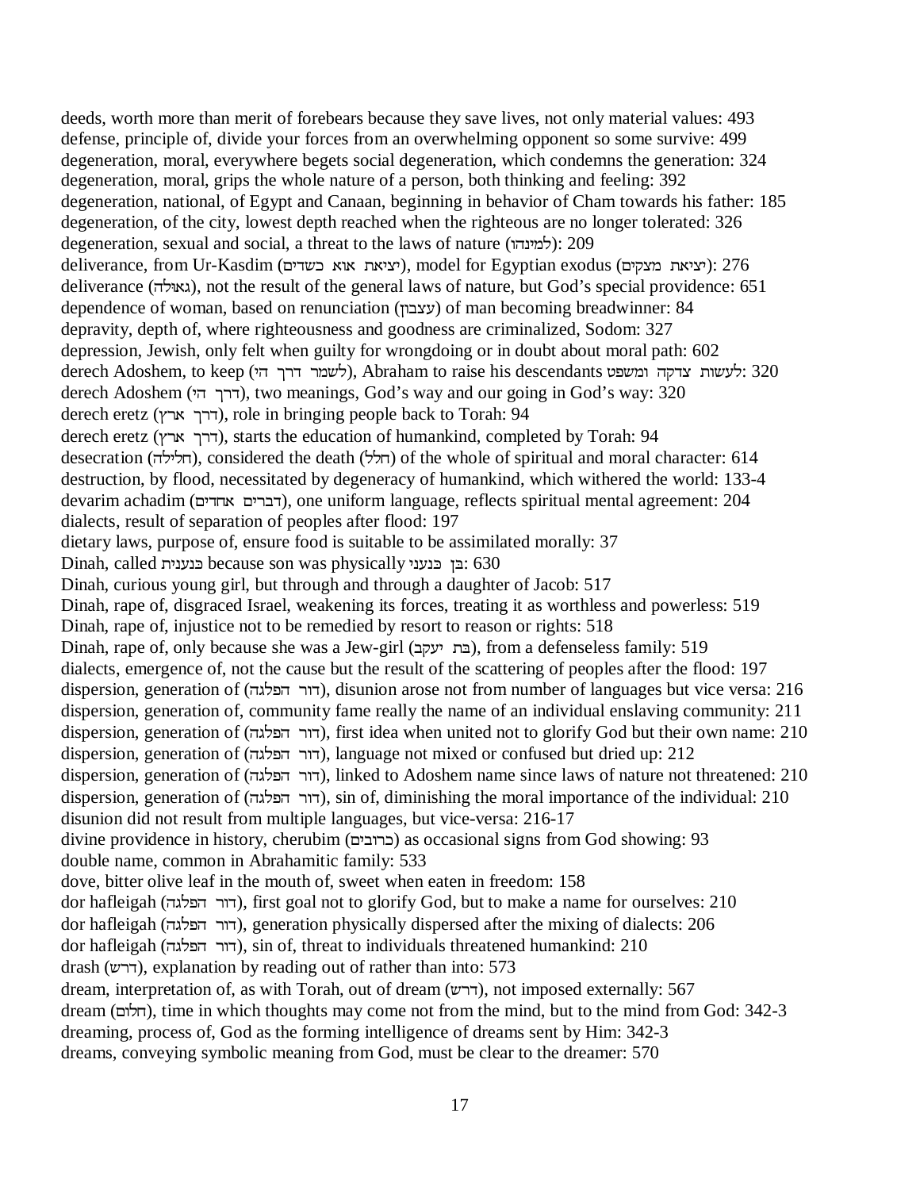deeds, worth more than merit of forebears because they save lives, not only material values: 493
defense, principle of, divide your forces from an overwhelming opponent so some survive: 499
degeneration, moral, everywhere begets social degeneration, which condemns the generation: 324
degeneration, moral, grips the whole nature of a person, both thinking and feeling: 392
degeneration, national, of Egypt and Canaan, beginning in behavior of Cham towards his father: 185
degeneration, of the city, lowest depth reached when the righteous are no longer tolerated: 326
degeneration, sexual and social, a threat to the laws of nature (למינהו): 209
deliverance, from Ur-Kasdim (יציאת אוא כשדים), model for Egyptian exodus (יציאת מצקים): 276
deliverance (גאולה), not the result of the general laws of nature, but God's special providence: 651
dependence of woman, based on renunciation (עצבון) of man becoming breadwinner: 84
depravity, depth of, where righteousness and goodness are criminalized, Sodom: 327
depression, Jewish, only felt when guilty for wrongdoing or in doubt about moral path: 602
derech Adoshem, to keep (לשמר דרך הי), Abraham to raise his descendants לעשות צדקה ומשפט: 320
derech Adoshem (דרך הי), two meanings, God's way and our going in God's way: 320
derech eretz (דרך ארץ), role in bringing people back to Torah: 94
derech eretz (דרך ארץ), starts the education of humankind, completed by Torah: 94
desecration (חלילה), considered the death (חלל) of the whole of spiritual and moral character: 614
destruction, by flood, necessitated by degeneracy of humankind, which withered the world: 133-4
devarim achadim (דברים אחדים), one uniform language, reflects spiritual mental agreement: 204
dialects, result of separation of peoples after flood: 197
dietary laws, purpose of, ensure food is suitable to be assimilated morally: 37
Dinah, called כנענית because son was physically בן כנעני: 630
Dinah, curious young girl, but through and through a daughter of Jacob: 517
Dinah, rape of, disgraced Israel, weakening its forces, treating it as worthless and powerless: 519
Dinah, rape of, injustice not to be remedied by resort to reason or rights: 518
Dinah, rape of, only because she was a Jew-girl (בת יעקב), from a defenseless family: 519
dialects, emergence of, not the cause but the result of the scattering of peoples after the flood: 197
dispersion, generation of (דור הפלגה), disunion arose not from number of languages but vice versa: 216
dispersion, generation of, community fame really the name of an individual enslaving community: 211
dispersion, generation of (דור הפלגה), first idea when united not to glorify God but their own name: 210
dispersion, generation of (דור הפלגה), language not mixed or confused but dried up: 212
dispersion, generation of (דור הפלגה), linked to Adoshem name since laws of nature not threatened: 210
dispersion, generation of (דור הפלגה), sin of, diminishing the moral importance of the individual: 210
disunion did not result from multiple languages, but vice-versa: 216-17
divine providence in history, cherubim (כרובים) as occasional signs from God showing: 93
double name, common in Abrahamitic family: 533
dove, bitter olive leaf in the mouth of, sweet when eaten in freedom: 158
dor hafleigah (דור הפלגה), first goal not to glorify God, but to make a name for ourselves: 210
dor hafleigah (דור הפלגה), generation physically dispersed after the mixing of dialects: 206
dor hafleigah (דור הפלגה), sin of, threat to individuals threatened humankind: 210
drash (דרש), explanation by reading out of rather than into: 573
dream, interpretation of, as with Torah, out of dream (דרש), not imposed externally: 567
dream (חלום), time in which thoughts may come not from the mind, but to the mind from God: 342-3
dreaming, process of, God as the forming intelligence of dreams sent by Him: 342-3
dreams, conveying symbolic meaning from God, must be clear to the dreamer: 570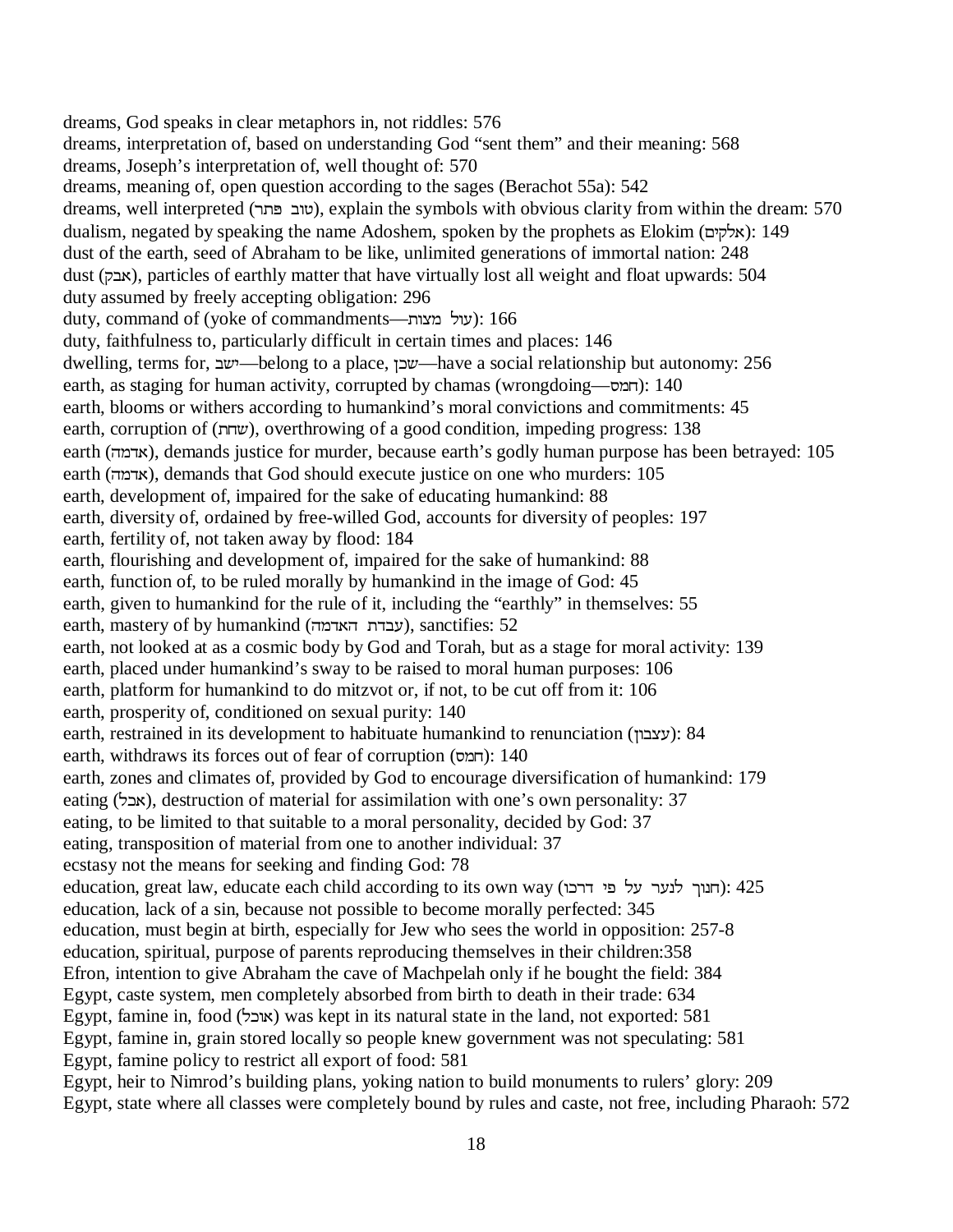dreams, God speaks in clear metaphors in, not riddles: 576
dreams, interpretation of, based on understanding God "sent them" and their meaning: 568
dreams, Joseph's interpretation of, well thought of: 570
dreams, meaning of, open question according to the sages (Berachot 55a): 542
dreams, well interpreted (טוב פתר), explain the symbols with obvious clarity from within the dream: 570
dualism, negated by speaking the name Adoshem, spoken by the prophets as Elokim (אלקים): 149
dust of the earth, seed of Abraham to be like, unlimited generations of immortal nation: 248
dust (אבק), particles of earthly matter that have virtually lost all weight and float upwards: 504
duty assumed by freely accepting obligation: 296
duty, command of (yoke of commandments—עול מצות): 166
duty, faithfulness to, particularly difficult in certain times and places: 146
dwelling, terms for, ישב—belong to a place, שכן—have a social relationship but autonomy: 256
earth, as staging for human activity, corrupted by chamas (wrongdoing—חמס): 140
earth, blooms or withers according to humankind's moral convictions and commitments: 45
earth, corruption of (שחת), overthrowing of a good condition, impeding progress: 138
earth (אדמה), demands justice for murder, because earth's godly human purpose has been betrayed: 105
earth (אדמה), demands that God should execute justice on one who murders: 105
earth, development of, impaired for the sake of educating humankind: 88
earth, diversity of, ordained by free-willed God, accounts for diversity of peoples: 197
earth, fertility of, not taken away by flood: 184
earth, flourishing and development of, impaired for the sake of humankind: 88
earth, function of, to be ruled morally by humankind in the image of God: 45
earth, given to humankind for the rule of it, including the "earthly" in themselves: 55
earth, mastery of by humankind (עבדת האדמה), sanctifies: 52
earth, not looked at as a cosmic body by God and Torah, but as a stage for moral activity: 139
earth, placed under humankind's sway to be raised to moral human purposes: 106
earth, platform for humankind to do mitzvot or, if not, to be cut off from it: 106
earth, prosperity of, conditioned on sexual purity: 140
earth, restrained in its development to habituate humankind to renunciation (עצבון): 84
earth, withdraws its forces out of fear of corruption (חמס): 140
earth, zones and climates of, provided by God to encourage diversification of humankind: 179
eating (אכל), destruction of material for assimilation with one's own personality: 37
eating, to be limited to that suitable to a moral personality, decided by God: 37
eating, transposition of material from one to another individual: 37
ecstasy not the means for seeking and finding God: 78
education, great law, educate each child according to its own way (חנוך לנער על פי דרכו): 425
education, lack of a sin, because not possible to become morally perfected: 345
education, must begin at birth, especially for Jew who sees the world in opposition: 257-8
education, spiritual, purpose of parents reproducing themselves in their children:358
Efron, intention to give Abraham the cave of Machpelah only if he bought the field: 384
Egypt, caste system, men completely absorbed from birth to death in their trade: 634
Egypt, famine in, food (אוכל) was kept in its natural state in the land, not exported: 581
Egypt, famine in, grain stored locally so people knew government was not speculating: 581
Egypt, famine policy to restrict all export of food: 581
Egypt, heir to Nimrod's building plans, yoking nation to build monuments to rulers' glory: 209
Egypt, state where all classes were completely bound by rules and caste, not free, including Pharaoh: 572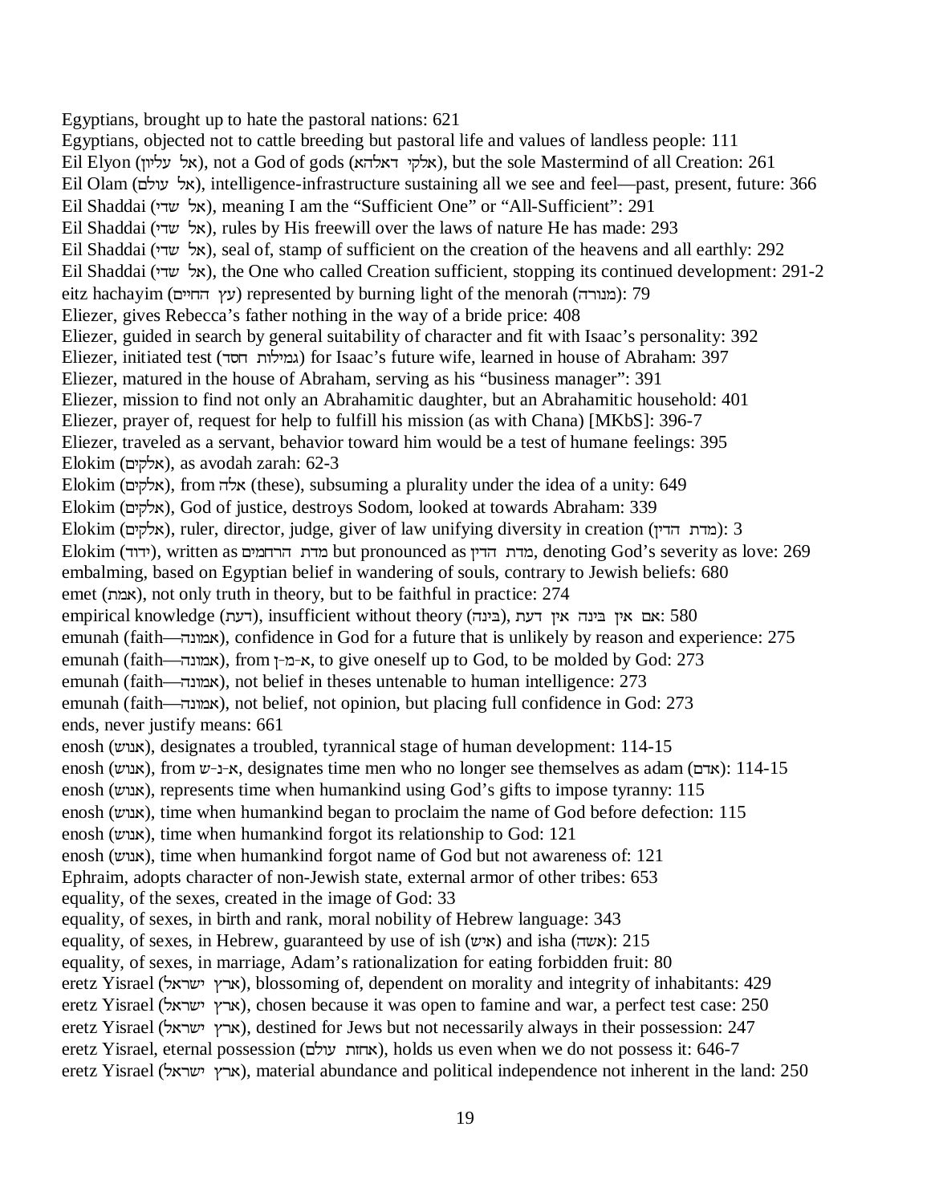Egyptians, brought up to hate the pastoral nations: 621
Egyptians, objected not to cattle breeding but pastoral life and values of landless people: 111
Eil Elyon (אל עליון), not a God of gods (אלקי דאלהא), but the sole Mastermind of all Creation: 261
Eil Olam (אל עולם), intelligence-infrastructure sustaining all we see and feel—past, present, future: 366
Eil Shaddai (אל שדי), meaning I am the "Sufficient One" or "All-Sufficient": 291
Eil Shaddai (אל שדי), rules by His freewill over the laws of nature He has made: 293
Eil Shaddai (אל שדי), seal of, stamp of sufficient on the creation of the heavens and all earthly: 292
Eil Shaddai (אל שדי), the One who called Creation sufficient, stopping its continued development: 291-2
eitz hachayim (עץ החיים) represented by burning light of the menorah (מנורה): 79
Eliezer, gives Rebecca's father nothing in the way of a bride price: 408
Eliezer, guided in search by general suitability of character and fit with Isaac's personality: 392
Eliezer, initiated test (גמילות חסד) for Isaac's future wife, learned in house of Abraham: 397
Eliezer, matured in the house of Abraham, serving as his "business manager": 391
Eliezer, mission to find not only an Abrahamitic daughter, but an Abrahamitic household: 401
Eliezer, prayer of, request for help to fulfill his mission (as with Chana) [MKbS]: 396-7
Eliezer, traveled as a servant, behavior toward him would be a test of humane feelings: 395
Elokim (אלקים), as avodah zarah: 62-3
Elokim (אלקים), from אלה (these), subsuming a plurality under the idea of a unity: 649
Elokim (אלקים), God of justice, destroys Sodom, looked at towards Abraham: 339
Elokim (אלקים), ruler, director, judge, giver of law unifying diversity in creation (מדת הדין): 3
Elokim (ידוד), written as מדת הרחמים but pronounced as מדת הדין, denoting God's severity as love: 269
embalming, based on Egyptian belief in wandering of souls, contrary to Jewish beliefs: 680
emet (אמת), not only truth in theory, but to be faithful in practice: 274
empirical knowledge (דעת), insufficient without theory (בינה), אם אין בינה אין דעת: 580
emunah (faith—אמונה), confidence in God for a future that is unlikely by reason and experience: 275
emunah (faith—אמונה), from א-מ-ן, to give oneself up to God, to be molded by God: 273
emunah (faith—אמונה), not belief in theses untenable to human intelligence: 273
emunah (faith—אמונה), not belief, not opinion, but placing full confidence in God: 273
ends, never justify means: 661
enosh (אנוש), designates a troubled, tyrannical stage of human development: 114-15
enosh (אנוש), from א-נ-ש, designates time men who no longer see themselves as adam (אדם): 114-15
enosh (אנוש), represents time when humankind using God's gifts to impose tyranny: 115
enosh (אנוש), time when humankind began to proclaim the name of God before defection: 115
enosh (אנוש), time when humankind forgot its relationship to God: 121
enosh (אנוש), time when humankind forgot name of God but not awareness of: 121
Ephraim, adopts character of non-Jewish state, external armor of other tribes: 653
equality, of the sexes, created in the image of God: 33
equality, of sexes, in birth and rank, moral nobility of Hebrew language: 343
equality, of sexes, in Hebrew, guaranteed by use of ish (איש) and isha (אשה): 215
equality, of sexes, in marriage, Adam's rationalization for eating forbidden fruit: 80
eretz Yisrael (ארץ ישראל), blossoming of, dependent on morality and integrity of inhabitants: 429
eretz Yisrael (ארץ ישראל), chosen because it was open to famine and war, a perfect test case: 250
eretz Yisrael (ארץ ישראל), destined for Jews but not necessarily always in their possession: 247
eretz Yisrael, eternal possession (אחזת עולם), holds us even when we do not possess it: 646-7
eretz Yisrael (ארץ ישראל), material abundance and political independence not inherent in the land: 250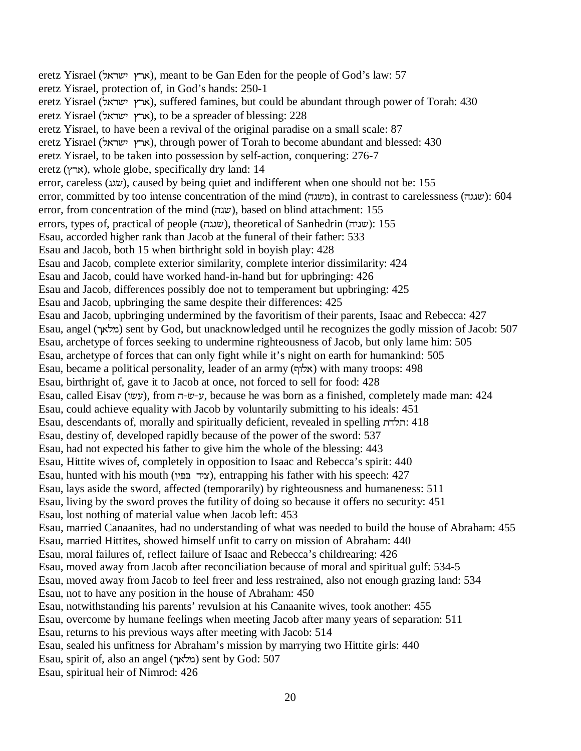eretz Yisrael (ארץ ישראל), meant to be Gan Eden for the people of God's law: 57
eretz Yisrael, protection of, in God's hands: 250-1
eretz Yisrael (ארץ ישראל), suffered famines, but could be abundant through power of Torah: 430
eretz Yisrael (ארץ ישראל), to be a spreader of blessing: 228
eretz Yisrael, to have been a revival of the original paradise on a small scale: 87
eretz Yisrael (ארץ ישראל), through power of Torah to become abundant and blessed: 430
eretz Yisrael, to be taken into possession by self-action, conquering: 276-7
eretz (ארץ), whole globe, specifically dry land: 14
error, careless (שגג), caused by being quiet and indifferent when one should not be: 155
error, committed by too intense concentration of the mind (משגה), in contrast to carelessness (שגגה): 604
error, from concentration of the mind (שגה), based on blind attachment: 155
errors, types of, practical of people (שגגה), theoretical of Sanhedrin (שגיה): 155
Esau, accorded higher rank than Jacob at the funeral of their father: 533
Esau and Jacob, both 15 when birthright sold in boyish play: 428
Esau and Jacob, complete exterior similarity, complete interior dissimilarity: 424
Esau and Jacob, could have worked hand-in-hand but for upbringing: 426
Esau and Jacob, differences possibly doe not to temperament but upbringing: 425
Esau and Jacob, upbringing the same despite their differences: 425
Esau and Jacob, upbringing undermined by the favoritism of their parents, Isaac and Rebecca: 427
Esau, angel (מלאך) sent by God, but unacknowledged until he recognizes the godly mission of Jacob: 507
Esau, archetype of forces seeking to undermine righteousness of Jacob, but only lame him: 505
Esau, archetype of forces that can only fight while it's night on earth for humankind: 505
Esau, became a political personality, leader of an army (אלוף) with many troops: 498
Esau, birthright of, gave it to Jacob at once, not forced to sell for food: 428
Esau, called Eisav (עשו), from ע-ש-ה, because he was born as a finished, completely made man: 424
Esau, could achieve equality with Jacob by voluntarily submitting to his ideals: 451
Esau, descendants of, morally and spiritually deficient, revealed in spelling תלדת: 418
Esau, destiny of, developed rapidly because of the power of the sword: 537
Esau, had not expected his father to give him the whole of the blessing: 443
Esau, Hittite wives of, completely in opposition to Isaac and Rebecca's spirit: 440
Esau, hunted with his mouth (ציד בפיו), entrapping his father with his speech: 427
Esau, lays aside the sword, affected (temporarily) by righteousness and humaneness: 511
Esau, living by the sword proves the futility of doing so because it offers no security: 451
Esau, lost nothing of material value when Jacob left: 453
Esau, married Canaanites, had no understanding of what was needed to build the house of Abraham: 455
Esau, married Hittites, showed himself unfit to carry on mission of Abraham: 440
Esau, moral failures of, reflect failure of Isaac and Rebecca's childrearing: 426
Esau, moved away from Jacob after reconciliation because of moral and spiritual gulf: 534-5
Esau, moved away from Jacob to feel freer and less restrained, also not enough grazing land: 534
Esau, not to have any position in the house of Abraham: 450
Esau, notwithstanding his parents' revulsion at his Canaanite wives, took another: 455
Esau, overcome by humane feelings when meeting Jacob after many years of separation: 511
Esau, returns to his previous ways after meeting with Jacob: 514
Esau, sealed his unfitness for Abraham's mission by marrying two Hittite girls: 440
Esau, spirit of, also an angel (מלאך) sent by God: 507
Esau, spiritual heir of Nimrod: 426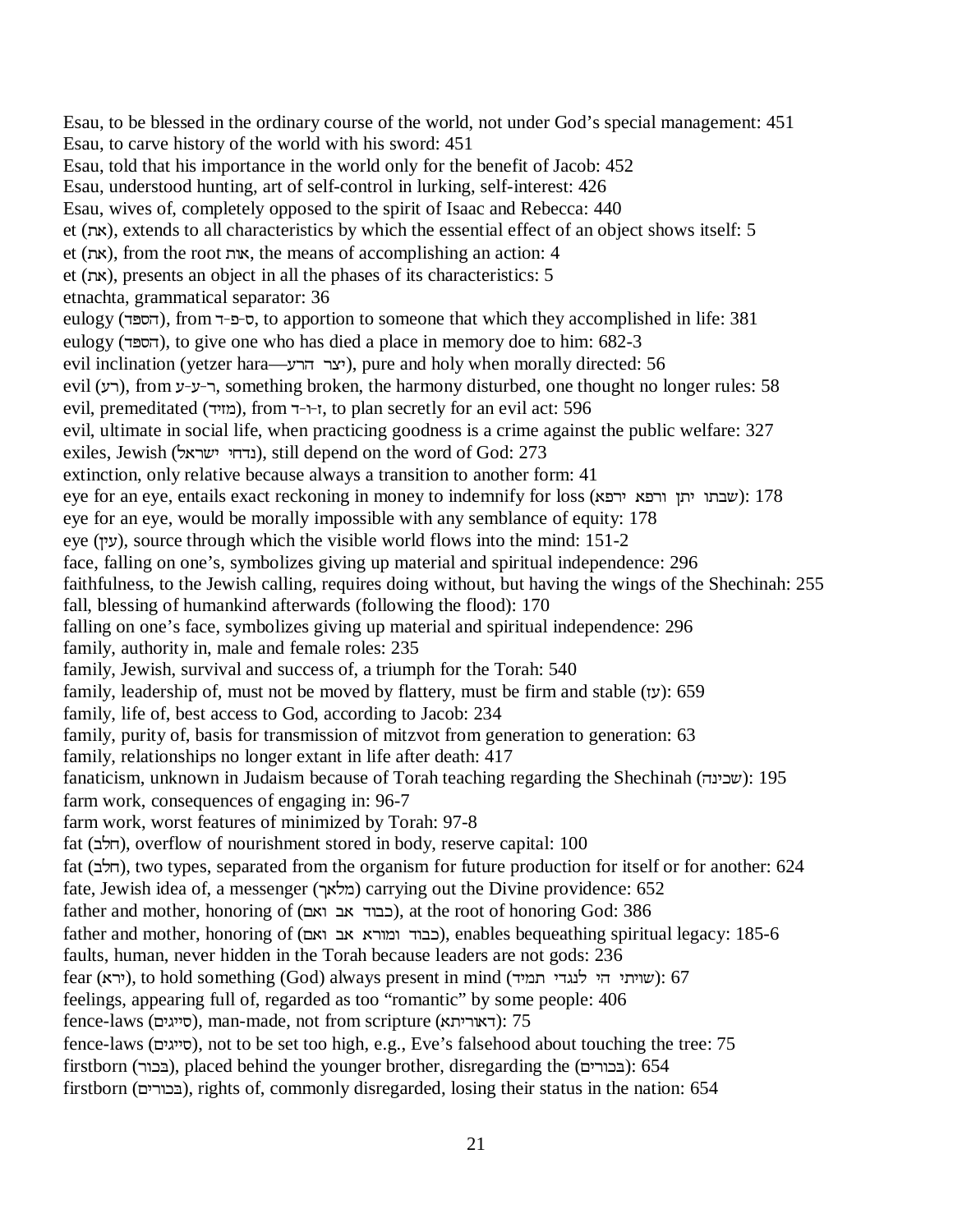Esau, to be blessed in the ordinary course of the world, not under God's special management: 451
Esau, to carve history of the world with his sword: 451
Esau, told that his importance in the world only for the benefit of Jacob: 452
Esau, understood hunting, art of self-control in lurking, self-interest: 426
Esau, wives of, completely opposed to the spirit of Isaac and Rebecca: 440
et (את), extends to all characteristics by which the essential effect of an object shows itself: 5
et (את), from the root אות, the means of accomplishing an action: 4
et (את), presents an object in all the phases of its characteristics: 5
etnachta, grammatical separator: 36
eulogy (הספד), from ס-פ-ד, to apportion to someone that which they accomplished in life: 381
eulogy (הספד), to give one who has died a place in memory doe to him: 682-3
evil inclination (yetzer hara—יצר הרע), pure and holy when morally directed: 56
evil (רע), from ר-ע-ע, something broken, the harmony disturbed, one thought no longer rules: 58
evil, premeditated (מזיד), from ז-ו-ד, to plan secretly for an evil act: 596
evil, ultimate in social life, when practicing goodness is a crime against the public welfare: 327
exiles, Jewish (נדחי ישראל), still depend on the word of God: 273
extinction, only relative because always a transition to another form: 41
eye for an eye, entails exact reckoning in money to indemnify for loss (שבתו יתן ורפא ירפא): 178
eye for an eye, would be morally impossible with any semblance of equity: 178
eye (עין), source through which the visible world flows into the mind: 151-2
face, falling on one's, symbolizes giving up material and spiritual independence: 296
faithfulness, to the Jewish calling, requires doing without, but having the wings of the Shechinah: 255
fall, blessing of humankind afterwards (following the flood): 170
falling on one's face, symbolizes giving up material and spiritual independence: 296
family, authority in, male and female roles: 235
family, Jewish, survival and success of, a triumph for the Torah: 540
family, leadership of, must not be moved by flattery, must be firm and stable (עז): 659
family, life of, best access to God, according to Jacob: 234
family, purity of, basis for transmission of mitzvot from generation to generation: 63
family, relationships no longer extant in life after death: 417
fanaticism, unknown in Judaism because of Torah teaching regarding the Shechinah (שכינה): 195
farm work, consequences of engaging in: 96-7
farm work, worst features of minimized by Torah: 97-8
fat (חלב), overflow of nourishment stored in body, reserve capital: 100
fat (חלב), two types, separated from the organism for future production for itself or for another: 624
fate, Jewish idea of, a messenger (מלאך) carrying out the Divine providence: 652
father and mother, honoring of (כבוד אב ואם), at the root of honoring God: 386
father and mother, honoring of (כבוד ומורא אב ואם), enables bequeathing spiritual legacy: 185-6
faults, human, never hidden in the Torah because leaders are not gods: 236
fear (ירא), to hold something (God) always present in mind (שויתי הי לנגדי תמיד): 67
feelings, appearing full of, regarded as too "romantic" by some people: 406
fence-laws (סייגים), man-made, not from scripture (דאוריתא): 75
fence-laws (סייגים), not to be set too high, e.g., Eve's falsehood about touching the tree: 75
firstborn (בכור), placed behind the younger brother, disregarding the (בכורים): 654
firstborn (בכורים), rights of, commonly disregarded, losing their status in the nation: 654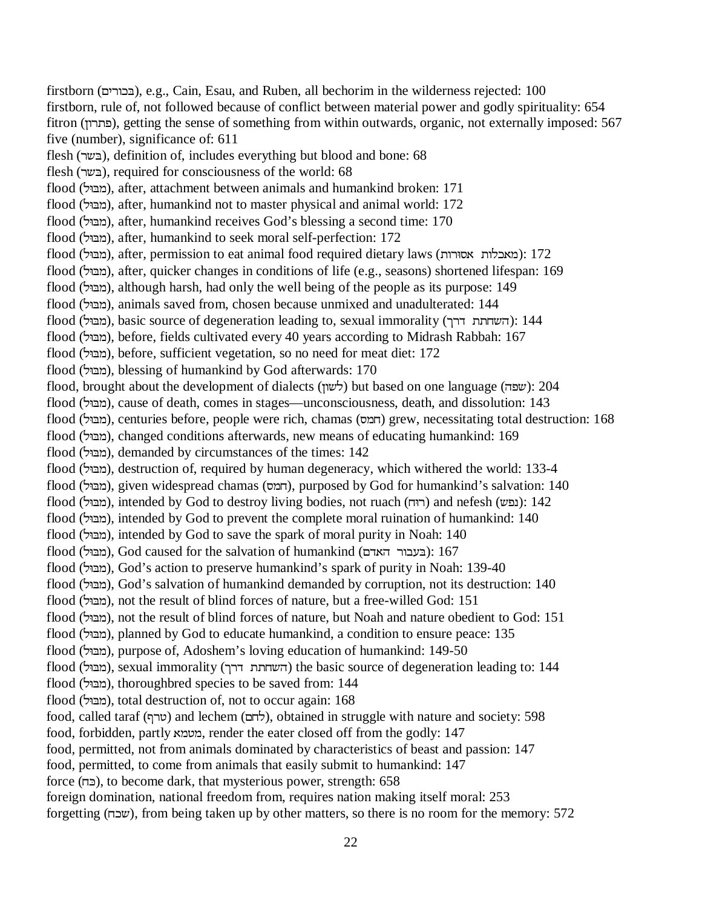firstborn (בכורים), e.g., Cain, Esau, and Ruben, all bechorim in the wilderness rejected: 100
firstborn, rule of, not followed because of conflict between material power and godly spirituality: 654
fitron (פתרון), getting the sense of something from within outwards, organic, not externally imposed: 567
five (number), significance of: 611
flesh (בשר), definition of, includes everything but blood and bone: 68
flesh (בשר), required for consciousness of the world: 68
flood (מבול), after, attachment between animals and humankind broken: 171
flood (מבול), after, humankind not to master physical and animal world: 172
flood (מבול), after, humankind receives God's blessing a second time: 170
flood (מבול), after, humankind to seek moral self-perfection: 172
flood (מבול), after, permission to eat animal food required dietary laws (מאכלות אסורות): 172
flood (מבול), after, quicker changes in conditions of life (e.g., seasons) shortened lifespan: 169
flood (מבול), although harsh, had only the well being of the people as its purpose: 149
flood (מבול), animals saved from, chosen because unmixed and unadulterated: 144
flood (מבול), basic source of degeneration leading to, sexual immorality (השחתת דרך): 144
flood (מבול), before, fields cultivated every 40 years according to Midrash Rabbah: 167
flood (מבול), before, sufficient vegetation, so no need for meat diet: 172
flood (מבול), blessing of humankind by God afterwards: 170
flood, brought about the development of dialects (לשון) but based on one language (שפה): 204
flood (מבול), cause of death, comes in stages—unconsciousness, death, and dissolution: 143
flood (מבול), centuries before, people were rich, chamas (חמס) grew, necessitating total destruction: 168
flood (מבול), changed conditions afterwards, new means of educating humankind: 169
flood (מבול), demanded by circumstances of the times: 142
flood (מבול), destruction of, required by human degeneracy, which withered the world: 133-4
flood (מבול), given widespread chamas (חמס), purposed by God for humankind's salvation: 140
flood (מבול), intended by God to destroy living bodies, not ruach (רוח) and nefesh (נפש): 142
flood (מבול), intended by God to prevent the complete moral ruination of humankind: 140
flood (מבול), intended by God to save the spark of moral purity in Noah: 140
flood (מבול), God caused for the salvation of humankind (בעבור האדם): 167
flood (מבול), God's action to preserve humankind's spark of purity in Noah: 139-40
flood (מבול), God's salvation of humankind demanded by corruption, not its destruction: 140
flood (מבול), not the result of blind forces of nature, but a free-willed God: 151
flood (מבול), not the result of blind forces of nature, but Noah and nature obedient to God: 151
flood (מבול), planned by God to educate humankind, a condition to ensure peace: 135
flood (מבול), purpose of, Adoshem's loving education of humankind: 149-50
flood (מבול), sexual immorality (השחתת דרך) the basic source of degeneration leading to: 144
flood (מבול), thoroughbred species to be saved from: 144
flood (מבול), total destruction of, not to occur again: 168
food, called taraf (טרף) and lechem (לחם), obtained in struggle with nature and society: 598
food, forbidden, partly מטמא, render the eater closed off from the godly: 147
food, permitted, not from animals dominated by characteristics of beast and passion: 147
food, permitted, to come from animals that easily submit to humankind: 147
force (כח), to become dark, that mysterious power, strength: 658
foreign domination, national freedom from, requires nation making itself moral: 253
forgetting (שכח), from being taken up by other matters, so there is no room for the memory: 572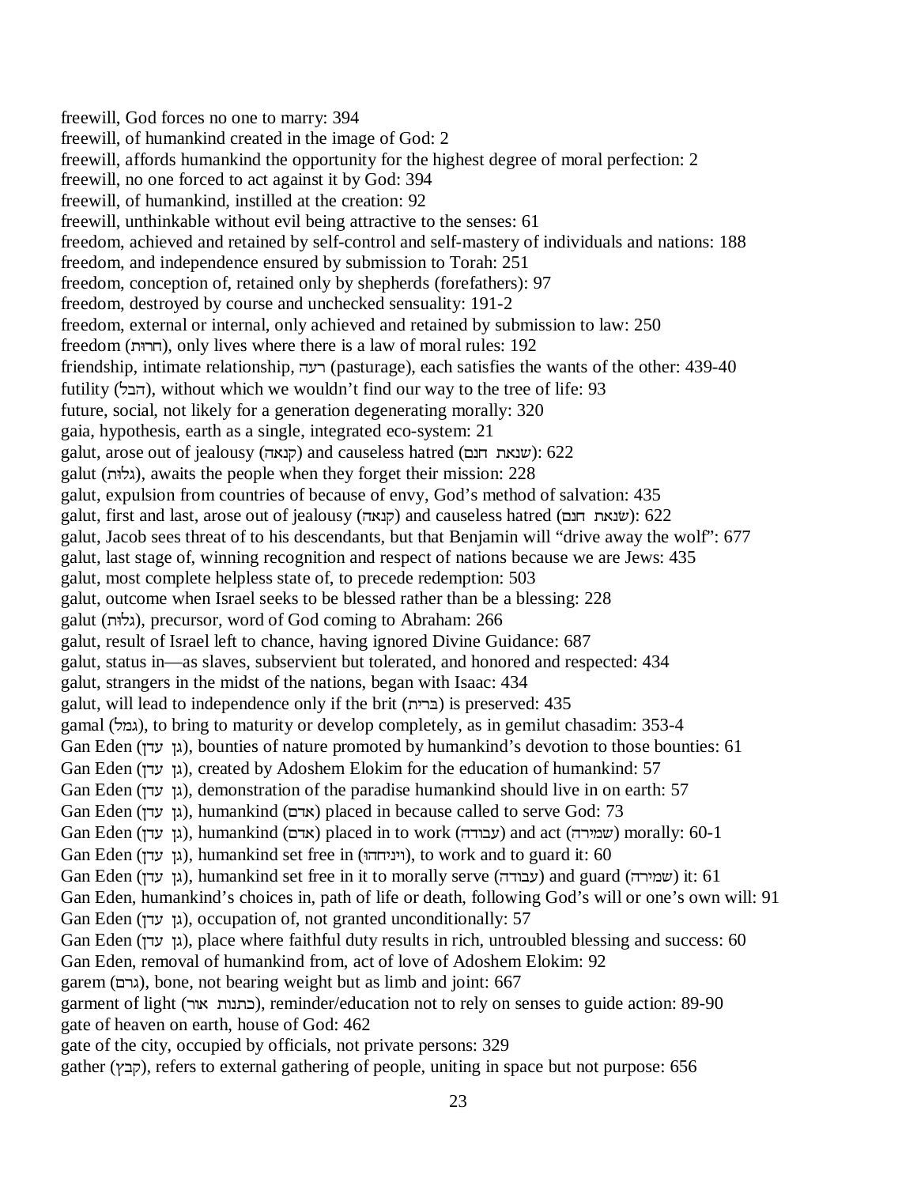freewill, God forces no one to marry: 394
freewill, of humankind created in the image of God: 2
freewill, affords humankind the opportunity for the highest degree of moral perfection: 2
freewill, no one forced to act against it by God: 394
freewill, of humankind, instilled at the creation: 92
freewill, unthinkable without evil being attractive to the senses: 61
freedom, achieved and retained by self-control and self-mastery of individuals and nations: 188
freedom, and independence ensured by submission to Torah: 251
freedom, conception of, retained only by shepherds (forefathers): 97
freedom, destroyed by course and unchecked sensuality: 191-2
freedom, external or internal, only achieved and retained by submission to law: 250
freedom (חרות), only lives where there is a law of moral rules: 192
friendship, intimate relationship, רעה (pasturage), each satisfies the wants of the other: 439-40
futility (הבל), without which we wouldn't find our way to the tree of life: 93
future, social, not likely for a generation degenerating morally: 320
gaia, hypothesis, earth as a single, integrated eco-system: 21
galut, arose out of jealousy (קנאה) and causeless hatred (שנאת חנם): 622
galut (גלות), awaits the people when they forget their mission: 228
galut, expulsion from countries of because of envy, God's method of salvation: 435
galut, first and last, arose out of jealousy (קנאה) and causeless hatred (שנאת חנם): 622
galut, Jacob sees threat of to his descendants, but that Benjamin will "drive away the wolf": 677
galut, last stage of, winning recognition and respect of nations because we are Jews: 435
galut, most complete helpless state of, to precede redemption: 503
galut, outcome when Israel seeks to be blessed rather than be a blessing: 228
galut (גלות), precursor, word of God coming to Abraham: 266
galut, result of Israel left to chance, having ignored Divine Guidance: 687
galut, status in—as slaves, subservient but tolerated, and honored and respected: 434
galut, strangers in the midst of the nations, began with Isaac: 434
galut, will lead to independence only if the brit (ברית) is preserved: 435
gamal (גמל), to bring to maturity or develop completely, as in gemilut chasadim: 353-4
Gan Eden (גן עדן), bounties of nature promoted by humankind's devotion to those bounties: 61
Gan Eden (גן עדן), created by Adoshem Elokim for the education of humankind: 57
Gan Eden (גן עדן), demonstration of the paradise humankind should live in on earth: 57
Gan Eden (גן עדן), humankind (אדם) placed in because called to serve God: 73
Gan Eden (גן עדן), humankind (אדם) placed in to work (עבודה) and act (שמירה) morally: 60-1
Gan Eden (גן עדן), humankind set free in (ויניחהו), to work and to guard it: 60
Gan Eden (גן עדן), humankind set free in it to morally serve (עבודה) and guard (שמירה) it: 61
Gan Eden, humankind's choices in, path of life or death, following God's will or one's own will: 91
Gan Eden (גן עדן), occupation of, not granted unconditionally: 57
Gan Eden (גן עדן), place where faithful duty results in rich, untroubled blessing and success: 60
Gan Eden, removal of humankind from, act of love of Adoshem Elokim: 92
garem (גרם), bone, not bearing weight but as limb and joint: 667
garment of light (כתנות אור), reminder/education not to rely on senses to guide action: 89-90
gate of heaven on earth, house of God: 462
gate of the city, occupied by officials, not private persons: 329
gather (קבץ), refers to external gathering of people, uniting in space but not purpose: 656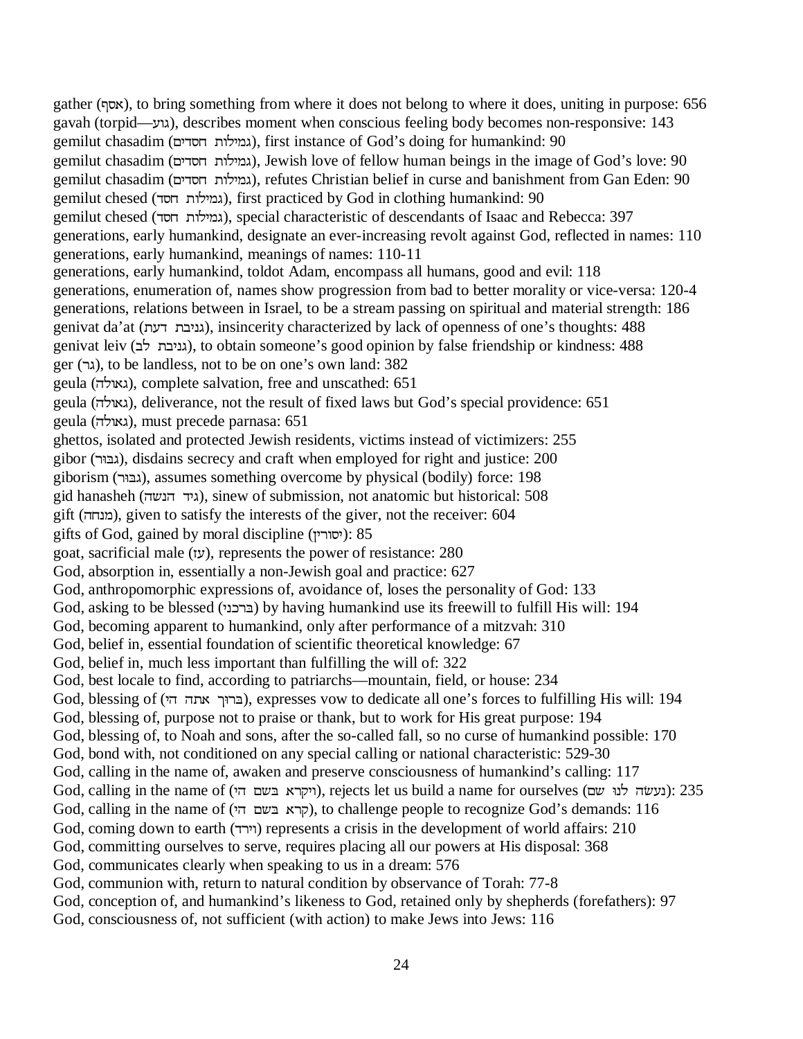gather (אסף), to bring something from where it does not belong to where it does, uniting in purpose: 656
gavah (torpid—גוע), describes moment when conscious feeling body becomes non-responsive: 143
gemilut chasadim (גמילות חסדים), first instance of God's doing for humankind: 90
gemilut chasadim (גמילות חסדים), Jewish love of fellow human beings in the image of God's love: 90
gemilut chasadim (גמילות חסדים), refutes Christian belief in curse and banishment from Gan Eden: 90
gemilut chesed (גמילות חסד), first practiced by God in clothing humankind: 90
gemilut chesed (גמילות חסד), special characteristic of descendants of Isaac and Rebecca: 397
generations, early humankind, designate an ever-increasing revolt against God, reflected in names: 110
generations, early humankind, meanings of names: 110-11
generations, early humankind, toldot Adam, encompass all humans, good and evil: 118
generations, enumeration of, names show progression from bad to better morality or vice-versa: 120-4
generations, relations between in Israel, to be a stream passing on spiritual and material strength: 186
genivat da'at (גניבת דעת), insincerity characterized by lack of openness of one's thoughts: 488
genivat leiv (גניבת לב), to obtain someone's good opinion by false friendship or kindness: 488
ger (גר), to be landless, not to be on one's own land: 382
geula (גאולה), complete salvation, free and unscathed: 651
geula (גאולה), deliverance, not the result of fixed laws but God's special providence: 651
geula (גאולה), must precede parnasa: 651
ghettos, isolated and protected Jewish residents, victims instead of victimizers: 255
gibor (גבור), disdains secrecy and craft when employed for right and justice: 200
giborism (גבור), assumes something overcome by physical (bodily) force: 198
gid hanasheh (גיד הנשה), sinew of submission, not anatomic but historical: 508
gift (מנחה), given to satisfy the interests of the giver, not the receiver: 604
gifts of God, gained by moral discipline (יסורין): 85
goat, sacrificial male (עז), represents the power of resistance: 280
God, absorption in, essentially a non-Jewish goal and practice: 627
God, anthropomorphic expressions of, avoidance of, loses the personality of God: 133
God, asking to be blessed (ברכני) by having humankind use its freewill to fulfill His will: 194
God, becoming apparent to humankind, only after performance of a mitzvah: 310
God, belief in, essential foundation of scientific theoretical knowledge: 67
God, belief in, much less important than fulfilling the will of: 322
God, best locale to find, according to patriarchs—mountain, field, or house: 234
God, blessing of (ברוך אתה הי), expresses vow to dedicate all one's forces to fulfilling His will: 194
God, blessing of, purpose not to praise or thank, but to work for His great purpose: 194
God, blessing of, to Noah and sons, after the so-called fall, so no curse of humankind possible: 170
God, bond with, not conditioned on any special calling or national characteristic: 529-30
God, calling in the name of, awaken and preserve consciousness of humankind's calling: 117
God, calling in the name of (ויקרא בשם הי), rejects let us build a name for ourselves (נעשה לנו שם): 235
God, calling in the name of (קרא בשם הי), to challenge people to recognize God's demands: 116
God, coming down to earth (וירד) represents a crisis in the development of world affairs: 210
God, committing ourselves to serve, requires placing all our powers at His disposal: 368
God, communicates clearly when speaking to us in a dream: 576
God, communion with, return to natural condition by observance of Torah: 77-8
God, conception of, and humankind's likeness to God, retained only by shepherds (forefathers): 97
God, consciousness of, not sufficient (with action) to make Jews into Jews: 116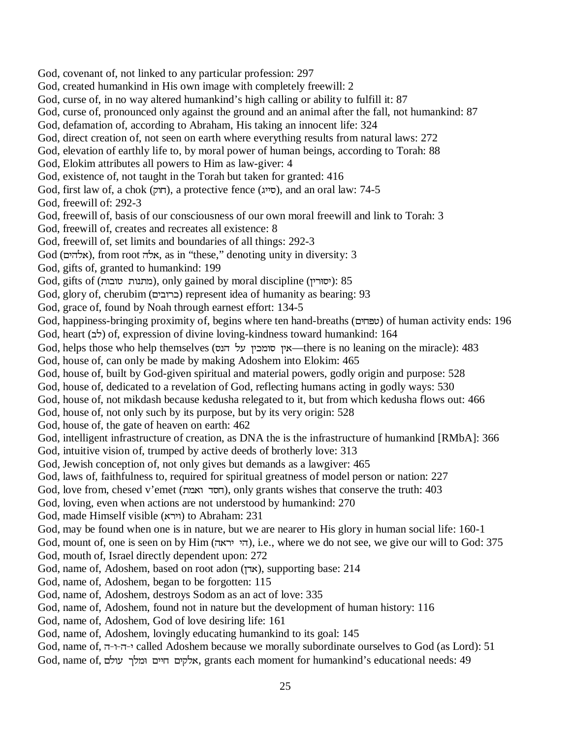God, covenant of, not linked to any particular profession: 297
God, created humankind in His own image with completely freewill: 2
God, curse of, in no way altered humankind's high calling or ability to fulfill it: 87
God, curse of, pronounced only against the ground and an animal after the fall, not humankind: 87
God, defamation of, according to Abraham, His taking an innocent life: 324
God, direct creation of, not seen on earth where everything results from natural laws: 272
God, elevation of earthly life to, by moral power of human beings, according to Torah: 88
God, Elokim attributes all powers to Him as law-giver: 4
God, existence of, not taught in the Torah but taken for granted: 416
God, first law of, a chok (חוק), a protective fence (סייג), and an oral law: 74-5
God, freewill of: 292-3
God, freewill of, basis of our consciousness of our own moral freewill and link to Torah: 3
God, freewill of, creates and recreates all existence: 8
God, freewill of, set limits and boundaries of all things: 292-3
God (אלהים), from root אלה, as in "these," denoting unity in diversity: 3
God, gifts of, granted to humankind: 199
God, gifts of (מתנות טובות), only gained by moral discipline (יסורין): 85
God, glory of, cherubim (כרובים) represent idea of humanity as bearing: 93
God, grace of, found by Noah through earnest effort: 134-5
God, happiness-bringing proximity of, begins where ten hand-breaths (טפחים) of human activity ends: 196
God, heart (לב) of, expression of divine loving-kindness toward humankind: 164
God, helps those who help themselves (אין סומכין על הנס—there is no leaning on the miracle): 483
God, house of, can only be made by making Adoshem into Elokim: 465
God, house of, built by God-given spiritual and material powers, godly origin and purpose: 528
God, house of, dedicated to a revelation of God, reflecting humans acting in godly ways: 530
God, house of, not mikdash because kedusha relegated to it, but from which kedusha flows out: 466
God, house of, not only such by its purpose, but by its very origin: 528
God, house of, the gate of heaven on earth: 462
God, intelligent infrastructure of creation, as DNA the is the infrastructure of humankind [RMbA]: 366
God, intuitive vision of, trumped by active deeds of brotherly love: 313
God, Jewish conception of, not only gives but demands as a lawgiver: 465
God, laws of, faithfulness to, required for spiritual greatness of model person or nation: 227
God, love from, chesed v'emet (חסד ואמת), only grants wishes that conserve the truth: 403
God, loving, even when actions are not understood by humankind: 270
God, made Himself visible (וירא) to Abraham: 231
God, may be found when one is in nature, but we are nearer to His glory in human social life: 160-1
God, mount of, one is seen on by Him (הי יראה), i.e., where we do not see, we give our will to God: 375
God, mouth of, Israel directly dependent upon: 272
God, name of, Adoshem, based on root adon (אדן), supporting base: 214
God, name of, Adoshem, began to be forgotten: 115
God, name of, Adoshem, destroys Sodom as an act of love: 335
God, name of, Adoshem, found not in nature but the development of human history: 116
God, name of, Adoshem, God of love desiring life: 161
God, name of, Adoshem, lovingly educating humankind to its goal: 145
God, name of, י-ה-ו-ה called Adoshem because we morally subordinate ourselves to God (as Lord): 51
God, name of, אלקים חיים ומלך עולם, grants each moment for humankind's educational needs: 49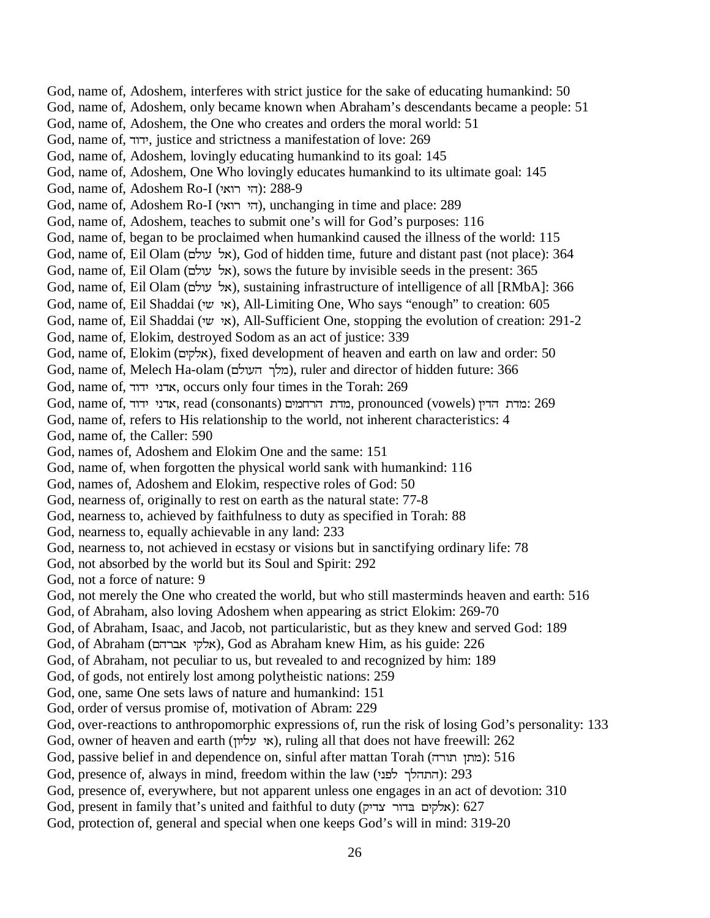God, name of, Adoshem, interferes with strict justice for the sake of educating humankind: 50
God, name of, Adoshem, only became known when Abraham's descendants became a people: 51
God, name of, Adoshem, the One who creates and orders the moral world: 51
God, name of, ידוד, justice and strictness a manifestation of love: 269
God, name of, Adoshem, lovingly educating humankind to its goal: 145
God, name of, Adoshem, One Who lovingly educates humankind to its ultimate goal: 145
God, name of, Adoshem Ro-I (הי רואי): 288-9
God, name of, Adoshem Ro-I (הי רואי), unchanging in time and place: 289
God, name of, Adoshem, teaches to submit one's will for God's purposes: 116
God, name of, began to be proclaimed when humankind caused the illness of the world: 115
God, name of, Eil Olam (אל עולם), God of hidden time, future and distant past (not place): 364
God, name of, Eil Olam (אל עולם), sows the future by invisible seeds in the present: 365
God, name of, Eil Olam (אל עולם), sustaining infrastructure of intelligence of all [RMbA]: 366
God, name of, Eil Shaddai (אי שי), All-Limiting One, Who says "enough" to creation: 605
God, name of, Eil Shaddai (אי שי), All-Sufficient One, stopping the evolution of creation: 291-2
God, name of, Elokim, destroyed Sodom as an act of justice: 339
God, name of, Elokim (אלקים), fixed development of heaven and earth on law and order: 50
God, name of, Melech Ha-olam (מלך העולם), ruler and director of hidden future: 366
God, name of, אדני ידוד, occurs only four times in the Torah: 269
God, name of, אדני ידוד, read (consonants) מדת הרחמים, pronounced (vowels) מדת הדין: 269
God, name of, refers to His relationship to the world, not inherent characteristics: 4
God, name of, the Caller: 590
God, names of, Adoshem and Elokim One and the same: 151
God, name of, when forgotten the physical world sank with humankind: 116
God, names of, Adoshem and Elokim, respective roles of God: 50
God, nearness of, originally to rest on earth as the natural state: 77-8
God, nearness to, achieved by faithfulness to duty as specified in Torah: 88
God, nearness to, equally achievable in any land: 233
God, nearness to, not achieved in ecstasy or visions but in sanctifying ordinary life: 78
God, not absorbed by the world but its Soul and Spirit: 292
God, not a force of nature: 9
God, not merely the One who created the world, but who still masterminds heaven and earth: 516
God, of Abraham, also loving Adoshem when appearing as strict Elokim: 269-70
God, of Abraham, Isaac, and Jacob, not particularistic, but as they knew and served God: 189
God, of Abraham (אלקי אברהם), God as Abraham knew Him, as his guide: 226
God, of Abraham, not peculiar to us, but revealed to and recognized by him: 189
God, of gods, not entirely lost among polytheistic nations: 259
God, one, same One sets laws of nature and humankind: 151
God, order of versus promise of, motivation of Abram: 229
God, over-reactions to anthropomorphic expressions of, run the risk of losing God's personality: 133
God, owner of heaven and earth (אי עליון), ruling all that does not have freewill: 262
God, passive belief in and dependence on, sinful after mattan Torah (מתן תורה): 516
God, presence of, always in mind, freedom within the law (התהלך לפני): 293
God, presence of, everywhere, but not apparent unless one engages in an act of devotion: 310
God, present in family that's united and faithful to duty (אלקים בדור צדיק): 627
God, protection of, general and special when one keeps God's will in mind: 319-20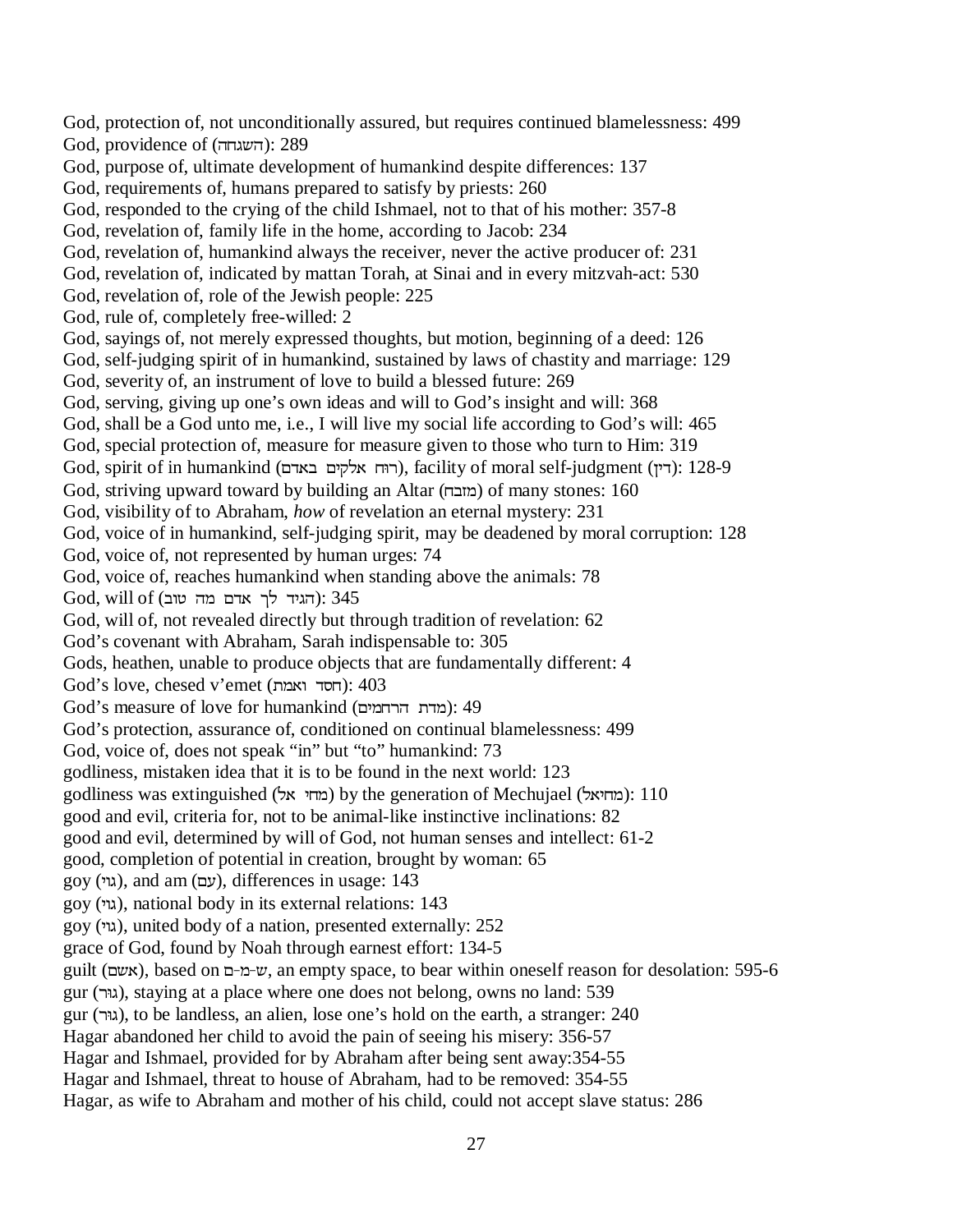God, protection of, not unconditionally assured, but requires continued blamelessness: 499
God, providence of (השגחה): 289
God, purpose of, ultimate development of humankind despite differences: 137
God, requirements of, humans prepared to satisfy by priests: 260
God, responded to the crying of the child Ishmael, not to that of his mother: 357-8
God, revelation of, family life in the home, according to Jacob: 234
God, revelation of, humankind always the receiver, never the active producer of: 231
God, revelation of, indicated by mattan Torah, at Sinai and in every mitzvah-act: 530
God, revelation of, role of the Jewish people: 225
God, rule of, completely free-willed: 2
God, sayings of, not merely expressed thoughts, but motion, beginning of a deed: 126
God, self-judging spirit of in humankind, sustained by laws of chastity and marriage: 129
God, severity of, an instrument of love to build a blessed future: 269
God, serving, giving up one's own ideas and will to God's insight and will: 368
God, shall be a God unto me, i.e., I will live my social life according to God's will: 465
God, special protection of, measure for measure given to those who turn to Him: 319
God, spirit of in humankind (רוח אלקים באדם), facility of moral self-judgment (דין): 128-9
God, striving upward toward by building an Altar (מזבח) of many stones: 160
God, visibility of to Abraham, *how* of revelation an eternal mystery: 231
God, voice of in humankind, self-judging spirit, may be deadened by moral corruption: 128
God, voice of, not represented by human urges: 74
God, voice of, reaches humankind when standing above the animals: 78
God, will of (הגיד לך אדם מה טוב): 345
God, will of, not revealed directly but through tradition of revelation: 62
God's covenant with Abraham, Sarah indispensable to: 305
Gods, heathen, unable to produce objects that are fundamentally different: 4
God's love, chesed v'emet (חסד ואמת): 403
God's measure of love for humankind (מדת הרחמים): 49
God's protection, assurance of, conditioned on continual blamelessness: 499
God, voice of, does not speak "in" but "to" humankind: 73
godliness, mistaken idea that it is to be found in the next world: 123
godliness was extinguished (מחי אל) by the generation of Mechujael (מחיאל): 110
good and evil, criteria for, not to be animal-like instinctive inclinations: 82
good and evil, determined by will of God, not human senses and intellect: 61-2
good, completion of potential in creation, brought by woman: 65
goy (גוי), and am (עם), differences in usage: 143
goy (גוי), national body in its external relations: 143
goy (גוי), united body of a nation, presented externally: 252
grace of God, found by Noah through earnest effort: 134-5
guilt (אשם), based on ש-מ-ם, an empty space, to bear within oneself reason for desolation: 595-6
gur (גור), staying at a place where one does not belong, owns no land: 539
gur (גור), to be landless, an alien, lose one's hold on the earth, a stranger: 240
Hagar abandoned her child to avoid the pain of seeing his misery: 356-57
Hagar and Ishmael, provided for by Abraham after being sent away:354-55
Hagar and Ishmael, threat to house of Abraham, had to be removed: 354-55
Hagar, as wife to Abraham and mother of his child, could not accept slave status: 286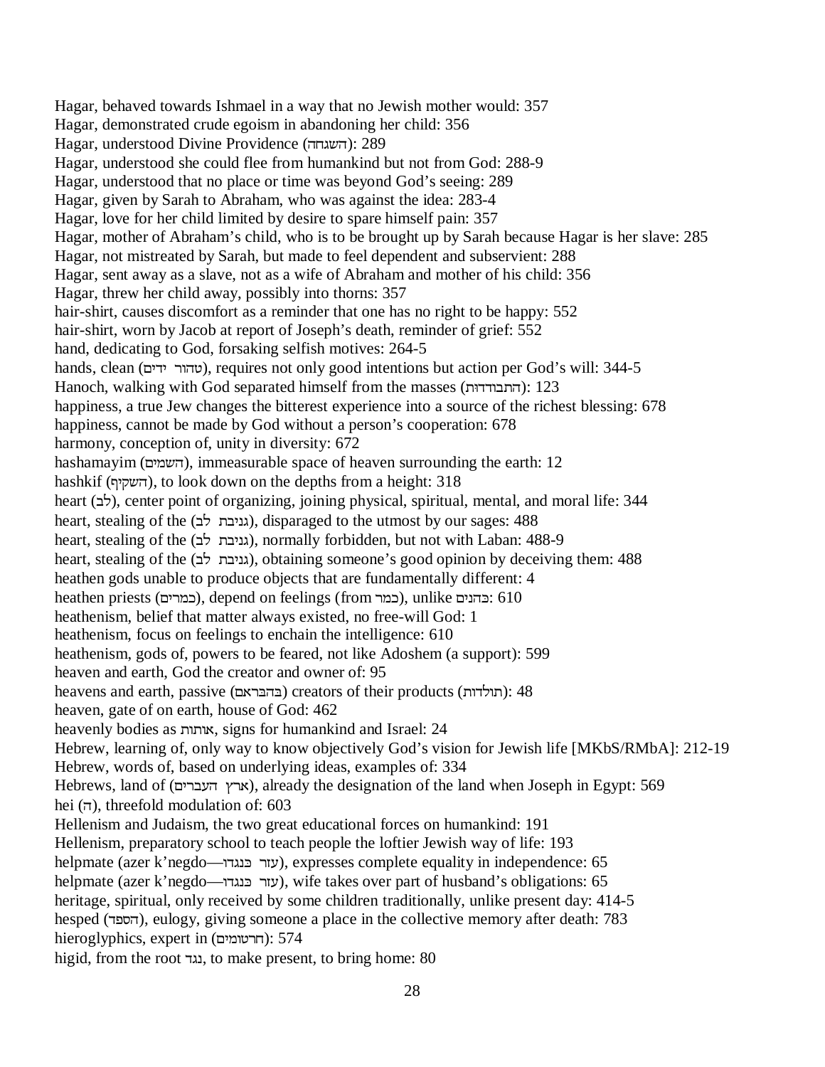Hagar, behaved towards Ishmael in a way that no Jewish mother would: 357
Hagar, demonstrated crude egoism in abandoning her child: 356
Hagar, understood Divine Providence (השגחה): 289
Hagar, understood she could flee from humankind but not from God: 288-9
Hagar, understood that no place or time was beyond God's seeing: 289
Hagar, given by Sarah to Abraham, who was against the idea: 283-4
Hagar, love for her child limited by desire to spare himself pain: 357
Hagar, mother of Abraham's child, who is to be brought up by Sarah because Hagar is her slave: 285
Hagar, not mistreated by Sarah, but made to feel dependent and subservient: 288
Hagar, sent away as a slave, not as a wife of Abraham and mother of his child: 356
Hagar, threw her child away, possibly into thorns: 357
hair-shirt, causes discomfort as a reminder that one has no right to be happy: 552
hair-shirt, worn by Jacob at report of Joseph's death, reminder of grief: 552
hand, dedicating to God, forsaking selfish motives: 264-5
hands, clean (טהור ידים), requires not only good intentions but action per God's will: 344-5
Hanoch, walking with God separated himself from the masses (התבודדות): 123
happiness, a true Jew changes the bitterest experience into a source of the richest blessing: 678
happiness, cannot be made by God without a person's cooperation: 678
harmony, conception of, unity in diversity: 672
hashamayim (השמים), immeasurable space of heaven surrounding the earth: 12
hashkif (השקיף), to look down on the depths from a height: 318
heart (לב), center point of organizing, joining physical, spiritual, mental, and moral life: 344
heart, stealing of the (גניבת לב), disparaged to the utmost by our sages: 488
heart, stealing of the (גניבת לב), normally forbidden, but not with Laban: 488-9
heart, stealing of the (גניבת לב), obtaining someone's good opinion by deceiving them: 488
heathen gods unable to produce objects that are fundamentally different: 4
heathen priests (כמרים), depend on feelings (from כמר), unlike כהנים: 610
heathenism, belief that matter always existed, no free-will God: 1
heathenism, focus on feelings to enchain the intelligence: 610
heathenism, gods of, powers to be feared, not like Adoshem (a support): 599
heaven and earth, God the creator and owner of: 95
heavens and earth, passive (בהבראם) creators of their products (תולדות): 48
heaven, gate of on earth, house of God: 462
heavenly bodies as אותות, signs for humankind and Israel: 24
Hebrew, learning of, only way to know objectively God's vision for Jewish life [MKbS/RMbA]: 212-19
Hebrew, words of, based on underlying ideas, examples of: 334
Hebrews, land of (ארץ העברים), already the designation of the land when Joseph in Egypt: 569
hei (ה), threefold modulation of: 603
Hellenism and Judaism, the two great educational forces on humankind: 191
Hellenism, preparatory school to teach people the loftier Jewish way of life: 193
helpmate (azer k'negdo—עזר כנגדו), expresses complete equality in independence: 65
helpmate (azer k'negdo—עזר כנגדו), wife takes over part of husband's obligations: 65
heritage, spiritual, only received by some children traditionally, unlike present day: 414-5
hesped (הספד), eulogy, giving someone a place in the collective memory after death: 783
hieroglyphics, expert in (חרטומים): 574
higid, from the root נגד, to make present, to bring home: 80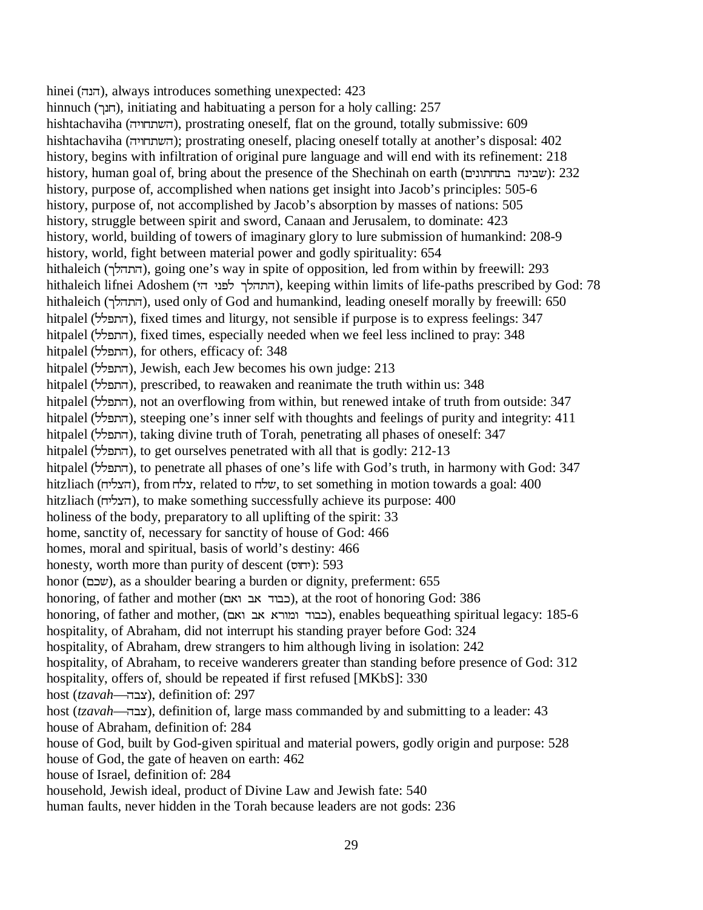hinei (הנה), always introduces something unexpected: 423
hinnuch (חנך), initiating and habituating a person for a holy calling: 257
hishtachaviha (השתחויה), prostrating oneself, flat on the ground, totally submissive: 609
hishtachaviha (השתחויה); prostrating oneself, placing oneself totally at another's disposal: 402
history, begins with infiltration of original pure language and will end with its refinement: 218
history, human goal of, bring about the presence of the Shechinah on earth (שכינה בתחתונים): 232
history, purpose of, accomplished when nations get insight into Jacob's principles: 505-6
history, purpose of, not accomplished by Jacob's absorption by masses of nations: 505
history, struggle between spirit and sword, Canaan and Jerusalem, to dominate: 423
history, world, building of towers of imaginary glory to lure submission of humankind: 208-9
history, world, fight between material power and godly spirituality: 654
hithaleich (התהלך), going one's way in spite of opposition, led from within by freewill: 293
hithaleich lifnei Adoshem (התהלך לפני הי), keeping within limits of life-paths prescribed by God: 78
hithaleich (התהלך), used only of God and humankind, leading oneself morally by freewill: 650
hitpalel (התפלל), fixed times and liturgy, not sensible if purpose is to express feelings: 347
hitpalel (התפלל), fixed times, especially needed when we feel less inclined to pray: 348
hitpalel (התפלל), for others, efficacy of: 348
hitpalel (התפלל), Jewish, each Jew becomes his own judge: 213
hitpalel (התפלל), prescribed, to reawaken and reanimate the truth within us: 348
hitpalel (התפלל), not an overflowing from within, but renewed intake of truth from outside: 347
hitpalel (התפלל), steeping one's inner self with thoughts and feelings of purity and integrity: 411
hitpalel (התפלל), taking divine truth of Torah, penetrating all phases of oneself: 347
hitpalel (התפלל), to get ourselves penetrated with all that is godly: 212-13
hitpalel (התפלל), to penetrate all phases of one's life with God's truth, in harmony with God: 347
hitzliach (הצליח), from צלח, related to שלח, to set something in motion towards a goal: 400
hitzliach (הצליח), to make something successfully achieve its purpose: 400
holiness of the body, preparatory to all uplifting of the spirit: 33
home, sanctity of, necessary for sanctity of house of God: 466
homes, moral and spiritual, basis of world's destiny: 466
honesty, worth more than purity of descent (יחוס): 593
honor (שכם), as a shoulder bearing a burden or dignity, preferment: 655
honoring, of father and mother (כבוד אב ואם), at the root of honoring God: 386
honoring, of father and mother, (כבוד ומורא אב ואם), enables bequeathing spiritual legacy: 185-6
hospitality, of Abraham, did not interrupt his standing prayer before God: 324
hospitality, of Abraham, drew strangers to him although living in isolation: 242
hospitality, of Abraham, to receive wanderers greater than standing before presence of God: 312
hospitality, offers of, should be repeated if first refused [MKbS]: 330
host (*tzavah*—צבה), definition of: 297
host (*tzavah*—צבה), definition of, large mass commanded by and submitting to a leader: 43
house of Abraham, definition of: 284
house of God, built by God-given spiritual and material powers, godly origin and purpose: 528
house of God, the gate of heaven on earth: 462
house of Israel, definition of: 284
household, Jewish ideal, product of Divine Law and Jewish fate: 540
human faults, never hidden in the Torah because leaders are not gods: 236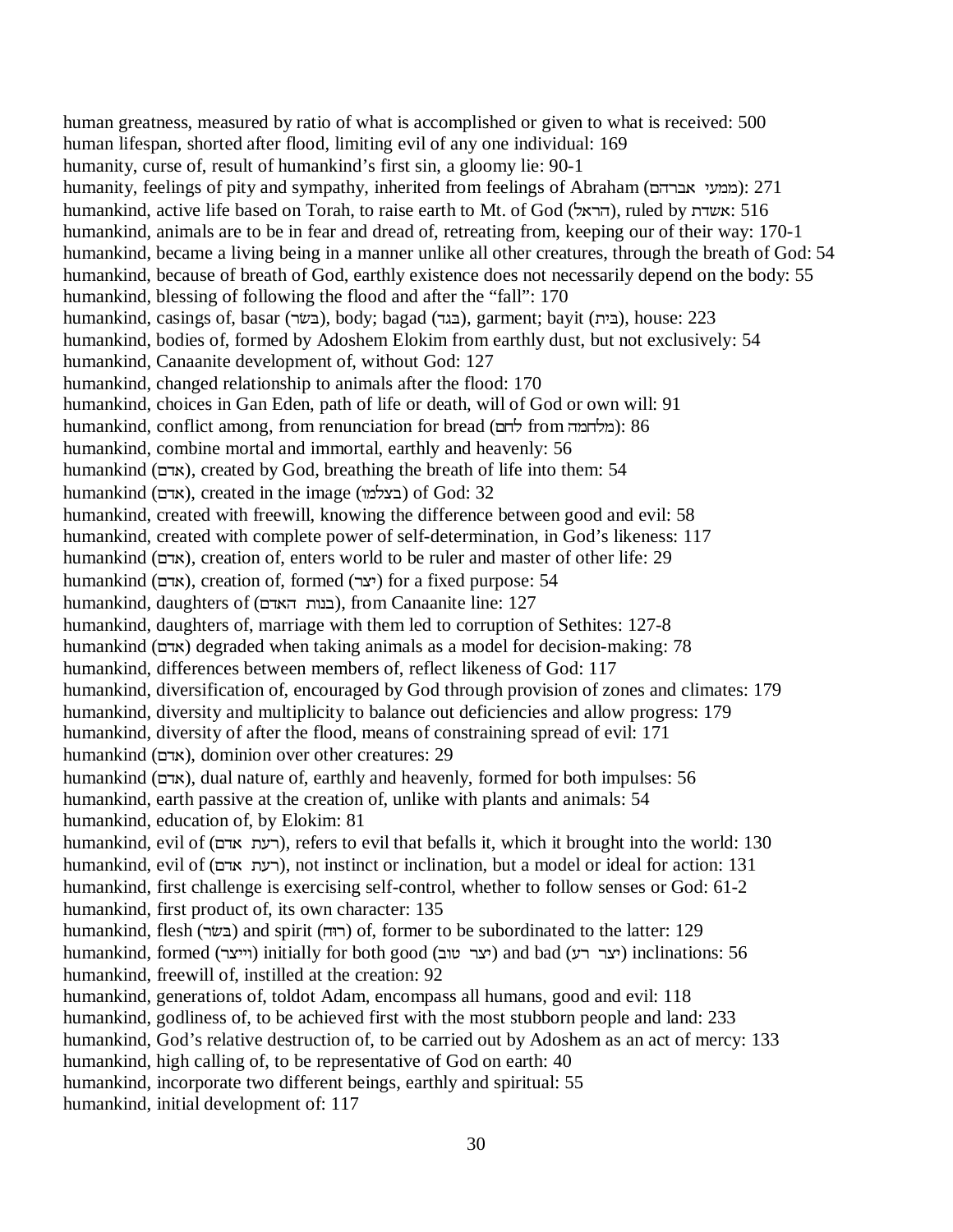human greatness, measured by ratio of what is accomplished or given to what is received: 500
human lifespan, shorted after flood, limiting evil of any one individual: 169
humanity, curse of, result of humankind's first sin, a gloomy lie: 90-1
humanity, feelings of pity and sympathy, inherited from feelings of Abraham (ממעי אברהם): 271
humankind, active life based on Torah, to raise earth to Mt. of God (הראל), ruled by אשדת: 516
humankind, animals are to be in fear and dread of, retreating from, keeping our of their way: 170-1
humankind, became a living being in a manner unlike all other creatures, through the breath of God: 54
humankind, because of breath of God, earthly existence does not necessarily depend on the body: 55
humankind, blessing of following the flood and after the "fall": 170
humankind, casings of, basar (בשׂר), body; bagad (בגד), garment; bayit (בית), house: 223
humankind, bodies of, formed by Adoshem Elokim from earthly dust, but not exclusively: 54
humankind, Canaanite development of, without God: 127
humankind, changed relationship to animals after the flood: 170
humankind, choices in Gan Eden, path of life or death, will of God or own will: 91
humankind, conflict among, from renunciation for bread (לחם from מלחמה): 86
humankind, combine mortal and immortal, earthly and heavenly: 56
humankind (אדם), created by God, breathing the breath of life into them: 54
humankind (אדם), created in the image (בצלמו) of God: 32
humankind, created with freewill, knowing the difference between good and evil: 58
humankind, created with complete power of self-determination, in God's likeness: 117
humankind (אדם), creation of, enters world to be ruler and master of other life: 29
humankind (אדם), creation of, formed (יצר) for a fixed purpose: 54
humankind, daughters of (בנות האדם), from Canaanite line: 127
humankind, daughters of, marriage with them led to corruption of Sethites: 127-8
humankind (אדם) degraded when taking animals as a model for decision-making: 78
humankind, differences between members of, reflect likeness of God: 117
humankind, diversification of, encouraged by God through provision of zones and climates: 179
humankind, diversity and multiplicity to balance out deficiencies and allow progress: 179
humankind, diversity of after the flood, means of constraining spread of evil: 171
humankind (אדם), dominion over other creatures: 29
humankind (אדם), dual nature of, earthly and heavenly, formed for both impulses: 56
humankind, earth passive at the creation of, unlike with plants and animals: 54
humankind, education of, by Elokim: 81
humankind, evil of (רעת אדם), refers to evil that befalls it, which it brought into the world: 130
humankind, evil of (רעת אדם), not instinct or inclination, but a model or ideal for action: 131
humankind, first challenge is exercising self-control, whether to follow senses or God: 61-2
humankind, first product of, its own character: 135
humankind, flesh (בשׂר) and spirit (רוּח) of, former to be subordinated to the latter: 129
humankind, formed (וייצר) initially for both good (יצר טוב) and bad (יצר רע) inclinations: 56
humankind, freewill of, instilled at the creation: 92
humankind, generations of, toldot Adam, encompass all humans, good and evil: 118
humankind, godliness of, to be achieved first with the most stubborn people and land: 233
humankind, God's relative destruction of, to be carried out by Adoshem as an act of mercy: 133
humankind, high calling of, to be representative of God on earth: 40
humankind, incorporate two different beings, earthly and spiritual: 55
humankind, initial development of: 117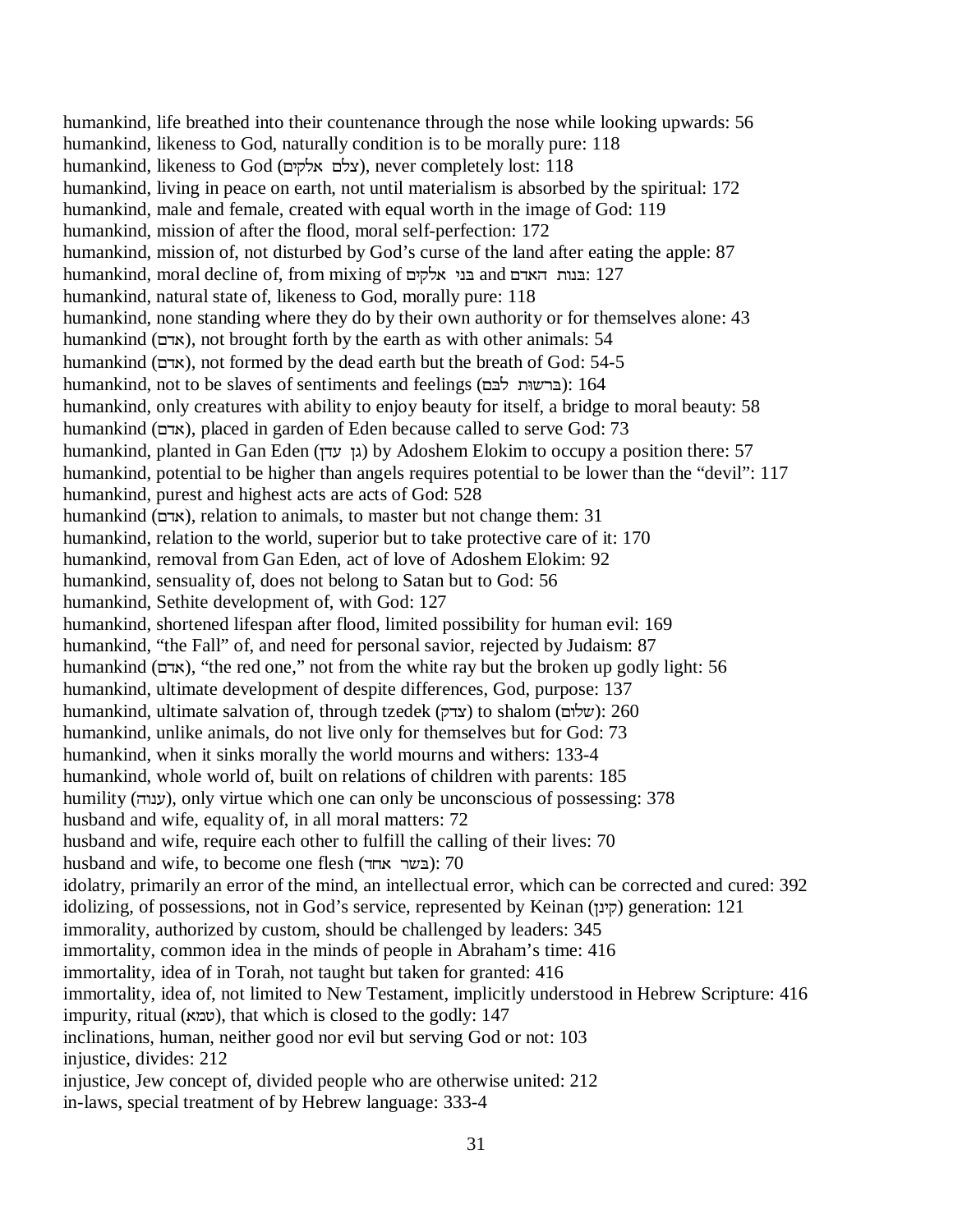humankind, life breathed into their countenance through the nose while looking upwards: 56
humankind, likeness to God, naturally condition is to be morally pure: 118
humankind, likeness to God (צלם אלקים), never completely lost: 118
humankind, living in peace on earth, not until materialism is absorbed by the spiritual: 172
humankind, male and female, created with equal worth in the image of God: 119
humankind, mission of after the flood, moral self-perfection: 172
humankind, mission of, not disturbed by God's curse of the land after eating the apple: 87
humankind, moral decline of, from mixing of בני אלקים and בנות האדם: 127
humankind, natural state of, likeness to God, morally pure: 118
humankind, none standing where they do by their own authority or for themselves alone: 43
humankind (אדם), not brought forth by the earth as with other animals: 54
humankind (אדם), not formed by the dead earth but the breath of God: 54-5
humankind, not to be slaves of sentiments and feelings (ברשות לבם): 164
humankind, only creatures with ability to enjoy beauty for itself, a bridge to moral beauty: 58
humankind (אדם), placed in garden of Eden because called to serve God: 73
humankind, planted in Gan Eden (גן עדן) by Adoshem Elokim to occupy a position there: 57
humankind, potential to be higher than angels requires potential to be lower than the "devil": 117
humankind, purest and highest acts are acts of God: 528
humankind (אדם), relation to animals, to master but not change them: 31
humankind, relation to the world, superior but to take protective care of it: 170
humankind, removal from Gan Eden, act of love of Adoshem Elokim: 92
humankind, sensuality of, does not belong to Satan but to God: 56
humankind, Sethite development of, with God: 127
humankind, shortened lifespan after flood, limited possibility for human evil: 169
humankind, "the Fall" of, and need for personal savior, rejected by Judaism: 87
humankind (אדם), "the red one," not from the white ray but the broken up godly light: 56
humankind, ultimate development of despite differences, God, purpose: 137
humankind, ultimate salvation of, through tzedek (צדק) to shalom (שלום): 260
humankind, unlike animals, do not live only for themselves but for God: 73
humankind, when it sinks morally the world mourns and withers: 133-4
humankind, whole world of, built on relations of children with parents: 185
humility (ענוה), only virtue which one can only be unconscious of possessing: 378
husband and wife, equality of, in all moral matters: 72
husband and wife, require each other to fulfill the calling of their lives: 70
husband and wife, to become one flesh (בשר אחד): 70
idolatry, primarily an error of the mind, an intellectual error, which can be corrected and cured: 392
idolizing, of possessions, not in God's service, represented by Keinan (קינן) generation: 121
immorality, authorized by custom, should be challenged by leaders: 345
immortality, common idea in the minds of people in Abraham's time: 416
immortality, idea of in Torah, not taught but taken for granted: 416
immortality, idea of, not limited to New Testament, implicitly understood in Hebrew Scripture: 416
impurity, ritual (טמא), that which is closed to the godly: 147
inclinations, human, neither good nor evil but serving God or not: 103
injustice, divides: 212
injustice, Jew concept of, divided people who are otherwise united: 212
in-laws, special treatment of by Hebrew language: 333-4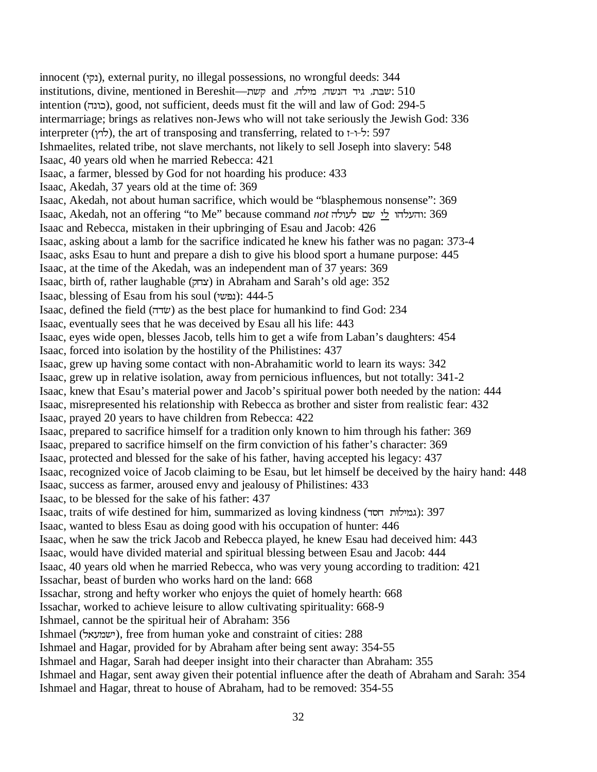innocent (נקי), external purity, no illegal possessions, no wrongful deeds: 344
institutions, divine, mentioned in Bereshit—קשת and שבת, גיד הנשה, מילה,: 510
intention (כונה), good, not sufficient, deeds must fit the will and law of God: 294-5
intermarriage; brings as relatives non-Jews who will not take seriously the Jewish God: 336
interpreter (לרץ), the art of transposing and transferring, related to ל-ו-ז: 597
Ishmaelites, related tribe, not slave merchants, not likely to sell Joseph into slavery: 548
Isaac, 40 years old when he married Rebecca: 421
Isaac, a farmer, blessed by God for not hoarding his produce: 433
Isaac, Akedah, 37 years old at the time of: 369
Isaac, Akedah, not about human sacrifice, which would be "blasphemous nonsense": 369
Isaac, Akedah, not an offering "to Me" because command *not* והעלהו לי שם לעולה: 369
Isaac and Rebecca, mistaken in their upbringing of Esau and Jacob: 426
Isaac, asking about a lamb for the sacrifice indicated he knew his father was no pagan: 373-4
Isaac, asks Esau to hunt and prepare a dish to give his blood sport a humane purpose: 445
Isaac, at the time of the Akedah, was an independent man of 37 years: 369
Isaac, birth of, rather laughable (צחק) in Abraham and Sarah's old age: 352
Isaac, blessing of Esau from his soul (נפשי): 444-5
Isaac, defined the field (שדה) as the best place for humankind to find God: 234
Isaac, eventually sees that he was deceived by Esau all his life: 443
Isaac, eyes wide open, blesses Jacob, tells him to get a wife from Laban's daughters: 454
Isaac, forced into isolation by the hostility of the Philistines: 437
Isaac, grew up having some contact with non-Abrahamitic world to learn its ways: 342
Isaac, grew up in relative isolation, away from pernicious influences, but not totally: 341-2
Isaac, knew that Esau's material power and Jacob's spiritual power both needed by the nation: 444
Isaac, misrepresented his relationship with Rebecca as brother and sister from realistic fear: 432
Isaac, prayed 20 years to have children from Rebecca: 422
Isaac, prepared to sacrifice himself for a tradition only known to him through his father: 369
Isaac, prepared to sacrifice himself on the firm conviction of his father's character: 369
Isaac, protected and blessed for the sake of his father, having accepted his legacy: 437
Isaac, recognized voice of Jacob claiming to be Esau, but let himself be deceived by the hairy hand: 448
Isaac, success as farmer, aroused envy and jealousy of Philistines: 433
Isaac, to be blessed for the sake of his father: 437
Isaac, traits of wife destined for him, summarized as loving kindness (גמילות חסד): 397
Isaac, wanted to bless Esau as doing good with his occupation of hunter: 446
Isaac, when he saw the trick Jacob and Rebecca played, he knew Esau had deceived him: 443
Isaac, would have divided material and spiritual blessing between Esau and Jacob: 444
Isaac, 40 years old when he married Rebecca, who was very young according to tradition: 421
Issachar, beast of burden who works hard on the land: 668
Issachar, strong and hefty worker who enjoys the quiet of homely hearth: 668
Issachar, worked to achieve leisure to allow cultivating spirituality: 668-9
Ishmael, cannot be the spiritual heir of Abraham: 356
Ishmael (ישמעאל), free from human yoke and constraint of cities: 288
Ishmael and Hagar, provided for by Abraham after being sent away: 354-55
Ishmael and Hagar, Sarah had deeper insight into their character than Abraham: 355
Ishmael and Hagar, sent away given their potential influence after the death of Abraham and Sarah: 354
Ishmael and Hagar, threat to house of Abraham, had to be removed: 354-55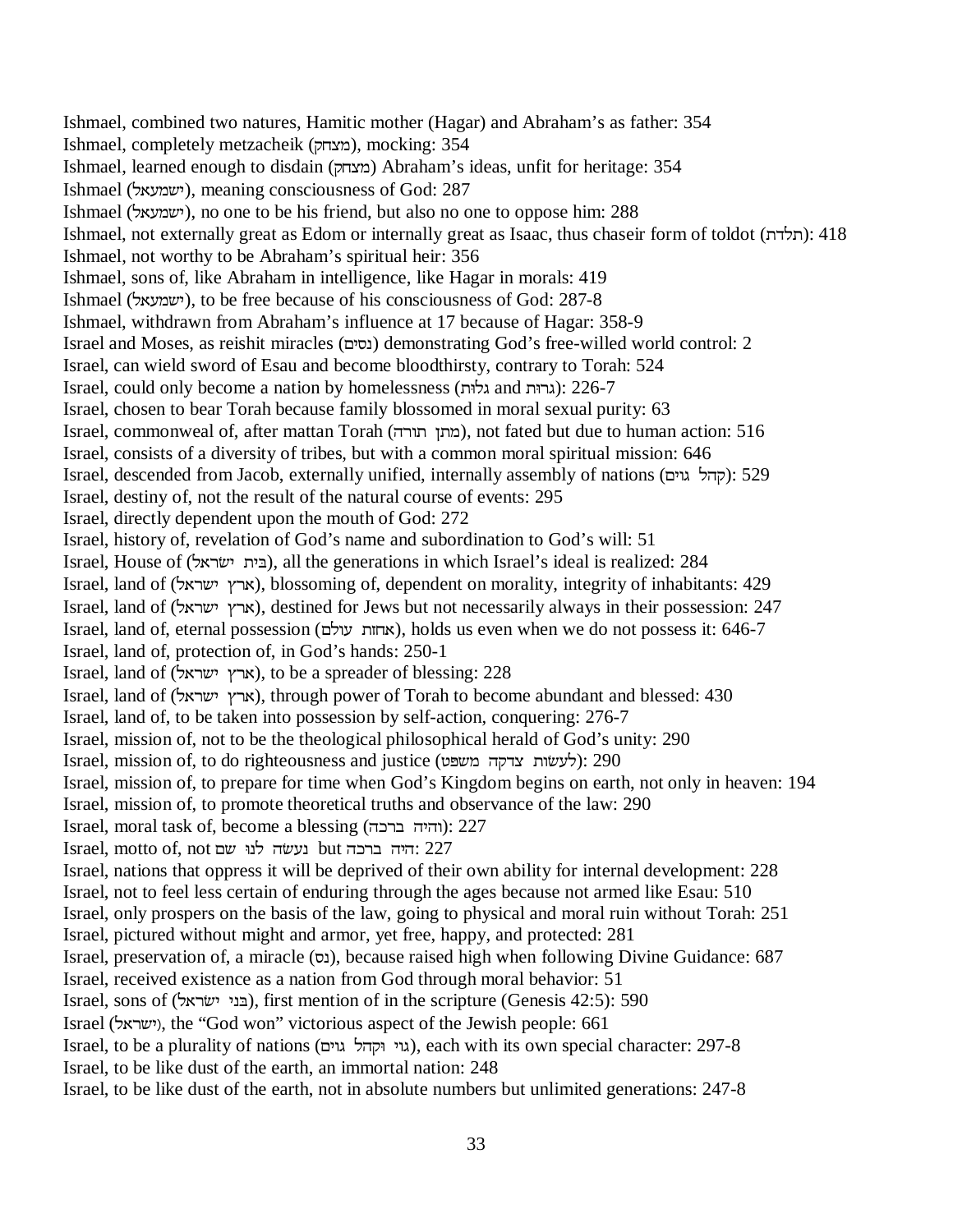Ishmael, combined two natures, Hamitic mother (Hagar) and Abraham's as father: 354
Ishmael, completely metzacheik (מצחק), mocking: 354
Ishmael, learned enough to disdain (מצחק) Abraham's ideas, unfit for heritage: 354
Ishmael (ישמעאל), meaning consciousness of God: 287
Ishmael (ישמעאל), no one to be his friend, but also no one to oppose him: 288
Ishmael, not externally great as Edom or internally great as Isaac, thus chaseir form of toldot (תלדת): 418
Ishmael, not worthy to be Abraham's spiritual heir: 356
Ishmael, sons of, like Abraham in intelligence, like Hagar in morals: 419
Ishmael (ישמעאל), to be free because of his consciousness of God: 287-8
Ishmael, withdrawn from Abraham's influence at 17 because of Hagar: 358-9
Israel and Moses, as reishit miracles (נסים) demonstrating God's free-willed world control: 2
Israel, can wield sword of Esau and become bloodthirsty, contrary to Torah: 524
Israel, could only become a nation by homelessness (גלות and גרות): 226-7
Israel, chosen to bear Torah because family blossomed in moral sexual purity: 63
Israel, commonweal of, after mattan Torah (מתן תורה), not fated but due to human action: 516
Israel, consists of a diversity of tribes, but with a common moral spiritual mission: 646
Israel, descended from Jacob, externally unified, internally assembly of nations (קהל גוים): 529
Israel, destiny of, not the result of the natural course of events: 295
Israel, directly dependent upon the mouth of God: 272
Israel, history of, revelation of God's name and subordination to God's will: 51
Israel, House of (בית ישראל), all the generations in which Israel's ideal is realized: 284
Israel, land of (ארץ ישראל), blossoming of, dependent on morality, integrity of inhabitants: 429
Israel, land of (ארץ ישראל), destined for Jews but not necessarily always in their possession: 247
Israel, land of, eternal possession (אחזת עולם), holds us even when we do not possess it: 646-7
Israel, land of, protection of, in God's hands: 250-1
Israel, land of (ארץ ישראל), to be a spreader of blessing: 228
Israel, land of (ארץ ישראל), through power of Torah to become abundant and blessed: 430
Israel, land of, to be taken into possession by self-action, conquering: 276-7
Israel, mission of, not to be the theological philosophical herald of God's unity: 290
Israel, mission of, to do righteousness and justice (לעשות צדקה משפט): 290
Israel, mission of, to prepare for time when God's Kingdom begins on earth, not only in heaven: 194
Israel, mission of, to promote theoretical truths and observance of the law: 290
Israel, moral task of, become a blessing (והיה ברכה): 227
Israel, motto of, not נעשה לנו שם but היה ברכה: 227
Israel, nations that oppress it will be deprived of their own ability for internal development: 228
Israel, not to feel less certain of enduring through the ages because not armed like Esau: 510
Israel, only prospers on the basis of the law, going to physical and moral ruin without Torah: 251
Israel, pictured without might and armor, yet free, happy, and protected: 281
Israel, preservation of, a miracle (נס), because raised high when following Divine Guidance: 687
Israel, received existence as a nation from God through moral behavior: 51
Israel, sons of (בני ישראל), first mention of in the scripture (Genesis 42:5): 590
Israel (ישראל), the "God won" victorious aspect of the Jewish people: 661
Israel, to be a plurality of nations (גוי וקהל גוים), each with its own special character: 297-8
Israel, to be like dust of the earth, an immortal nation: 248
Israel, to be like dust of the earth, not in absolute numbers but unlimited generations: 247-8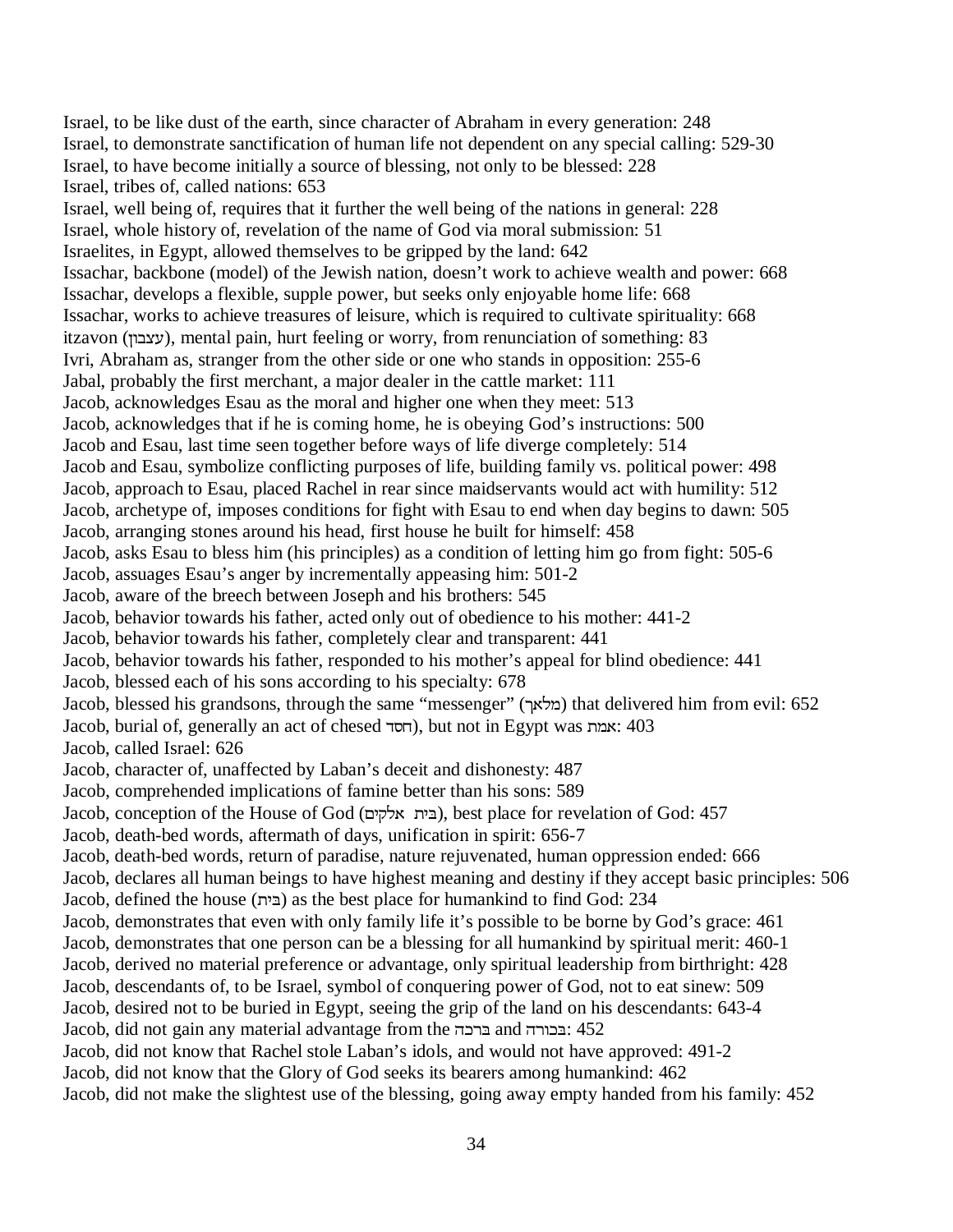Israel, to be like dust of the earth, since character of Abraham in every generation: 248
Israel, to demonstrate sanctification of human life not dependent on any special calling: 529-30
Israel, to have become initially a source of blessing, not only to be blessed: 228
Israel, tribes of, called nations: 653
Israel, well being of, requires that it further the well being of the nations in general: 228
Israel, whole history of, revelation of the name of God via moral submission: 51
Israelites, in Egypt, allowed themselves to be gripped by the land: 642
Issachar, backbone (model) of the Jewish nation, doesn't work to achieve wealth and power: 668
Issachar, develops a flexible, supple power, but seeks only enjoyable home life: 668
Issachar, works to achieve treasures of leisure, which is required to cultivate spirituality: 668
itzavon (עצבון), mental pain, hurt feeling or worry, from renunciation of something: 83
Ivri, Abraham as, stranger from the other side or one who stands in opposition: 255-6
Jabal, probably the first merchant, a major dealer in the cattle market: 111
Jacob, acknowledges Esau as the moral and higher one when they meet: 513
Jacob, acknowledges that if he is coming home, he is obeying God's instructions: 500
Jacob and Esau, last time seen together before ways of life diverge completely: 514
Jacob and Esau, symbolize conflicting purposes of life, building family vs. political power: 498
Jacob, approach to Esau, placed Rachel in rear since maidservants would act with humility: 512
Jacob, archetype of, imposes conditions for fight with Esau to end when day begins to dawn: 505
Jacob, arranging stones around his head, first house he built for himself: 458
Jacob, asks Esau to bless him (his principles) as a condition of letting him go from fight: 505-6
Jacob, assuages Esau's anger by incrementally appeasing him: 501-2
Jacob, aware of the breech between Joseph and his brothers: 545
Jacob, behavior towards his father, acted only out of obedience to his mother: 441-2
Jacob, behavior towards his father, completely clear and transparent: 441
Jacob, behavior towards his father, responded to his mother's appeal for blind obedience: 441
Jacob, blessed each of his sons according to his specialty: 678
Jacob, blessed his grandsons, through the same "messenger" (מלאך) that delivered him from evil: 652
Jacob, burial of, generally an act of chesed חסד), but not in Egypt was אמת: 403
Jacob, called Israel: 626
Jacob, character of, unaffected by Laban's deceit and dishonesty: 487
Jacob, comprehended implications of famine better than his sons: 589
Jacob, conception of the House of God (בית אלקים), best place for revelation of God: 457
Jacob, death-bed words, aftermath of days, unification in spirit: 656-7
Jacob, death-bed words, return of paradise, nature rejuvenated, human oppression ended: 666
Jacob, declares all human beings to have highest meaning and destiny if they accept basic principles: 506
Jacob, defined the house (בית) as the best place for humankind to find God: 234
Jacob, demonstrates that even with only family life it's possible to be borne by God's grace: 461
Jacob, demonstrates that one person can be a blessing for all humankind by spiritual merit: 460-1
Jacob, derived no material preference or advantage, only spiritual leadership from birthright: 428
Jacob, descendants of, to be Israel, symbol of conquering power of God, not to eat sinew: 509
Jacob, desired not to be buried in Egypt, seeing the grip of the land on his descendants: 643-4
Jacob, did not gain any material advantage from the ברכה and בכורה: 452
Jacob, did not know that Rachel stole Laban's idols, and would not have approved: 491-2
Jacob, did not know that the Glory of God seeks its bearers among humankind: 462
Jacob, did not make the slightest use of the blessing, going away empty handed from his family: 452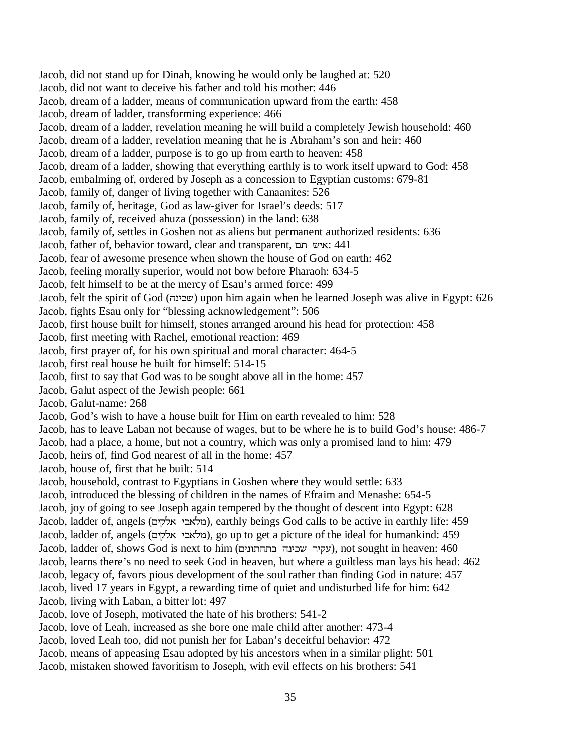Jacob, did not stand up for Dinah, knowing he would only be laughed at: 520
Jacob, did not want to deceive his father and told his mother: 446
Jacob, dream of a ladder, means of communication upward from the earth: 458
Jacob, dream of ladder, transforming experience: 466
Jacob, dream of a ladder, revelation meaning he will build a completely Jewish household: 460
Jacob, dream of a ladder, revelation meaning that he is Abraham's son and heir: 460
Jacob, dream of a ladder, purpose is to go up from earth to heaven: 458
Jacob, dream of a ladder, showing that everything earthly is to work itself upward to God: 458
Jacob, embalming of, ordered by Joseph as a concession to Egyptian customs: 679-81
Jacob, family of, danger of living together with Canaanites: 526
Jacob, family of, heritage, God as law-giver for Israel's deeds: 517
Jacob, family of, received ahuza (possession) in the land: 638
Jacob, family of, settles in Goshen not as aliens but permanent authorized residents: 636
Jacob, father of, behavior toward, clear and transparent, איש תם: 441
Jacob, fear of awesome presence when shown the house of God on earth: 462
Jacob, feeling morally superior, would not bow before Pharaoh: 634-5
Jacob, felt himself to be at the mercy of Esau's armed force: 499
Jacob, felt the spirit of God (שכינה) upon him again when he learned Joseph was alive in Egypt: 626
Jacob, fights Esau only for "blessing acknowledgement": 506
Jacob, first house built for himself, stones arranged around his head for protection: 458
Jacob, first meeting with Rachel, emotional reaction: 469
Jacob, first prayer of, for his own spiritual and moral character: 464-5
Jacob, first real house he built for himself: 514-15
Jacob, first to say that God was to be sought above all in the home: 457
Jacob, Galut aspect of the Jewish people: 661
Jacob, Galut-name: 268
Jacob, God's wish to have a house built for Him on earth revealed to him: 528
Jacob, has to leave Laban not because of wages, but to be where he is to build God's house: 486-7
Jacob, had a place, a home, but not a country, which was only a promised land to him: 479
Jacob, heirs of, find God nearest of all in the home: 457
Jacob, house of, first that he built: 514
Jacob, household, contrast to Egyptians in Goshen where they would settle: 633
Jacob, introduced the blessing of children in the names of Efraim and Menashe: 654-5
Jacob, joy of going to see Joseph again tempered by the thought of descent into Egypt: 628
Jacob, ladder of, angels (מלאכי אלקים), earthly beings God calls to be active in earthly life: 459
Jacob, ladder of, angels (מלאכי אלקים), go up to get a picture of the ideal for humankind: 459
Jacob, ladder of, shows God is next to him (עקיר שכינה בתחתונים), not sought in heaven: 460
Jacob, learns there's no need to seek God in heaven, but where a guiltless man lays his head: 462
Jacob, legacy of, favors pious development of the soul rather than finding God in nature: 457
Jacob, lived 17 years in Egypt, a rewarding time of quiet and undisturbed life for him: 642
Jacob, living with Laban, a bitter lot: 497
Jacob, love of Joseph, motivated the hate of his brothers: 541-2
Jacob, love of Leah, increased as she bore one male child after another: 473-4
Jacob, loved Leah too, did not punish her for Laban's deceitful behavior: 472
Jacob, means of appeasing Esau adopted by his ancestors when in a similar plight: 501
Jacob, mistaken showed favoritism to Joseph, with evil effects on his brothers: 541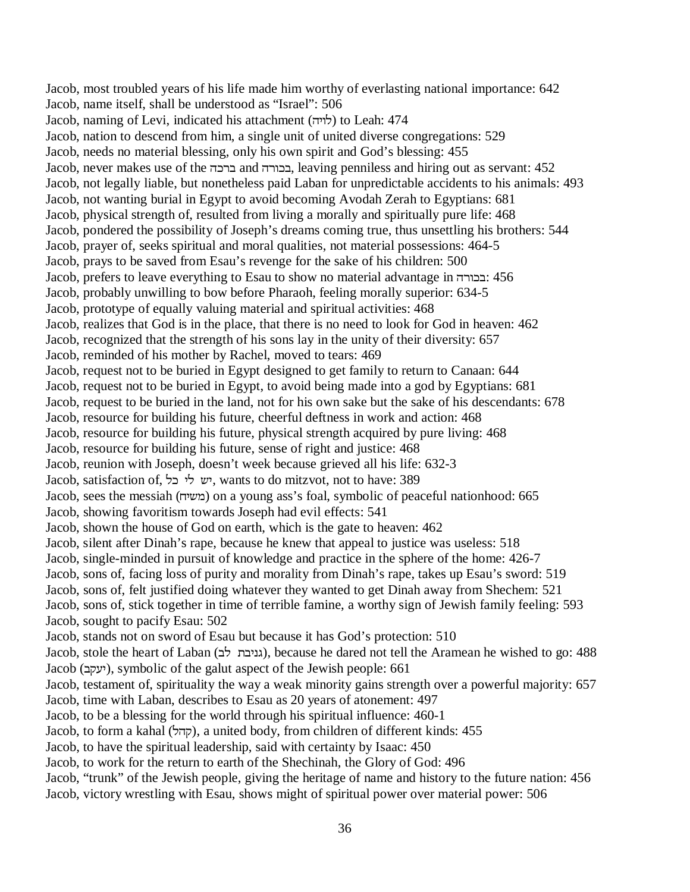Jacob, most troubled years of his life made him worthy of everlasting national importance: 642
Jacob, name itself, shall be understood as "Israel": 506
Jacob, naming of Levi, indicated his attachment (לויה) to Leah: 474
Jacob, nation to descend from him, a single unit of united diverse congregations: 529
Jacob, needs no material blessing, only his own spirit and God's blessing: 455
Jacob, never makes use of the ברכה and בכורה, leaving penniless and hiring out as servant: 452
Jacob, not legally liable, but nonetheless paid Laban for unpredictable accidents to his animals: 493
Jacob, not wanting burial in Egypt to avoid becoming Avodah Zerah to Egyptians: 681
Jacob, physical strength of, resulted from living a morally and spiritually pure life: 468
Jacob, pondered the possibility of Joseph's dreams coming true, thus unsettling his brothers: 544
Jacob, prayer of, seeks spiritual and moral qualities, not material possessions: 464-5
Jacob, prays to be saved from Esau's revenge for the sake of his children: 500
Jacob, prefers to leave everything to Esau to show no material advantage in בכורה: 456
Jacob, probably unwilling to bow before Pharaoh, feeling morally superior: 634-5
Jacob, prototype of equally valuing material and spiritual activities: 468
Jacob, realizes that God is in the place, that there is no need to look for God in heaven: 462
Jacob, recognized that the strength of his sons lay in the unity of their diversity: 657
Jacob, reminded of his mother by Rachel, moved to tears: 469
Jacob, request not to be buried in Egypt designed to get family to return to Canaan: 644
Jacob, request not to be buried in Egypt, to avoid being made into a god by Egyptians: 681
Jacob, request to be buried in the land, not for his own sake but the sake of his descendants: 678
Jacob, resource for building his future, cheerful deftness in work and action: 468
Jacob, resource for building his future, physical strength acquired by pure living: 468
Jacob, resource for building his future, sense of right and justice: 468
Jacob, reunion with Joseph, doesn't week because grieved all his life: 632-3
Jacob, satisfaction of, יש לי כל, wants to do mitzvot, not to have: 389
Jacob, sees the messiah (משיח) on a young ass's foal, symbolic of peaceful nationhood: 665
Jacob, showing favoritism towards Joseph had evil effects: 541
Jacob, shown the house of God on earth, which is the gate to heaven: 462
Jacob, silent after Dinah's rape, because he knew that appeal to justice was useless: 518
Jacob, single-minded in pursuit of knowledge and practice in the sphere of the home: 426-7
Jacob, sons of, facing loss of purity and morality from Dinah's rape, takes up Esau's sword: 519
Jacob, sons of, felt justified doing whatever they wanted to get Dinah away from Shechem: 521
Jacob, sons of, stick together in time of terrible famine, a worthy sign of Jewish family feeling: 593
Jacob, sought to pacify Esau: 502
Jacob, stands not on sword of Esau but because it has God's protection: 510
Jacob, stole the heart of Laban (גניבת לב), because he dared not tell the Aramean he wished to go: 488
Jacob (יעקב), symbolic of the galut aspect of the Jewish people: 661
Jacob, testament of, spirituality the way a weak minority gains strength over a powerful majority: 657
Jacob, time with Laban, describes to Esau as 20 years of atonement: 497
Jacob, to be a blessing for the world through his spiritual influence: 460-1
Jacob, to form a kahal (קהל), a united body, from children of different kinds: 455
Jacob, to have the spiritual leadership, said with certainty by Isaac: 450
Jacob, to work for the return to earth of the Shechinah, the Glory of God: 496
Jacob, "trunk" of the Jewish people, giving the heritage of name and history to the future nation: 456
Jacob, victory wrestling with Esau, shows might of spiritual power over material power: 506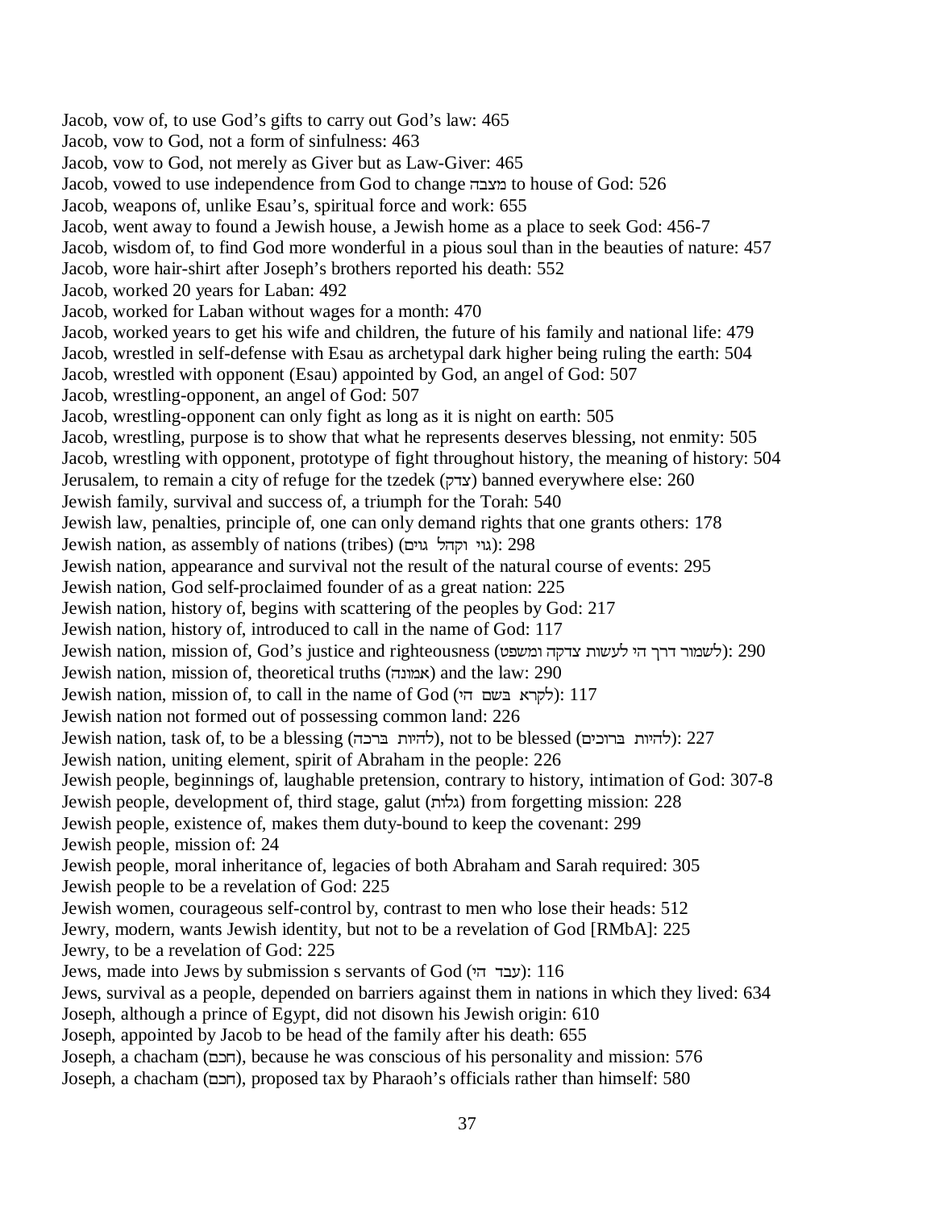Jacob, vow of, to use God’s gifts to carry out God’s law: 465
Jacob, vow to God, not a form of sinfulness: 463
Jacob, vow to God, not merely as Giver but as Law-Giver: 465
Jacob, vowed to use independence from God to change מצבה to house of God: 526
Jacob, weapons of, unlike Esau’s, spiritual force and work: 655
Jacob, went away to found a Jewish house, a Jewish home as a place to seek God: 456-7
Jacob, wisdom of, to find God more wonderful in a pious soul than in the beauties of nature: 457
Jacob, wore hair-shirt after Joseph’s brothers reported his death: 552
Jacob, worked 20 years for Laban: 492
Jacob, worked for Laban without wages for a month: 470
Jacob, worked years to get his wife and children, the future of his family and national life: 479
Jacob, wrestled in self-defense with Esau as archetypal dark higher being ruling the earth: 504
Jacob, wrestled with opponent (Esau) appointed by God, an angel of God: 507
Jacob, wrestling-opponent, an angel of God: 507
Jacob, wrestling-opponent can only fight as long as it is night on earth: 505
Jacob, wrestling, purpose is to show that what he represents deserves blessing, not enmity: 505
Jacob, wrestling with opponent, prototype of fight throughout history, the meaning of history: 504
Jerusalem, to remain a city of refuge for the tzedek (צדק) banned everywhere else: 260
Jewish family, survival and success of, a triumph for the Torah: 540
Jewish law, penalties, principle of, one can only demand rights that one grants others: 178
Jewish nation, as assembly of nations (tribes) (גוי וקהל גוים): 298
Jewish nation, appearance and survival not the result of the natural course of events: 295
Jewish nation, God self-proclaimed founder of as a great nation: 225
Jewish nation, history of, begins with scattering of the peoples by God: 217
Jewish nation, history of, introduced to call in the name of God: 117
Jewish nation, mission of, God’s justice and righteousness (לשמור דרך הי לעשות צדקה ומשפט): 290
Jewish nation, mission of, theoretical truths (אמונה) and the law: 290
Jewish nation, mission of, to call in the name of God (לקרא בשם הי): 117
Jewish nation not formed out of possessing common land: 226
Jewish nation, task of, to be a blessing (להיות ברכה), not to be blessed (להיות ברוכים): 227
Jewish nation, uniting element, spirit of Abraham in the people: 226
Jewish people, beginnings of, laughable pretension, contrary to history, intimation of God: 307-8
Jewish people, development of, third stage, galut (גלות) from forgetting mission: 228
Jewish people, existence of, makes them duty-bound to keep the covenant: 299
Jewish people, mission of: 24
Jewish people, moral inheritance of, legacies of both Abraham and Sarah required: 305
Jewish people to be a revelation of God: 225
Jewish women, courageous self-control by, contrast to men who lose their heads: 512
Jewry, modern, wants Jewish identity, but not to be a revelation of God [RMbA]: 225
Jewry, to be a revelation of God: 225
Jews, made into Jews by submission s servants of God (עבד הי): 116
Jews, survival as a people, depended on barriers against them in nations in which they lived: 634
Joseph, although a prince of Egypt, did not disown his Jewish origin: 610
Joseph, appointed by Jacob to be head of the family after his death: 655
Joseph, a chacham (חכם), because he was conscious of his personality and mission: 576
Joseph, a chacham (חכם), proposed tax by Pharaoh’s officials rather than himself: 580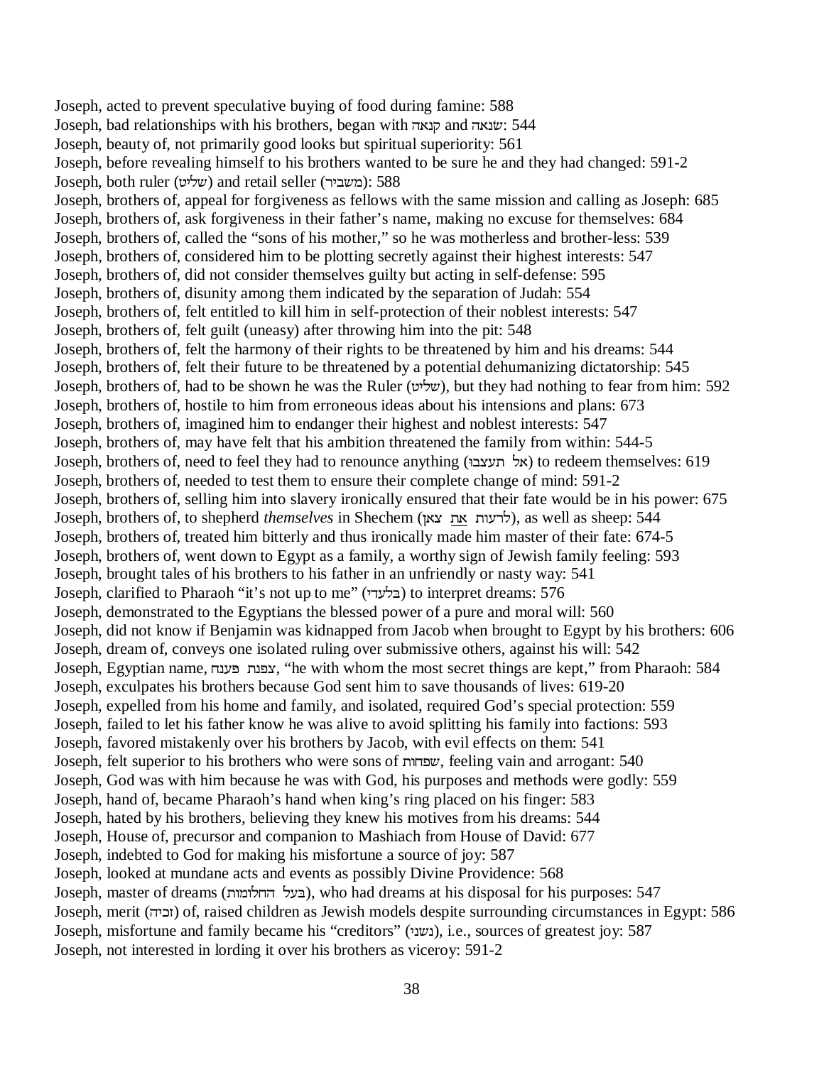Joseph, acted to prevent speculative buying of food during famine: 588
Joseph, bad relationships with his brothers, began with קנאה and שׂנאה: 544
Joseph, beauty of, not primarily good looks but spiritual superiority: 561
Joseph, before revealing himself to his brothers wanted to be sure he and they had changed: 591-2
Joseph, both ruler (שליט) and retail seller (משביר): 588
Joseph, brothers of, appeal for forgiveness as fellows with the same mission and calling as Joseph: 685
Joseph, brothers of, ask forgiveness in their father's name, making no excuse for themselves: 684
Joseph, brothers of, called the "sons of his mother," so he was motherless and brother-less: 539
Joseph, brothers of, considered him to be plotting secretly against their highest interests: 547
Joseph, brothers of, did not consider themselves guilty but acting in self-defense: 595
Joseph, brothers of, disunity among them indicated by the separation of Judah: 554
Joseph, brothers of, felt entitled to kill him in self-protection of their noblest interests: 547
Joseph, brothers of, felt guilt (uneasy) after throwing him into the pit: 548
Joseph, brothers of, felt the harmony of their rights to be threatened by him and his dreams: 544
Joseph, brothers of, felt their future to be threatened by a potential dehumanizing dictatorship: 545
Joseph, brothers of, had to be shown he was the Ruler (שליט), but they had nothing to fear from him: 592
Joseph, brothers of, hostile to him from erroneous ideas about his intensions and plans: 673
Joseph, brothers of, imagined him to endanger their highest and noblest interests: 547
Joseph, brothers of, may have felt that his ambition threatened the family from within: 544-5
Joseph, brothers of, need to feel they had to renounce anything (אל תעצבו) to redeem themselves: 619
Joseph, brothers of, needed to test them to ensure their complete change of mind: 591-2
Joseph, brothers of, selling him into slavery ironically ensured that their fate would be in his power: 675
Joseph, brothers of, to shepherd *themselves* in Shechem (לרעות את צאן), as well as sheep: 544
Joseph, brothers of, treated him bitterly and thus ironically made him master of their fate: 674-5
Joseph, brothers of, went down to Egypt as a family, a worthy sign of Jewish family feeling: 593
Joseph, brought tales of his brothers to his father in an unfriendly or nasty way: 541
Joseph, clarified to Pharaoh "it's not up to me" (בלעדי) to interpret dreams: 576
Joseph, demonstrated to the Egyptians the blessed power of a pure and moral will: 560
Joseph, did not know if Benjamin was kidnapped from Jacob when brought to Egypt by his brothers: 606
Joseph, dream of, conveys one isolated ruling over submissive others, against his will: 542
Joseph, Egyptian name, צפנת פענח, "he with whom the most secret things are kept," from Pharaoh: 584
Joseph, exculpates his brothers because God sent him to save thousands of lives: 619-20
Joseph, expelled from his home and family, and isolated, required God's special protection: 559
Joseph, failed to let his father know he was alive to avoid splitting his family into factions: 593
Joseph, favored mistakenly over his brothers by Jacob, with evil effects on them: 541
Joseph, felt superior to his brothers who were sons of שפחות, feeling vain and arrogant: 540
Joseph, God was with him because he was with God, his purposes and methods were godly: 559
Joseph, hand of, became Pharaoh's hand when king's ring placed on his finger: 583
Joseph, hated by his brothers, believing they knew his motives from his dreams: 544
Joseph, House of, precursor and companion to Mashiach from House of David: 677
Joseph, indebted to God for making his misfortune a source of joy: 587
Joseph, looked at mundane acts and events as possibly Divine Providence: 568
Joseph, master of dreams (בעל החלומות), who had dreams at his disposal for his purposes: 547
Joseph, merit (זכיה) of, raised children as Jewish models despite surrounding circumstances in Egypt: 586
Joseph, misfortune and family became his "creditors" (נשני), i.e., sources of greatest joy: 587
Joseph, not interested in lording it over his brothers as viceroy: 591-2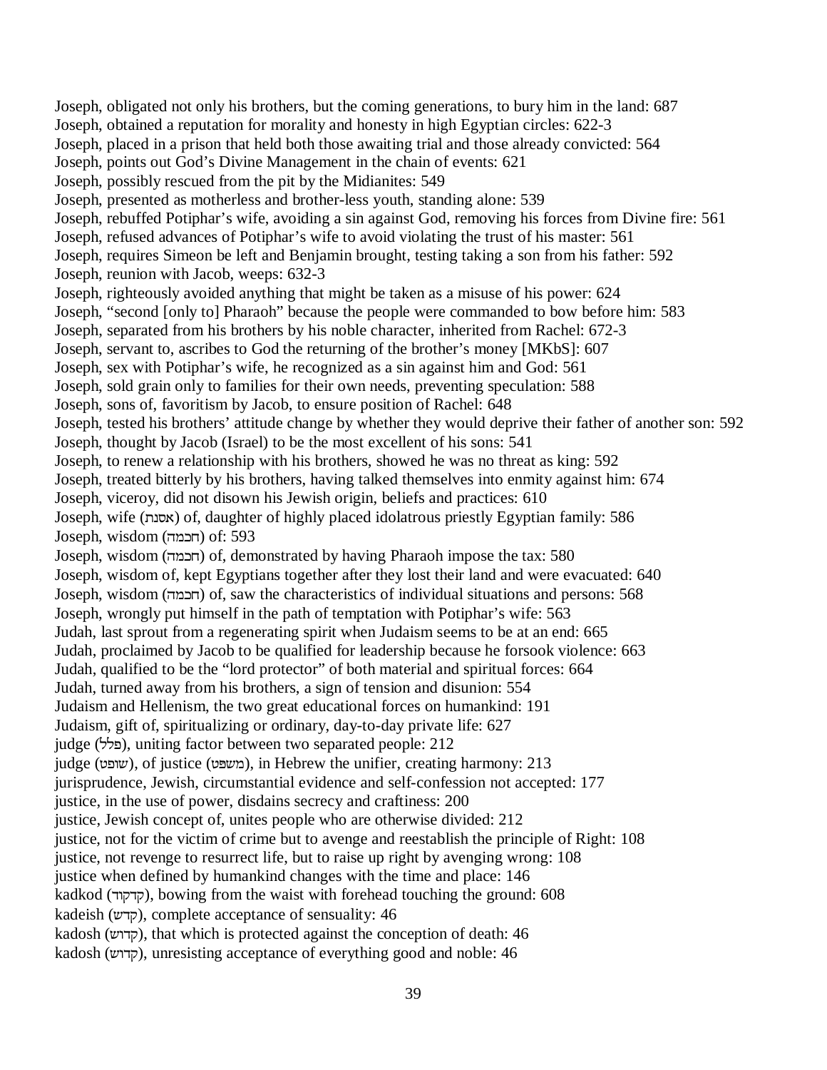Joseph, obligated not only his brothers, but the coming generations, to bury him in the land: 687
Joseph, obtained a reputation for morality and honesty in high Egyptian circles: 622-3
Joseph, placed in a prison that held both those awaiting trial and those already convicted: 564
Joseph, points out God's Divine Management in the chain of events: 621
Joseph, possibly rescued from the pit by the Midianites: 549
Joseph, presented as motherless and brother-less youth, standing alone: 539
Joseph, rebuffed Potiphar's wife, avoiding a sin against God, removing his forces from Divine fire: 561
Joseph, refused advances of Potiphar's wife to avoid violating the trust of his master: 561
Joseph, requires Simeon be left and Benjamin brought, testing taking a son from his father: 592
Joseph, reunion with Jacob, weeps: 632-3
Joseph, righteously avoided anything that might be taken as a misuse of his power: 624
Joseph, "second [only to] Pharaoh" because the people were commanded to bow before him: 583
Joseph, separated from his brothers by his noble character, inherited from Rachel: 672-3
Joseph, servant to, ascribes to God the returning of the brother's money [MKbS]: 607
Joseph, sex with Potiphar's wife, he recognized as a sin against him and God: 561
Joseph, sold grain only to families for their own needs, preventing speculation: 588
Joseph, sons of, favoritism by Jacob, to ensure position of Rachel: 648
Joseph, tested his brothers' attitude change by whether they would deprive their father of another son: 592
Joseph, thought by Jacob (Israel) to be the most excellent of his sons: 541
Joseph, to renew a relationship with his brothers, showed he was no threat as king: 592
Joseph, treated bitterly by his brothers, having talked themselves into enmity against him: 674
Joseph, viceroy, did not disown his Jewish origin, beliefs and practices: 610
Joseph, wife (אסנת) of, daughter of highly placed idolatrous priestly Egyptian family: 586
Joseph, wisdom (חכמה) of: 593
Joseph, wisdom (חכמה) of, demonstrated by having Pharaoh impose the tax: 580
Joseph, wisdom of, kept Egyptians together after they lost their land and were evacuated: 640
Joseph, wisdom (חכמה) of, saw the characteristics of individual situations and persons: 568
Joseph, wrongly put himself in the path of temptation with Potiphar's wife: 563
Judah, last sprout from a regenerating spirit when Judaism seems to be at an end: 665
Judah, proclaimed by Jacob to be qualified for leadership because he forsook violence: 663
Judah, qualified to be the "lord protector" of both material and spiritual forces: 664
Judah, turned away from his brothers, a sign of tension and disunion: 554
Judaism and Hellenism, the two great educational forces on humankind: 191
Judaism, gift of, spiritualizing or ordinary, day-to-day private life: 627
judge (פלל), uniting factor between two separated people: 212
judge (שופט), of justice (משפט), in Hebrew the unifier, creating harmony: 213
jurisprudence, Jewish, circumstantial evidence and self-confession not accepted: 177
justice, in the use of power, disdains secrecy and craftiness: 200
justice, Jewish concept of, unites people who are otherwise divided: 212
justice, not for the victim of crime but to avenge and reestablish the principle of Right: 108
justice, not revenge to resurrect life, but to raise up right by avenging wrong: 108
justice when defined by humankind changes with the time and place: 146
kadkod (קדקוד), bowing from the waist with forehead touching the ground: 608
kadeish (קדש), complete acceptance of sensuality: 46
kadosh (קדוש), that which is protected against the conception of death: 46
kadosh (קדוש), unresisting acceptance of everything good and noble: 46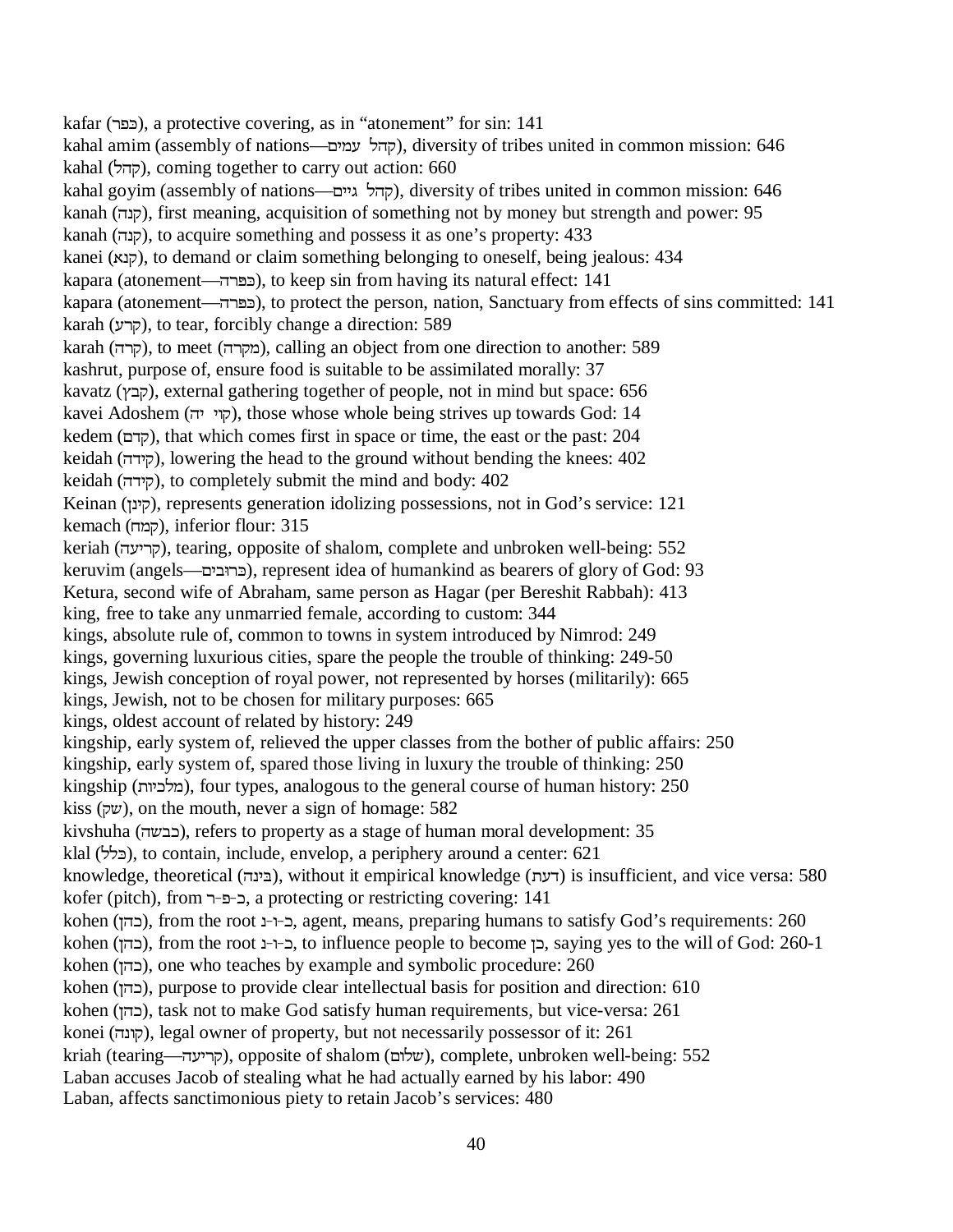kafar (כפר), a protective covering, as in "atonement" for sin: 141

kahal amim (assembly of nations—קהל עמים), diversity of tribes united in common mission: 646

kahal (קהל), coming together to carry out action: 660

kahal goyim (assembly of nations—קהל גיים), diversity of tribes united in common mission: 646

kanah (קנה), first meaning, acquisition of something not by money but strength and power: 95

kanah (קנה), to acquire something and possess it as one's property: 433

kanei (קנא), to demand or claim something belonging to oneself, being jealous: 434

kapara (atonement—כפרה), to keep sin from having its natural effect: 141

kapara (atonement—כפרה), to protect the person, nation, Sanctuary from effects of sins committed: 141

karah (קרע), to tear, forcibly change a direction: 589

karah (קרה), to meet (מקרה), calling an object from one direction to another: 589

kashrut, purpose of, ensure food is suitable to be assimilated morally: 37

kavatz (קבץ), external gathering together of people, not in mind but space: 656

kavei Adoshem (קוי יה), those whose whole being strives up towards God: 14

kedem (קדם), that which comes first in space or time, the east or the past: 204

keidah (קידה), lowering the head to the ground without bending the knees: 402

keidah (קידה), to completely submit the mind and body: 402

Keinan (קינן), represents generation idolizing possessions, not in God's service: 121

kemach (קמח), inferior flour: 315

keriah (קריעה), tearing, opposite of shalom, complete and unbroken well-being: 552

keruvim (angels—כרובים), represent idea of humankind as bearers of glory of God: 93

Ketura, second wife of Abraham, same person as Hagar (per Bereshit Rabbah): 413

king, free to take any unmarried female, according to custom: 344

kings, absolute rule of, common to towns in system introduced by Nimrod: 249

kings, governing luxurious cities, spare the people the trouble of thinking: 249-50

kings, Jewish conception of royal power, not represented by horses (militarily): 665

kings, Jewish, not to be chosen for military purposes: 665

kings, oldest account of related by history: 249

kingship, early system of, relieved the upper classes from the bother of public affairs: 250

kingship, early system of, spared those living in luxury the trouble of thinking: 250

kingship (מלכיות), four types, analogous to the general course of human history: 250

kiss (שק), on the mouth, never a sign of homage: 582

kivshuha (כבשה), refers to property as a stage of human moral development: 35

klal (כלל), to contain, include, envelop, a periphery around a center: 621

knowledge, theoretical (בינה), without it empirical knowledge (דעת) is insufficient, and vice versa: 580

kofer (pitch), from כ-פ-ר, a protecting or restricting covering: 141

kohen (כהן), from the root כ-ו-נ, agent, means, preparing humans to satisfy God's requirements: 260

kohen (כהן), from the root כ-ו-נ, to influence people to become כן, saying yes to the will of God: 260-1

kohen (כהן), one who teaches by example and symbolic procedure: 260

kohen (כהן), purpose to provide clear intellectual basis for position and direction: 610

kohen (כהן), task not to make God satisfy human requirements, but vice-versa: 261

konei (קונה), legal owner of property, but not necessarily possessor of it: 261

kriah (tearing—קריעה), opposite of shalom (שלום), complete, unbroken well-being: 552

Laban accuses Jacob of stealing what he had actually earned by his labor: 490

Laban, affects sanctimonious piety to retain Jacob's services: 480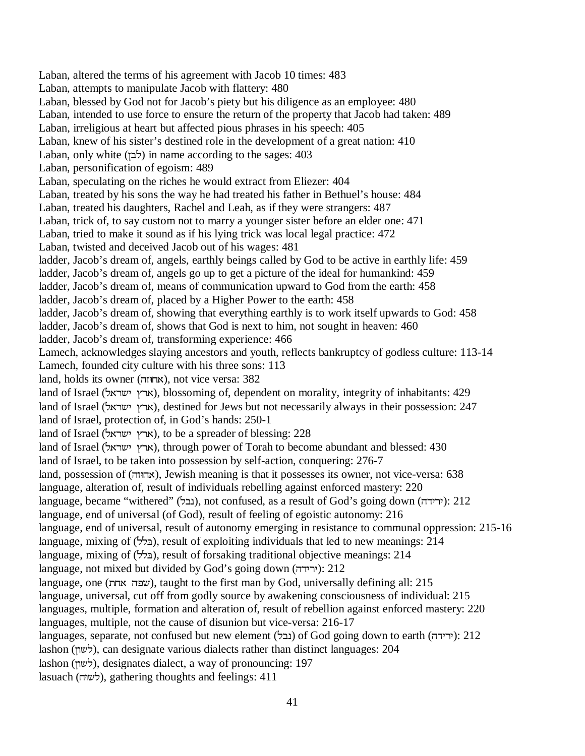Laban, altered the terms of his agreement with Jacob 10 times: 483
Laban, attempts to manipulate Jacob with flattery: 480
Laban, blessed by God not for Jacob's piety but his diligence as an employee: 480
Laban, intended to use force to ensure the return of the property that Jacob had taken: 489
Laban, irreligious at heart but affected pious phrases in his speech: 405
Laban, knew of his sister's destined role in the development of a great nation: 410
Laban, only white (לבן) in name according to the sages: 403
Laban, personification of egoism: 489
Laban, speculating on the riches he would extract from Eliezer: 404
Laban, treated by his sons the way he had treated his father in Bethuel's house: 484
Laban, treated his daughters, Rachel and Leah, as if they were strangers: 487
Laban, trick of, to say custom not to marry a younger sister before an elder one: 471
Laban, tried to make it sound as if his lying trick was local legal practice: 472
Laban, twisted and deceived Jacob out of his wages: 481
ladder, Jacob's dream of, angels, earthly beings called by God to be active in earthly life: 459
ladder, Jacob's dream of, angels go up to get a picture of the ideal for humankind: 459
ladder, Jacob's dream of, means of communication upward to God from the earth: 458
ladder, Jacob's dream of, placed by a Higher Power to the earth: 458
ladder, Jacob's dream of, showing that everything earthly is to work itself upwards to God: 458
ladder, Jacob's dream of, shows that God is next to him, not sought in heaven: 460
ladder, Jacob's dream of, transforming experience: 466
Lamech, acknowledges slaying ancestors and youth, reflects bankruptcy of godless culture: 113-14
Lamech, founded city culture with his three sons: 113
land, holds its owner (אחוזה), not vice versa: 382
land of Israel (ארץ ישראל), blossoming of, dependent on morality, integrity of inhabitants: 429
land of Israel (ארץ ישראל), destined for Jews but not necessarily always in their possession: 247
land of Israel, protection of, in God's hands: 250-1
land of Israel (ארץ ישראל), to be a spreader of blessing: 228
land of Israel (ארץ ישראל), through power of Torah to become abundant and blessed: 430
land of Israel, to be taken into possession by self-action, conquering: 276-7
land, possession of (אחוזה), Jewish meaning is that it possesses its owner, not vice-versa: 638
language, alteration of, result of individuals rebelling against enforced mastery: 220
language, became "withered" (נבל), not confused, as a result of God's going down (ירידה): 212
language, end of universal (of God), result of feeling of egoistic autonomy: 216
language, end of universal, result of autonomy emerging in resistance to communal oppression: 215-16
language, mixing of (בלל), result of exploiting individuals that led to new meanings: 214
language, mixing of (בלל), result of forsaking traditional objective meanings: 214
language, not mixed but divided by God's going down (ירידה): 212
language, one (שפה אחת), taught to the first man by God, universally defining all: 215
language, universal, cut off from godly source by awakening consciousness of individual: 215
languages, multiple, formation and alteration of, result of rebellion against enforced mastery: 220
languages, multiple, not the cause of disunion but vice-versa: 216-17
languages, separate, not confused but new element (נבל) of God going down to earth (ירידה): 212
lashon (לשון), can designate various dialects rather than distinct languages: 204
lashon (לשון), designates dialect, a way of pronouncing: 197
lasuach (לשוח), gathering thoughts and feelings: 411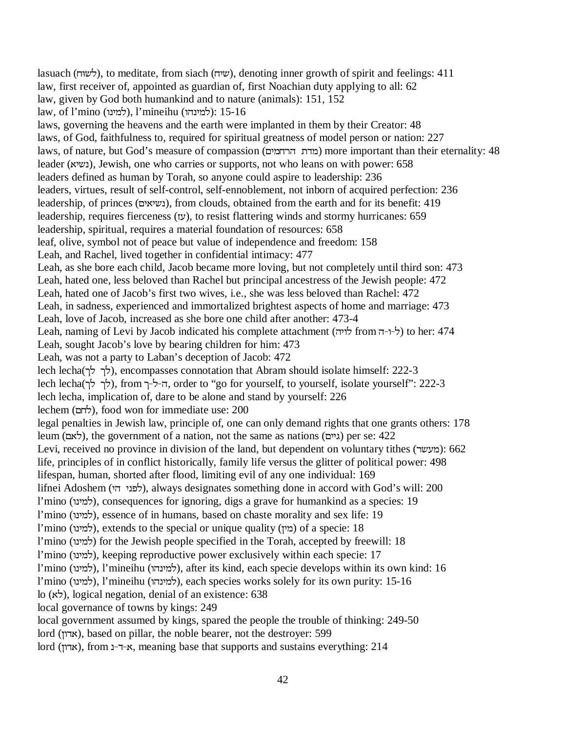lasuach (לשוח), to meditate, from siach (שיח), denoting inner growth of spirit and feelings: 411
law, first receiver of, appointed as guardian of, first Noachian duty applying to all: 62
law, given by God both humankind and to nature (animals): 151, 152
law, of l'mino (למינו), l'mineihu (למינהו): 15-16
laws, governing the heavens and the earth were implanted in them by their Creator: 48
laws, of God, faithfulness to, required for spiritual greatness of model person or nation: 227
laws, of nature, but God's measure of compassion (מדת הרחמים) more important than their eternality: 48
leader (נשיא), Jewish, one who carries or supports, not who leans on with power: 658
leaders defined as human by Torah, so anyone could aspire to leadership: 236
leaders, virtues, result of self-control, self-ennoblement, not inborn of acquired perfection: 236
leadership, of princes (נשיאים), from clouds, obtained from the earth and for its benefit: 419
leadership, requires fierceness (עז), to resist flattering winds and stormy hurricanes: 659
leadership, spiritual, requires a material foundation of resources: 658
leaf, olive, symbol not of peace but value of independence and freedom: 158
Leah, and Rachel, lived together in confidential intimacy: 477
Leah, as she bore each child, Jacob became more loving, but not completely until third son: 473
Leah, hated one, less beloved than Rachel but principal ancestress of the Jewish people: 472
Leah, hated one of Jacob's first two wives, i.e., she was less beloved than Rachel: 472
Leah, in sadness, experienced and immortalized brightest aspects of home and marriage: 473
Leah, love of Jacob, increased as she bore one child after another: 473-4
Leah, naming of Levi by Jacob indicated his complete attachment (לויה from ל-ו-ה) to her: 474
Leah, sought Jacob's love by bearing children for him: 473
Leah, was not a party to Laban's deception of Jacob: 472
lech lecha(לך לך), encompasses connotation that Abram should isolate himself: 222-3
lech lecha(לך לך), from ה-ל-ך, order to "go for yourself, to yourself, isolate yourself": 222-3
lech lecha, implication of, dare to be alone and stand by yourself: 226
lechem (לחם), food won for immediate use: 200
legal penalties in Jewish law, principle of, one can only demand rights that one grants others: 178
leum (לאם), the government of a nation, not the same as nations (גיים) per se: 422
Levi, received no province in division of the land, but dependent on voluntary tithes (מעשר): 662
life, principles of in conflict historically, family life versus the glitter of political power: 498
lifespan, human, shorted after flood, limiting evil of any one individual: 169
lifnei Adoshem (לפני הי), always designates something done in accord with God's will: 200
l'mino (למינו), consequences for ignoring, digs a grave for humankind as a species: 19
l'mino (למינו), essence of in humans, based on chaste morality and sex life: 19
l'mino (למינו), extends to the special or unique quality (מין) of a specie: 18
l'mino (למינו) for the Jewish people specified in the Torah, accepted by freewill: 18
l'mino (למינו), keeping reproductive power exclusively within each specie: 17
l'mino (למינו), l'mineihu (למינהו), after its kind, each specie develops within its own kind: 16
l'mino (למינו), l'mineihu (למינהו), each species works solely for its own purity: 15-16
lo (לא), logical negation, denial of an existence: 638
local governance of towns by kings: 249
local government assumed by kings, spared the people the trouble of thinking: 249-50
lord (אדון), based on pillar, the noble bearer, not the destroyer: 599
lord (אדון), from א-ד-נ, meaning base that supports and sustains everything: 214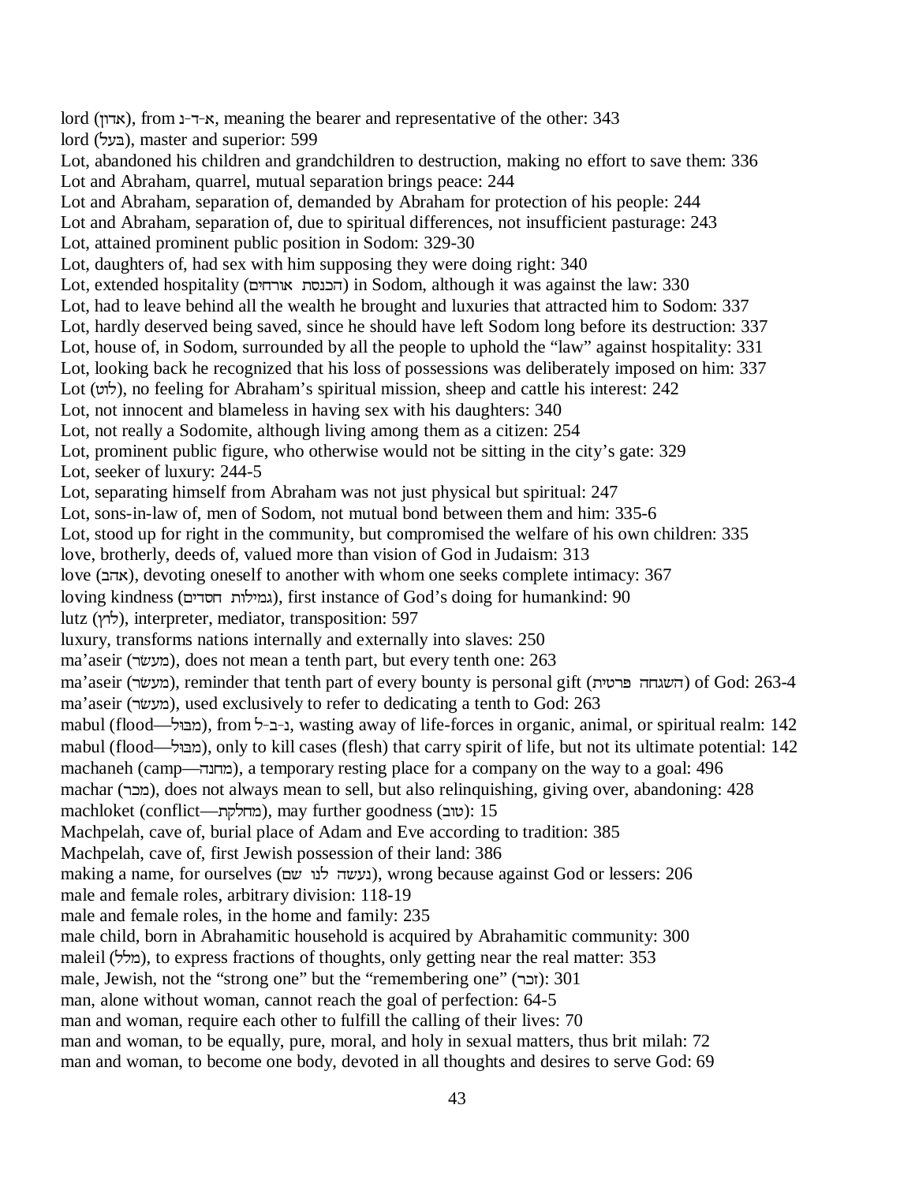lord (אדון), from א-ד-נ, meaning the bearer and representative of the other: 343
lord (בעל), master and superior: 599
Lot, abandoned his children and grandchildren to destruction, making no effort to save them: 336
Lot and Abraham, quarrel, mutual separation brings peace: 244
Lot and Abraham, separation of, demanded by Abraham for protection of his people: 244
Lot and Abraham, separation of, due to spiritual differences, not insufficient pasturage: 243
Lot, attained prominent public position in Sodom: 329-30
Lot, daughters of, had sex with him supposing they were doing right: 340
Lot, extended hospitality (הכנסת אורחים) in Sodom, although it was against the law: 330
Lot, had to leave behind all the wealth he brought and luxuries that attracted him to Sodom: 337
Lot, hardly deserved being saved, since he should have left Sodom long before its destruction: 337
Lot, house of, in Sodom, surrounded by all the people to uphold the "law" against hospitality: 331
Lot, looking back he recognized that his loss of possessions was deliberately imposed on him: 337
Lot (לוט), no feeling for Abraham's spiritual mission, sheep and cattle his interest: 242
Lot, not innocent and blameless in having sex with his daughters: 340
Lot, not really a Sodomite, although living among them as a citizen: 254
Lot, prominent public figure, who otherwise would not be sitting in the city's gate: 329
Lot, seeker of luxury: 244-5
Lot, separating himself from Abraham was not just physical but spiritual: 247
Lot, sons-in-law of, men of Sodom, not mutual bond between them and him: 335-6
Lot, stood up for right in the community, but compromised the welfare of his own children: 335
love, brotherly, deeds of, valued more than vision of God in Judaism: 313
love (אהב), devoting oneself to another with whom one seeks complete intimacy: 367
loving kindness (גמילות חסדים), first instance of God's doing for humankind: 90
lutz (לוץ), interpreter, mediator, transposition: 597
luxury, transforms nations internally and externally into slaves: 250
ma'aseir (מעשׂר), does not mean a tenth part, but every tenth one: 263
ma'aseir (מעשׂר), reminder that tenth part of every bounty is personal gift (השגחה פרטית) of God: 263-4
ma'aseir (מעשׂר), used exclusively to refer to dedicating a tenth to God: 263
mabul (flood—מבול), from נ-ב-ל, wasting away of life-forces in organic, animal, or spiritual realm: 142
mabul (flood—מבול), only to kill cases (flesh) that carry spirit of life, but not its ultimate potential: 142
machaneh (camp—מחנה), a temporary resting place for a company on the way to a goal: 496
machar (מכר), does not always mean to sell, but also relinquishing, giving over, abandoning: 428
machloket (conflict—מחלקת), may further goodness (טוב): 15
Machpelah, cave of, burial place of Adam and Eve according to tradition: 385
Machpelah, cave of, first Jewish possession of their land: 386
making a name, for ourselves (נעשה לנו שם), wrong because against God or lessers: 206
male and female roles, arbitrary division: 118-19
male and female roles, in the home and family: 235
male child, born in Abrahamitic household is acquired by Abrahamitic community: 300
maleil (מלל), to express fractions of thoughts, only getting near the real matter: 353
male, Jewish, not the "strong one" but the "remembering one" (זכר): 301
man, alone without woman, cannot reach the goal of perfection: 64-5
man and woman, require each other to fulfill the calling of their lives: 70
man and woman, to be equally, pure, moral, and holy in sexual matters, thus brit milah: 72
man and woman, to become one body, devoted in all thoughts and desires to serve God: 69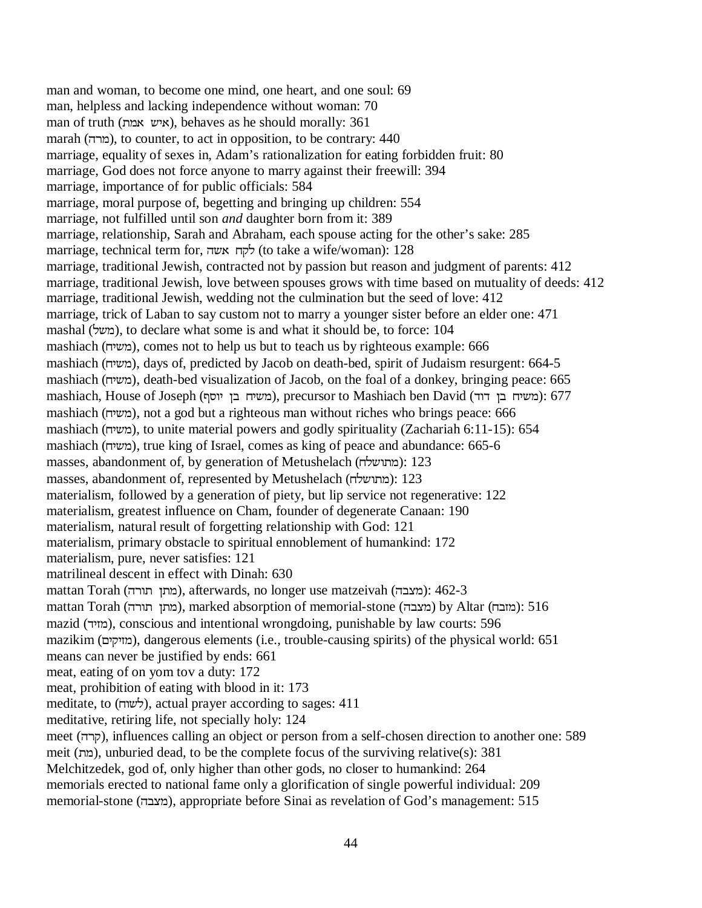man and woman, to become one mind, one heart, and one soul: 69
man, helpless and lacking independence without woman: 70
man of truth (איש אמת), behaves as he should morally: 361
marah (מרה), to counter, to act in opposition, to be contrary: 440
marriage, equality of sexes in, Adam's rationalization for eating forbidden fruit: 80
marriage, God does not force anyone to marry against their freewill: 394
marriage, importance of for public officials: 584
marriage, moral purpose of, begetting and bringing up children: 554
marriage, not fulfilled until son *and* daughter born from it: 389
marriage, relationship, Sarah and Abraham, each spouse acting for the other's sake: 285
marriage, technical term for, לקח אשה (to take a wife/woman): 128
marriage, traditional Jewish, contracted not by passion but reason and judgment of parents: 412
marriage, traditional Jewish, love between spouses grows with time based on mutuality of deeds: 412
marriage, traditional Jewish, wedding not the culmination but the seed of love: 412
marriage, trick of Laban to say custom not to marry a younger sister before an elder one: 471
mashal (משל), to declare what some is and what it should be, to force: 104
mashiach (משיח), comes not to help us but to teach us by righteous example: 666
mashiach (משיח), days of, predicted by Jacob on death-bed, spirit of Judaism resurgent: 664-5
mashiach (משיח), death-bed visualization of Jacob, on the foal of a donkey, bringing peace: 665
mashiach, House of Joseph (משיח בן יוסף), precursor to Mashiach ben David (משיח בן דוד): 677
mashiach (משיח), not a god but a righteous man without riches who brings peace: 666
mashiach (משיח), to unite material powers and godly spirituality (Zachariah 6:11-15): 654
mashiach (משיח), true king of Israel, comes as king of peace and abundance: 665-6
masses, abandonment of, by generation of Metushelach (מתושלח): 123
masses, abandonment of, represented by Metushelach (מתושלח): 123
materialism, followed by a generation of piety, but lip service not regenerative: 122
materialism, greatest influence on Cham, founder of degenerate Canaan: 190
materialism, natural result of forgetting relationship with God: 121
materialism, primary obstacle to spiritual ennoblement of humankind: 172
materialism, pure, never satisfies: 121
matrilineal descent in effect with Dinah: 630
mattan Torah (מתן תורה), afterwards, no longer use matzeivah (מצבה): 462-3
mattan Torah (מתן תורה), marked absorption of memorial-stone (מצבה) by Altar (מזבח): 516
mazid (מזיד), conscious and intentional wrongdoing, punishable by law courts: 596
mazikim (מזיקים), dangerous elements (i.e., trouble-causing spirits) of the physical world: 651
means can never be justified by ends: 661
meat, eating of on yom tov a duty: 172
meat, prohibition of eating with blood in it: 173
meditate, to (לשוח), actual prayer according to sages: 411
meditative, retiring life, not specially holy: 124
meet (קרה), influences calling an object or person from a self-chosen direction to another one: 589
meit (מת), unburied dead, to be the complete focus of the surviving relative(s): 381
Melchitzedek, god of, only higher than other gods, no closer to humankind: 264
memorials erected to national fame only a glorification of single powerful individual: 209
memorial-stone (מצבה), appropriate before Sinai as revelation of God's management: 515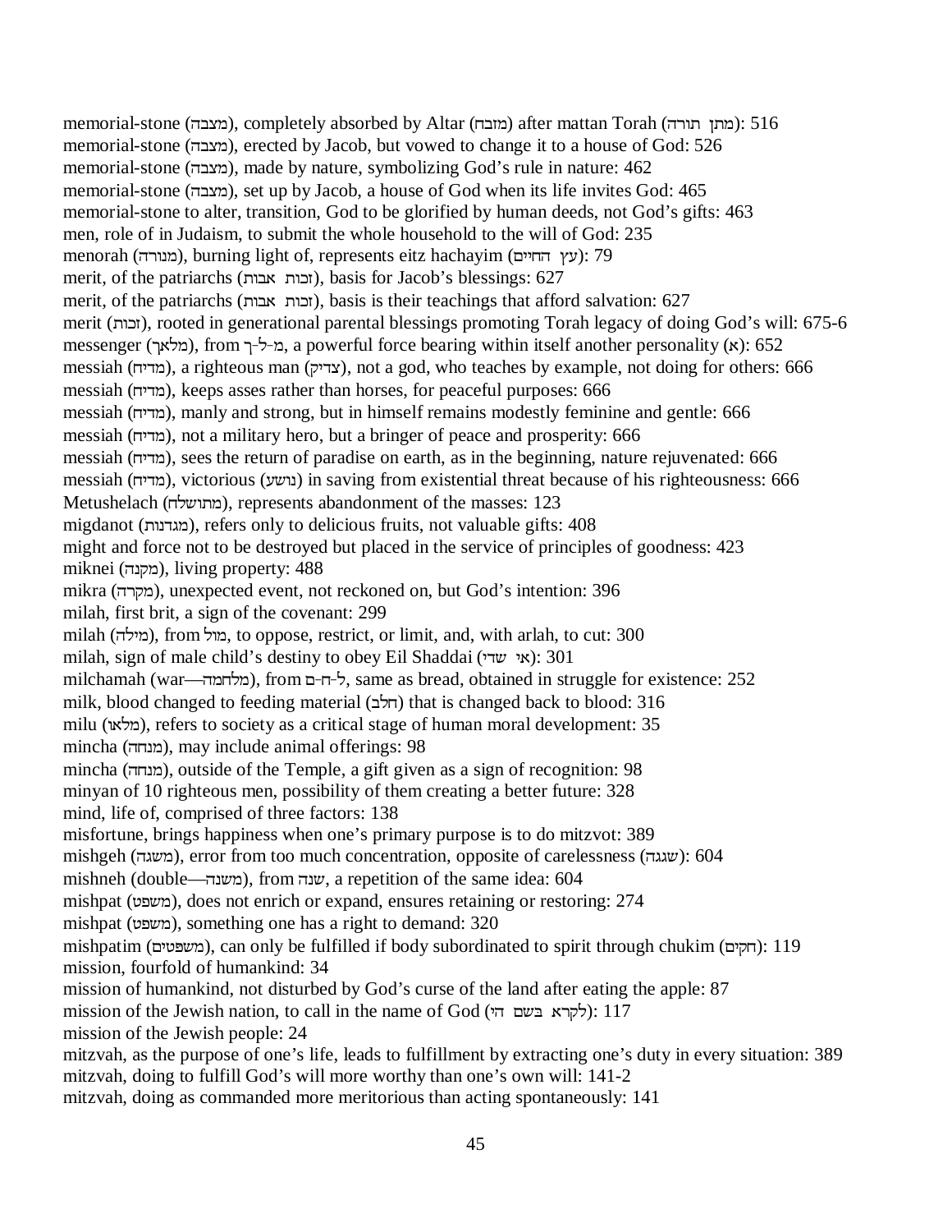memorial-stone (מצבה), completely absorbed by Altar (מזבח) after mattan Torah (מתן תורה): 516
memorial-stone (מצבה), erected by Jacob, but vowed to change it to a house of God: 526
memorial-stone (מצבה), made by nature, symbolizing God's rule in nature: 462
memorial-stone (מצבה), set up by Jacob, a house of God when its life invites God: 465
memorial-stone to alter, transition, God to be glorified by human deeds, not God's gifts: 463
men, role of in Judaism, to submit the whole household to the will of God: 235
menorah (מנורה), burning light of, represents eitz hachayim (עץ החיים): 79
merit, of the patriarchs (זכות אבות), basis for Jacob's blessings: 627
merit, of the patriarchs (זכות אבות), basis is their teachings that afford salvation: 627
merit (זכות), rooted in generational parental blessings promoting Torah legacy of doing God's will: 675-6
messenger (מלאך), from מ-ל-ך, a powerful force bearing within itself another personality (א): 652
messiah (מדיח), a righteous man (צדיק), not a god, who teaches by example, not doing for others: 666
messiah (מדיח), keeps asses rather than horses, for peaceful purposes: 666
messiah (מדיח), manly and strong, but in himself remains modestly feminine and gentle: 666
messiah (מדיח), not a military hero, but a bringer of peace and prosperity: 666
messiah (מדיח), sees the return of paradise on earth, as in the beginning, nature rejuvenated: 666
messiah (מדיח), victorious (נושע) in saving from existential threat because of his righteousness: 666
Metushelach (מתושלח), represents abandonment of the masses: 123
migdanot (מגדנות), refers only to delicious fruits, not valuable gifts: 408
might and force not to be destroyed but placed in the service of principles of goodness: 423
miknei (מקנה), living property: 488
mikra (מקרה), unexpected event, not reckoned on, but God's intention: 396
milah, first brit, a sign of the covenant: 299
milah (מילה), from מול, to oppose, restrict, or limit, and, with arlah, to cut: 300
milah, sign of male child's destiny to obey Eil Shaddai (אי שדי): 301
milchamah (war—מלחמה), from ל-ח-ם, same as bread, obtained in struggle for existence: 252
milk, blood changed to feeding material (חלב) that is changed back to blood: 316
milu (מלאו), refers to society as a critical stage of human moral development: 35
mincha (מנחה), may include animal offerings: 98
mincha (מנחה), outside of the Temple, a gift given as a sign of recognition: 98
minyan of 10 righteous men, possibility of them creating a better future: 328
mind, life of, comprised of three factors: 138
misfortune, brings happiness when one's primary purpose is to do mitzvot: 389
mishgeh (משגה), error from too much concentration, opposite of carelessness (שגגה): 604
mishneh (double—משנה), from שנה, a repetition of the same idea: 604
mishpat (משפט), does not enrich or expand, ensures retaining or restoring: 274
mishpat (משפט), something one has a right to demand: 320
mishpatim (משפטים), can only be fulfilled if body subordinated to spirit through chukim (חקים): 119
mission, fourfold of humankind: 34
mission of humankind, not disturbed by God's curse of the land after eating the apple: 87
mission of the Jewish nation, to call in the name of God (לקרא בשם הי): 117
mission of the Jewish people: 24
mitzvah, as the purpose of one's life, leads to fulfillment by extracting one's duty in every situation: 389
mitzvah, doing to fulfill God's will more worthy than one's own will: 141-2
mitzvah, doing as commanded more meritorious than acting spontaneously: 141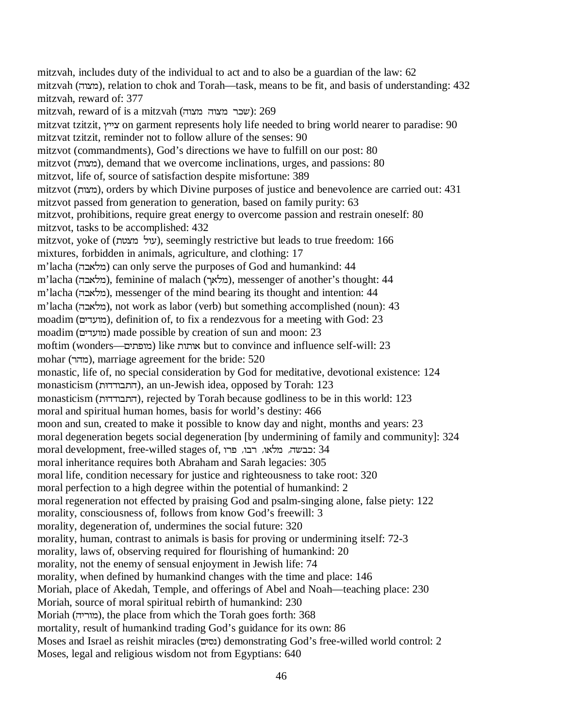mitzvah, includes duty of the individual to act and to also be a guardian of the law: 62
mitzvah (מצוה), relation to chok and Torah—task, means to be fit, and basis of understanding: 432
mitzvah, reward of: 377
mitzvah, reward of is a mitzvah (שכר מצוה מצוה): 269
mitzvat tzitzit, צייץ on garment represents holy life needed to bring world nearer to paradise: 90
mitzvat tzitzit, reminder not to follow allure of the senses: 90
mitzvot (commandments), God's directions we have to fulfill on our post: 80
mitzvot (מצות), demand that we overcome inclinations, urges, and passions: 80
mitzvot, life of, source of satisfaction despite misfortune: 389
mitzvot (מצות), orders by which Divine purposes of justice and benevolence are carried out: 431
mitzvot passed from generation to generation, based on family purity: 63
mitzvot, prohibitions, require great energy to overcome passion and restrain oneself: 80
mitzvot, tasks to be accomplished: 432
mitzvot, yoke of (עול מצות), seemingly restrictive but leads to true freedom: 166
mixtures, forbidden in animals, agriculture, and clothing: 17
m'lacha (מלאכה) can only serve the purposes of God and humankind: 44
m'lacha (מלאכה), feminine of malach (מלאך), messenger of another's thought: 44
m'lacha (מלאכה), messenger of the mind bearing its thought and intention: 44
m'lacha (מלאכה), not work as labor (verb) but something accomplished (noun): 43
moadim (מועדים), definition of, to fix a rendezvous for a meeting with God: 23
moadim (מועדים) made possible by creation of sun and moon: 23
moftim (wonders—מופתים) like אותות but to convince and influence self-will: 23
mohar (מהר), marriage agreement for the bride: 520
monastic, life of, no special consideration by God for meditative, devotional existence: 124
monasticism (התבודדות), an un-Jewish idea, opposed by Torah: 123
monasticism (התבודדות), rejected by Torah because godliness to be in this world: 123
moral and spiritual human homes, basis for world's destiny: 466
moon and sun, created to make it possible to know day and night, months and years: 23
moral degeneration begets social degeneration [by undermining of family and community]: 324
moral development, free-willed stages of, פרו, רבו, מלאו, כבשה: 34
moral inheritance requires both Abraham and Sarah legacies: 305
moral life, condition necessary for justice and righteousness to take root: 320
moral perfection to a high degree within the potential of humankind: 2
moral regeneration not effected by praising God and psalm-singing alone, false piety: 122
morality, consciousness of, follows from know God's freewill: 3
morality, degeneration of, undermines the social future: 320
morality, human, contrast to animals is basis for proving or undermining itself: 72-3
morality, laws of, observing required for flourishing of humankind: 20
morality, not the enemy of sensual enjoyment in Jewish life: 74
morality, when defined by humankind changes with the time and place: 146
Moriah, place of Akedah, Temple, and offerings of Abel and Noah—teaching place: 230
Moriah, source of moral spiritual rebirth of humankind: 230
Moriah (מוריה), the place from which the Torah goes forth: 368
mortality, result of humankind trading God's guidance for its own: 86
Moses and Israel as reishit miracles (נסים) demonstrating God's free-willed world control: 2
Moses, legal and religious wisdom not from Egyptians: 640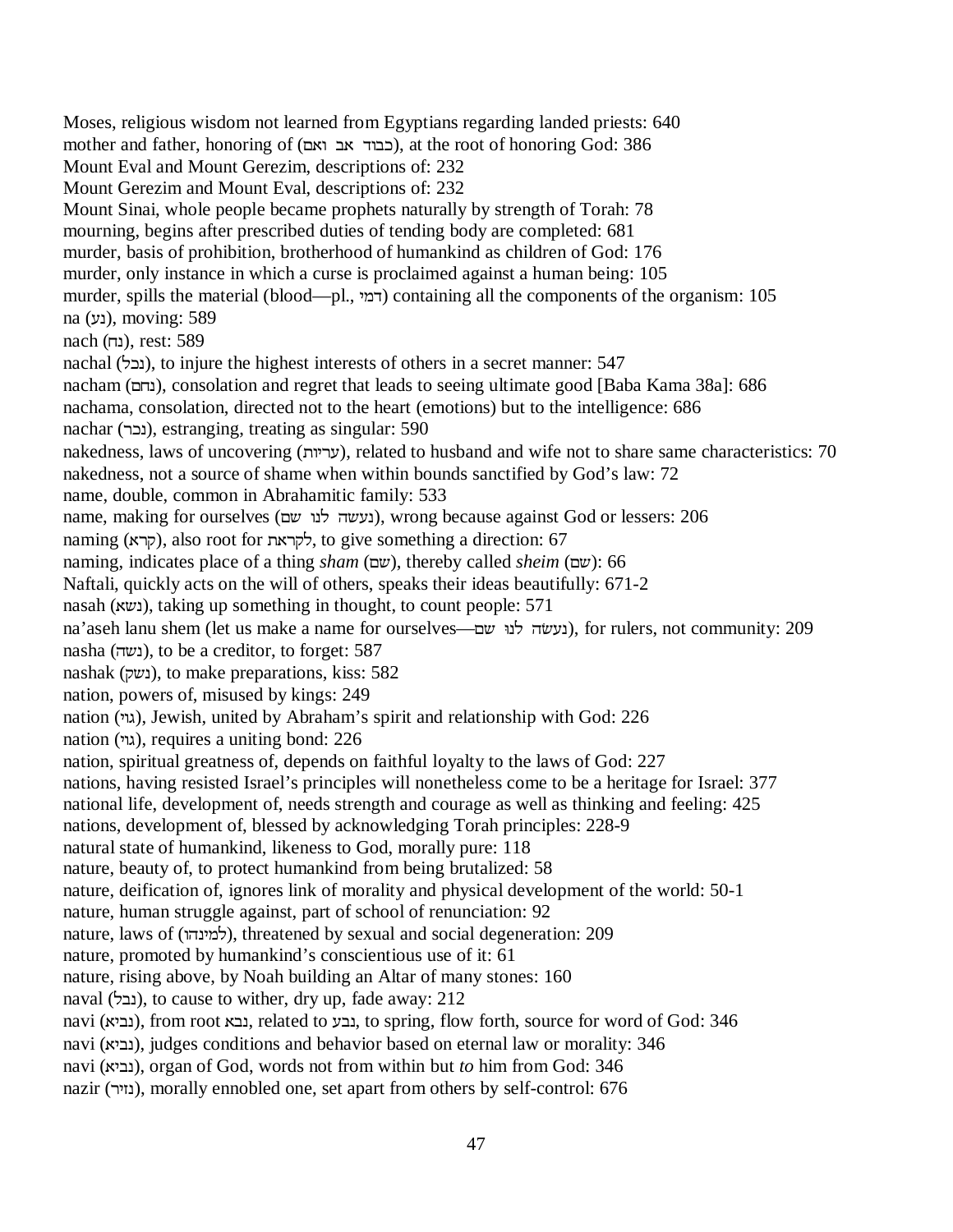Moses, religious wisdom not learned from Egyptians regarding landed priests: 640
mother and father, honoring of (כבוד אב ואם), at the root of honoring God: 386
Mount Eval and Mount Gerezim, descriptions of: 232
Mount Gerezim and Mount Eval, descriptions of: 232
Mount Sinai, whole people became prophets naturally by strength of Torah: 78
mourning, begins after prescribed duties of tending body are completed: 681
murder, basis of prohibition, brotherhood of humankind as children of God: 176
murder, only instance in which a curse is proclaimed against a human being: 105
murder, spills the material (blood—pl., דמי) containing all the components of the organism: 105
na (נע), moving: 589
nach (נח), rest: 589
nachal (נכל), to injure the highest interests of others in a secret manner: 547
nacham (נחם), consolation and regret that leads to seeing ultimate good [Baba Kama 38a]: 686
nachama, consolation, directed not to the heart (emotions) but to the intelligence: 686
nachar (נכר), estranging, treating as singular: 590
nakedness, laws of uncovering (עריות), related to husband and wife not to share same characteristics: 70
nakedness, not a source of shame when within bounds sanctified by God's law: 72
name, double, common in Abrahamitic family: 533
name, making for ourselves (נעשה לנו שם), wrong because against God or lessers: 206
naming (קרא), also root for לקראת, to give something a direction: 67
naming, indicates place of a thing *sham* (שם), thereby called *sheim* (שם): 66
Naftali, quickly acts on the will of others, speaks their ideas beautifully: 671-2
nasah (נשא), taking up something in thought, to count people: 571
na'aseh lanu shem (let us make a name for ourselves—נעשה לנו שם), for rulers, not community: 209
nasha (נשה), to be a creditor, to forget: 587
nashak (נשק), to make preparations, kiss: 582
nation, powers of, misused by kings: 249
nation (גוי), Jewish, united by Abraham's spirit and relationship with God: 226
nation (גוי), requires a uniting bond: 226
nation, spiritual greatness of, depends on faithful loyalty to the laws of God: 227
nations, having resisted Israel's principles will nonetheless come to be a heritage for Israel: 377
national life, development of, needs strength and courage as well as thinking and feeling: 425
nations, development of, blessed by acknowledging Torah principles: 228-9
natural state of humankind, likeness to God, morally pure: 118
nature, beauty of, to protect humankind from being brutalized: 58
nature, deification of, ignores link of morality and physical development of the world: 50-1
nature, human struggle against, part of school of renunciation: 92
nature, laws of (למינהו), threatened by sexual and social degeneration: 209
nature, promoted by humankind's conscientious use of it: 61
nature, rising above, by Noah building an Altar of many stones: 160
naval (נבל), to cause to wither, dry up, fade away: 212
navi (נביא), from root נבא, related to נבע, to spring, flow forth, source for word of God: 346
navi (נביא), judges conditions and behavior based on eternal law or morality: 346
navi (נביא), organ of God, words not from within but *to* him from God: 346
nazir (נזיר), morally ennobled one, set apart from others by self-control: 676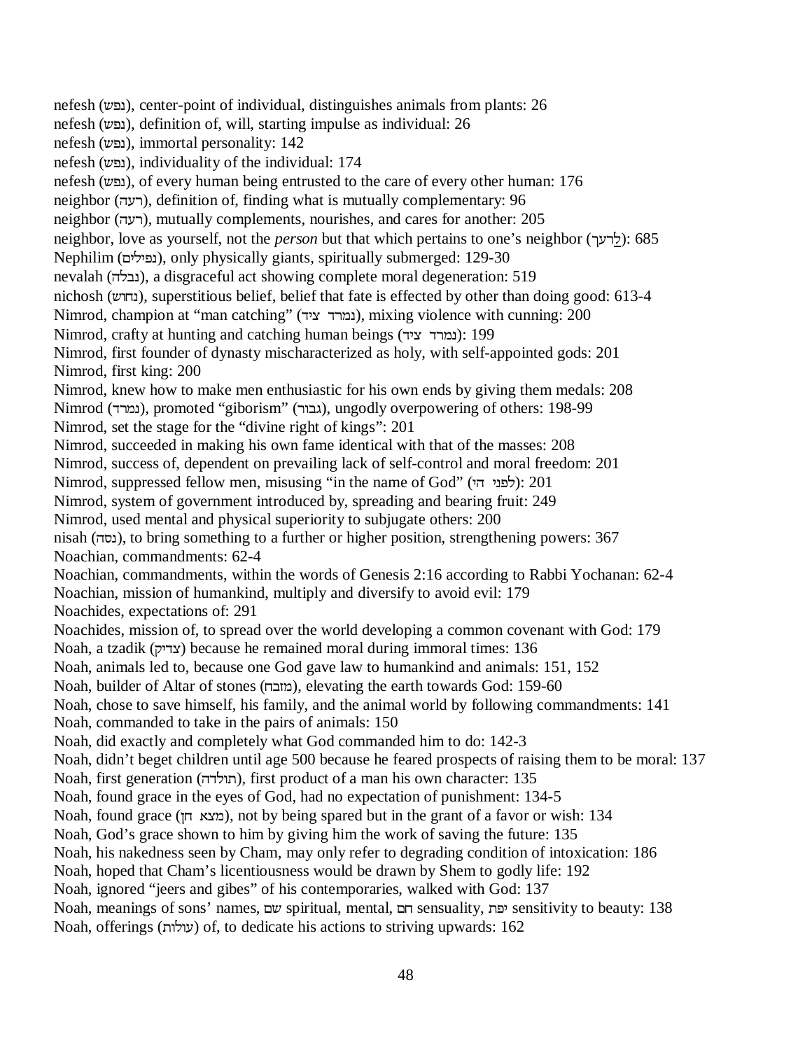nefesh (נפש), center-point of individual, distinguishes animals from plants: 26

nefesh (נפש), definition of, will, starting impulse as individual: 26

nefesh (נפש), immortal personality: 142

nefesh (נפש), individuality of the individual: 174

nefesh (נפש), of every human being entrusted to the care of every other human: 176

neighbor (רעה), definition of, finding what is mutually complementary: 96

neighbor (רעה), mutually complements, nourishes, and cares for another: 205

neighbor, love as yourself, not the *person* but that which pertains to one's neighbor (לְרֵעֲךָ): 685

Nephilim (נפילים), only physically giants, spiritually submerged: 129-30

nevalah (נבלה), a disgraceful act showing complete moral degeneration: 519

nichosh (נחוש), superstitious belief, belief that fate is effected by other than doing good: 613-4

Nimrod, champion at "man catching" (נמרד ציד), mixing violence with cunning: 200

Nimrod, crafty at hunting and catching human beings (נמרד ציד): 199

Nimrod, first founder of dynasty mischaracterized as holy, with self-appointed gods: 201

Nimrod, first king: 200

Nimrod, knew how to make men enthusiastic for his own ends by giving them medals: 208

Nimrod (נמרד), promoted "giborism" (גבור), ungodly overpowering of others: 198-99

Nimrod, set the stage for the "divine right of kings": 201

Nimrod, succeeded in making his own fame identical with that of the masses: 208

Nimrod, success of, dependent on prevailing lack of self-control and moral freedom: 201

Nimrod, suppressed fellow men, misusing "in the name of God" (לפני הי): 201

Nimrod, system of government introduced by, spreading and bearing fruit: 249

Nimrod, used mental and physical superiority to subjugate others: 200

nisah (נסה), to bring something to a further or higher position, strengthening powers: 367

Noachian, commandments: 62-4

Noachian, commandments, within the words of Genesis 2:16 according to Rabbi Yochanan: 62-4

Noachian, mission of humankind, multiply and diversify to avoid evil: 179

Noachides, expectations of: 291

Noachides, mission of, to spread over the world developing a common covenant with God: 179

Noah, a tzadik (צדיק) because he remained moral during immoral times: 136

Noah, animals led to, because one God gave law to humankind and animals: 151, 152

Noah, builder of Altar of stones (מזבח), elevating the earth towards God: 159-60

Noah, chose to save himself, his family, and the animal world by following commandments: 141

Noah, commanded to take in the pairs of animals: 150

Noah, did exactly and completely what God commanded him to do: 142-3

Noah, didn't beget children until age 500 because he feared prospects of raising them to be moral: 137

Noah, first generation (תולדה), first product of a man his own character: 135

Noah, found grace in the eyes of God, had no expectation of punishment: 134-5

Noah, found grace (מצא חן), not by being spared but in the grant of a favor or wish: 134

Noah, God's grace shown to him by giving him the work of saving the future: 135

Noah, his nakedness seen by Cham, may only refer to degrading condition of intoxication: 186

Noah, hoped that Cham's licentiousness would be drawn by Shem to godly life: 192

Noah, ignored "jeers and gibes" of his contemporaries, walked with God: 137

Noah, meanings of sons' names, שם spiritual, mental, חם sensuality, יפת sensitivity to beauty: 138

Noah, offerings (עולות) of, to dedicate his actions to striving upwards: 162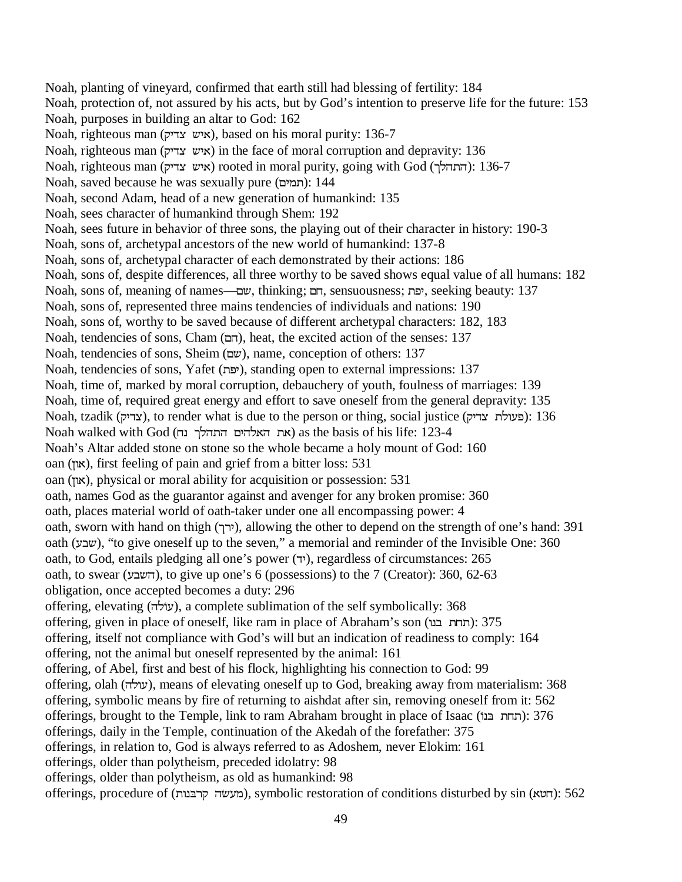Noah, planting of vineyard, confirmed that earth still had blessing of fertility: 184

Noah, protection of, not assured by his acts, but by God's intention to preserve life for the future: 153

Noah, purposes in building an altar to God: 162

Noah, righteous man (איש צדיק), based on his moral purity: 136-7

Noah, righteous man (איש צדיק) in the face of moral corruption and depravity: 136

Noah, righteous man (איש צדיק) rooted in moral purity, going with God (התהלך): 136-7

Noah, saved because he was sexually pure (תמים): 144

Noah, second Adam, head of a new generation of humankind: 135

Noah, sees character of humankind through Shem: 192

Noah, sees future in behavior of three sons, the playing out of their character in history: 190-3

Noah, sons of, archetypal ancestors of the new world of humankind: 137-8

Noah, sons of, archetypal character of each demonstrated by their actions: 186

Noah, sons of, despite differences, all three worthy to be saved shows equal value of all humans: 182

Noah, sons of, meaning of names—שם, thinking; חם, sensuousness; יפת, seeking beauty: 137

Noah, sons of, represented three mains tendencies of individuals and nations: 190

Noah, sons of, worthy to be saved because of different archetypal characters: 182, 183

Noah, tendencies of sons, Cham (חם), heat, the excited action of the senses: 137

Noah, tendencies of sons, Sheim (שם), name, conception of others: 137

Noah, tendencies of sons, Yafet (יפת), standing open to external impressions: 137

Noah, time of, marked by moral corruption, debauchery of youth, foulness of marriages: 139

Noah, time of, required great energy and effort to save oneself from the general depravity: 135

Noah, tzadik (צדיק), to render what is due to the person or thing, social justice (פעולת צדיק): 136

Noah walked with God (את האלהים התהלך נח) as the basis of his life: 123-4

Noah's Altar added stone on stone so the whole became a holy mount of God: 160

oan (און), first feeling of pain and grief from a bitter loss: 531

oan (און), physical or moral ability for acquisition or possession: 531

oath, names God as the guarantor against and avenger for any broken promise: 360

oath, places material world of oath-taker under one all encompassing power: 4

oath, sworn with hand on thigh (ירך), allowing the other to depend on the strength of one's hand: 391

oath (שבע), "to give oneself up to the seven," a memorial and reminder of the Invisible One: 360

oath, to God, entails pledging all one's power (יד), regardless of circumstances: 265

oath, to swear (השבע), to give up one's 6 (possessions) to the 7 (Creator): 360, 62-63

obligation, once accepted becomes a duty: 296

offering, elevating (עולה), a complete sublimation of the self symbolically: 368

offering, given in place of oneself, like ram in place of Abraham's son (תחת בנו): 375

offering, itself not compliance with God's will but an indication of readiness to comply: 164

offering, not the animal but oneself represented by the animal: 161

offering, of Abel, first and best of his flock, highlighting his connection to God: 99

offering, olah (עולה), means of elevating oneself up to God, breaking away from materialism: 368

offering, symbolic means by fire of returning to aishdat after sin, removing oneself from it: 562

offerings, brought to the Temple, link to ram Abraham brought in place of Isaac (תחת בנו): 376

offerings, daily in the Temple, continuation of the Akedah of the forefather: 375

offerings, in relation to, God is always referred to as Adoshem, never Elokim: 161

offerings, older than polytheism, preceded idolatry: 98

offerings, older than polytheism, as old as humankind: 98

offerings, procedure of (מעשה קרבנות), symbolic restoration of conditions disturbed by sin (חטא): 562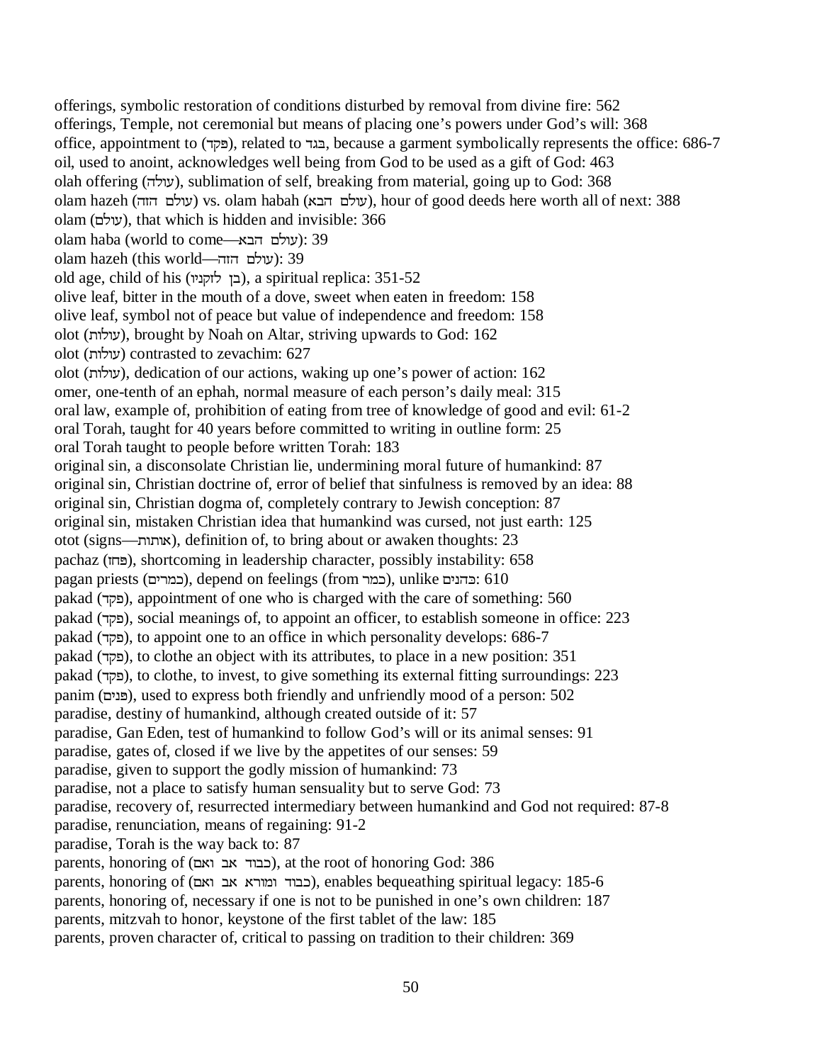offerings, symbolic restoration of conditions disturbed by removal from divine fire: 562
offerings, Temple, not ceremonial but means of placing one's powers under God's will: 368
office, appointment to (פקד), related to בגד, because a garment symbolically represents the office: 686-7
oil, used to anoint, acknowledges well being from God to be used as a gift of God: 463
olah offering (עולה), sublimation of self, breaking from material, going up to God: 368
olam hazeh (עולם הזה) vs. olam habah (עולם הבא), hour of good deeds here worth all of next: 388
olam (עולם), that which is hidden and invisible: 366
olam haba (world to come—עולם הבא): 39
olam hazeh (this world—עולם הזה): 39
old age, child of his (בן לזקניו), a spiritual replica: 351-52
olive leaf, bitter in the mouth of a dove, sweet when eaten in freedom: 158
olive leaf, symbol not of peace but value of independence and freedom: 158
olot (עולות), brought by Noah on Altar, striving upwards to God: 162
olot (עולות) contrasted to zevachim: 627
olot (עולות), dedication of our actions, waking up one's power of action: 162
omer, one-tenth of an ephah, normal measure of each person's daily meal: 315
oral law, example of, prohibition of eating from tree of knowledge of good and evil: 61-2
oral Torah, taught for 40 years before committed to writing in outline form: 25
oral Torah taught to people before written Torah: 183
original sin, a disconsolate Christian lie, undermining moral future of humankind: 87
original sin, Christian doctrine of, error of belief that sinfulness is removed by an idea: 88
original sin, Christian dogma of, completely contrary to Jewish conception: 87
original sin, mistaken Christian idea that humankind was cursed, not just earth: 125
otot (signs—אותות), definition of, to bring about or awaken thoughts: 23
pachaz (פחז), shortcoming in leadership character, possibly instability: 658
pagan priests (כמרים), depend on feelings (from כמר), unlike כהנים: 610
pakad (פקד), appointment of one who is charged with the care of something: 560
pakad (פקד), social meanings of, to appoint an officer, to establish someone in office: 223
pakad (פקד), to appoint one to an office in which personality develops: 686-7
pakad (פקד), to clothe an object with its attributes, to place in a new position: 351
pakad (פקד), to clothe, to invest, to give something its external fitting surroundings: 223
panim (פנים), used to express both friendly and unfriendly mood of a person: 502
paradise, destiny of humankind, although created outside of it: 57
paradise, Gan Eden, test of humankind to follow God's will or its animal senses: 91
paradise, gates of, closed if we live by the appetites of our senses: 59
paradise, given to support the godly mission of humankind: 73
paradise, not a place to satisfy human sensuality but to serve God: 73
paradise, recovery of, resurrected intermediary between humankind and God not required: 87-8
paradise, renunciation, means of regaining: 91-2
paradise, Torah is the way back to: 87
parents, honoring of (כבוד אב ואם), at the root of honoring God: 386
parents, honoring of (כבוד ומורא אב ואם), enables bequeathing spiritual legacy: 185-6
parents, honoring of, necessary if one is not to be punished in one's own children: 187
parents, mitzvah to honor, keystone of the first tablet of the law: 185
parents, proven character of, critical to passing on tradition to their children: 369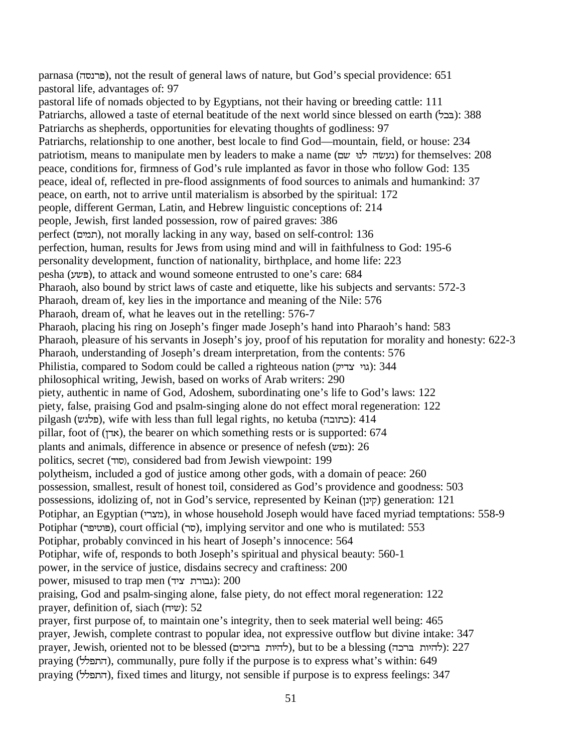parnasa (פרנסה), not the result of general laws of nature, but God's special providence: 651
pastoral life, advantages of: 97
pastoral life of nomads objected to by Egyptians, not their having or breeding cattle: 111
Patriarchs, allowed a taste of eternal beatitude of the next world since blessed on earth (בכל): 388
Patriarchs as shepherds, opportunities for elevating thoughts of godliness: 97
Patriarchs, relationship to one another, best locale to find God—mountain, field, or house: 234
patriotism, means to manipulate men by leaders to make a name (נעשה לנו שם) for themselves: 208
peace, conditions for, firmness of God's rule implanted as favor in those who follow God: 135
peace, ideal of, reflected in pre-flood assignments of food sources to animals and humankind: 37
peace, on earth, not to arrive until materialism is absorbed by the spiritual: 172
people, different German, Latin, and Hebrew linguistic conceptions of: 214
people, Jewish, first landed possession, row of paired graves: 386
perfect (תמים), not morally lacking in any way, based on self-control: 136
perfection, human, results for Jews from using mind and will in faithfulness to God: 195-6
personality development, function of nationality, birthplace, and home life: 223
pesha (פשע), to attack and wound someone entrusted to one's care: 684
Pharaoh, also bound by strict laws of caste and etiquette, like his subjects and servants: 572-3
Pharaoh, dream of, key lies in the importance and meaning of the Nile: 576
Pharaoh, dream of, what he leaves out in the retelling: 576-7
Pharaoh, placing his ring on Joseph's finger made Joseph's hand into Pharaoh's hand: 583
Pharaoh, pleasure of his servants in Joseph's joy, proof of his reputation for morality and honesty: 622-3
Pharaoh, understanding of Joseph's dream interpretation, from the contents: 576
Philistia, compared to Sodom could be called a righteous nation (גוי צדיק): 344
philosophical writing, Jewish, based on works of Arab writers: 290
piety, authentic in name of God, Adoshem, subordinating one's life to God's laws: 122
piety, false, praising God and psalm-singing alone do not effect moral regeneration: 122
pilgash (פלגש), wife with less than full legal rights, no ketuba (כתובה): 414
pillar, foot of (אדן), the bearer on which something rests or is supported: 674
plants and animals, difference in absence or presence of nefesh (נפש): 26
politics, secret (סוד), considered bad from Jewish viewpoint: 199
polytheism, included a god of justice among other gods, with a domain of peace: 260
possession, smallest, result of honest toil, considered as God's providence and goodness: 503
possessions, idolizing of, not in God's service, represented by Keinan (קינן) generation: 121
Potiphar, an Egyptian (מצרי), in whose household Joseph would have faced myriad temptations: 558-9
Potiphar (פוטיפר), court official (סר), implying servitor and one who is mutilated: 553
Potiphar, probably convinced in his heart of Joseph's innocence: 564
Potiphar, wife of, responds to both Joseph's spiritual and physical beauty: 560-1
power, in the service of justice, disdains secrecy and craftiness: 200
power, misused to trap men (גבורת ציד): 200
praising, God and psalm-singing alone, false piety, do not effect moral regeneration: 122
prayer, definition of, siach (שיח): 52
prayer, first purpose of, to maintain one's integrity, then to seek material well being: 465
prayer, Jewish, complete contrast to popular idea, not expressive outflow but divine intake: 347
prayer, Jewish, oriented not to be blessed (להיות ברוכים), but to be a blessing (להיות ברכה): 227
praying (התפלל), communally, pure folly if the purpose is to express what's within: 649
praying (התפלל), fixed times and liturgy, not sensible if purpose is to express feelings: 347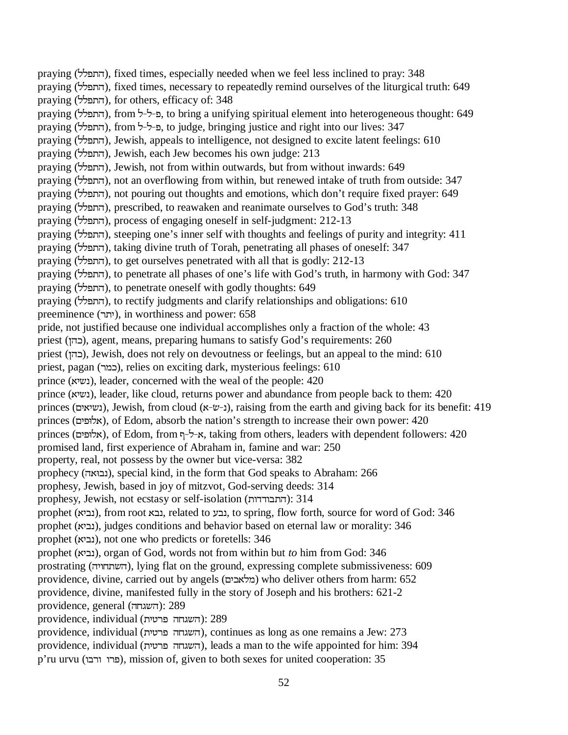praying (התפלל), fixed times, especially needed when we feel less inclined to pray: 348
praying (התפלל), fixed times, necessary to repeatedly remind ourselves of the liturgical truth: 649
praying (התפלל), for others, efficacy of: 348
praying (התפלל), from פ-ל-ל, to bring a unifying spiritual element into heterogeneous thought: 649
praying (התפלל), from פ-ל-ל, to judge, bringing justice and right into our lives: 347
praying (התפלל), Jewish, appeals to intelligence, not designed to excite latent feelings: 610
praying (התפלל), Jewish, each Jew becomes his own judge: 213
praying (התפלל), Jewish, not from within outwards, but from without inwards: 649
praying (התפלל), not an overflowing from within, but renewed intake of truth from outside: 347
praying (התפלל), not pouring out thoughts and emotions, which don't require fixed prayer: 649
praying (התפלל), prescribed, to reawaken and reanimate ourselves to God's truth: 348
praying (התפלל), process of engaging oneself in self-judgment: 212-13
praying (התפלל), steeping one's inner self with thoughts and feelings of purity and integrity: 411
praying (התפלל), taking divine truth of Torah, penetrating all phases of oneself: 347
praying (התפלל), to get ourselves penetrated with all that is godly: 212-13
praying (התפלל), to penetrate all phases of one's life with God's truth, in harmony with God: 347
praying (התפלל), to penetrate oneself with godly thoughts: 649
praying (התפלל), to rectify judgments and clarify relationships and obligations: 610
preeminence (יתר), in worthiness and power: 658
pride, not justified because one individual accomplishes only a fraction of the whole: 43
priest (כהן), agent, means, preparing humans to satisfy God's requirements: 260
priest (כהן), Jewish, does not rely on devoutness or feelings, but an appeal to the mind: 610
priest, pagan (כמר), relies on exciting dark, mysterious feelings: 610
prince (נשיא), leader, concerned with the weal of the people: 420
prince (נשיא), leader, like cloud, returns power and abundance from people back to them: 420
princes (נשיאים), Jewish, from cloud (נ-ש-א), raising from the earth and giving back for its benefit: 419
princes (אלופים), of Edom, absorb the nation's strength to increase their own power: 420
princes (אלופים), of Edom, from א-ל-ף, taking from others, leaders with dependent followers: 420
promised land, first experience of Abraham in, famine and war: 250
property, real, not possess by the owner but vice-versa: 382
prophecy (נבואה), special kind, in the form that God speaks to Abraham: 266
prophesy, Jewish, based in joy of mitzvot, God-serving deeds: 314
prophesy, Jewish, not ecstasy or self-isolation (התבודדות): 314
prophet (נביא), from root נבא, related to נבע, to spring, flow forth, source for word of God: 346
prophet (נביא), judges conditions and behavior based on eternal law or morality: 346
prophet (נביא), not one who predicts or foretells: 346
prophet (נביא), organ of God, words not from within but *to* him from God: 346
prostrating (השתחויה), lying flat on the ground, expressing complete submissiveness: 609
providence, divine, carried out by angels (מלאכים) who deliver others from harm: 652
providence, divine, manifested fully in the story of Joseph and his brothers: 621-2
providence, general (השגחה): 289
providence, individual (השגחה פרטית): 289
providence, individual (השגחה פרטית), continues as long as one remains a Jew: 273
providence, individual (השגחה פרטית), leads a man to the wife appointed for him: 394
p'ru urvu (פרו ורבו), mission of, given to both sexes for united cooperation: 35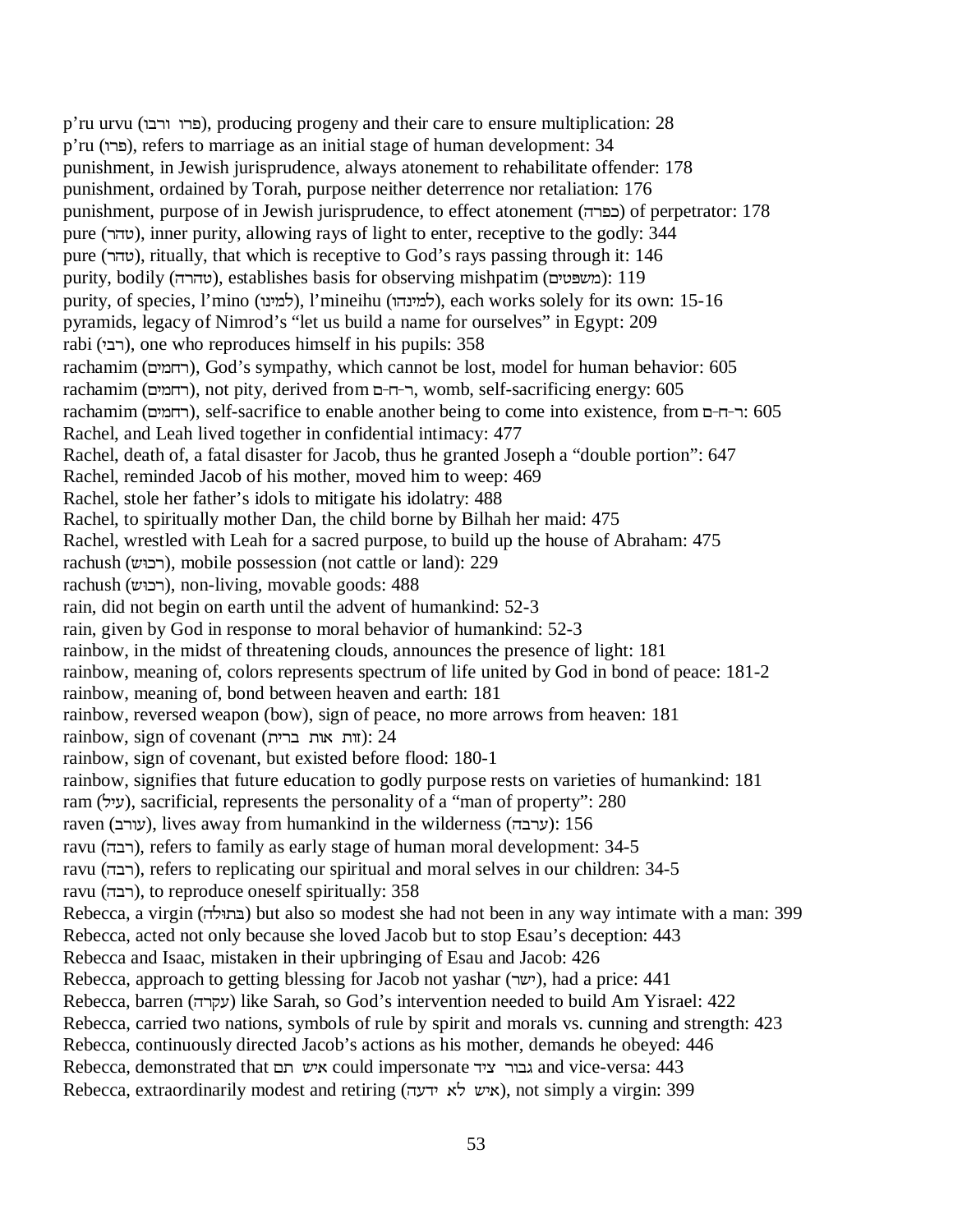p'ru urvu (פרו ורבו), producing progeny and their care to ensure multiplication: 28
p'ru (פרו), refers to marriage as an initial stage of human development: 34
punishment, in Jewish jurisprudence, always atonement to rehabilitate offender: 178
punishment, ordained by Torah, purpose neither deterrence nor retaliation: 176
punishment, purpose of in Jewish jurisprudence, to effect atonement (כפרה) of perpetrator: 178
pure (טהר), inner purity, allowing rays of light to enter, receptive to the godly: 344
pure (טהר), ritually, that which is receptive to God's rays passing through it: 146
purity, bodily (טהרה), establishes basis for observing mishpatim (משפטים): 119
purity, of species, l'mino (למינו), l'mineihu (למינהו), each works solely for its own: 15-16
pyramids, legacy of Nimrod's "let us build a name for ourselves" in Egypt: 209
rabi (רבי), one who reproduces himself in his pupils: 358
rachamim (רחמים), God's sympathy, which cannot be lost, model for human behavior: 605
rachamim (רחמים), not pity, derived from ר-ח-ם, womb, self-sacrificing energy: 605
rachamim (רחמים), self-sacrifice to enable another being to come into existence, from ר-ח-ם: 605
Rachel, and Leah lived together in confidential intimacy: 477
Rachel, death of, a fatal disaster for Jacob, thus he granted Joseph a "double portion": 647
Rachel, reminded Jacob of his mother, moved him to weep: 469
Rachel, stole her father's idols to mitigate his idolatry: 488
Rachel, to spiritually mother Dan, the child borne by Bilhah her maid: 475
Rachel, wrestled with Leah for a sacred purpose, to build up the house of Abraham: 475
rachush (רכוש), mobile possession (not cattle or land): 229
rachush (רכוש), non-living, movable goods: 488
rain, did not begin on earth until the advent of humankind: 52-3
rain, given by God in response to moral behavior of humankind: 52-3
rainbow, in the midst of threatening clouds, announces the presence of light: 181
rainbow, meaning of, colors represents spectrum of life united by God in bond of peace: 181-2
rainbow, meaning of, bond between heaven and earth: 181
rainbow, reversed weapon (bow), sign of peace, no more arrows from heaven: 181
rainbow, sign of covenant (זות אות ברית): 24
rainbow, sign of covenant, but existed before flood: 180-1
rainbow, signifies that future education to godly purpose rests on varieties of humankind: 181
ram (עיל), sacrificial, represents the personality of a "man of property": 280
raven (עורב), lives away from humankind in the wilderness (ערבה): 156
ravu (רבה), refers to family as early stage of human moral development: 34-5
ravu (רבה), refers to replicating our spiritual and moral selves in our children: 34-5
ravu (רבה), to reproduce oneself spiritually: 358
Rebecca, a virgin (בתולה) but also so modest she had not been in any way intimate with a man: 399
Rebecca, acted not only because she loved Jacob but to stop Esau's deception: 443
Rebecca and Isaac, mistaken in their upbringing of Esau and Jacob: 426
Rebecca, approach to getting blessing for Jacob not yashar (ישר), had a price: 441
Rebecca, barren (עקרה) like Sarah, so God's intervention needed to build Am Yisrael: 422
Rebecca, carried two nations, symbols of rule by spirit and morals vs. cunning and strength: 423
Rebecca, continuously directed Jacob's actions as his mother, demands he obeyed: 446
Rebecca, demonstrated that איש תם could impersonate גבור ציד and vice-versa: 443
Rebecca, extraordinarily modest and retiring (איש לא ידעה), not simply a virgin: 399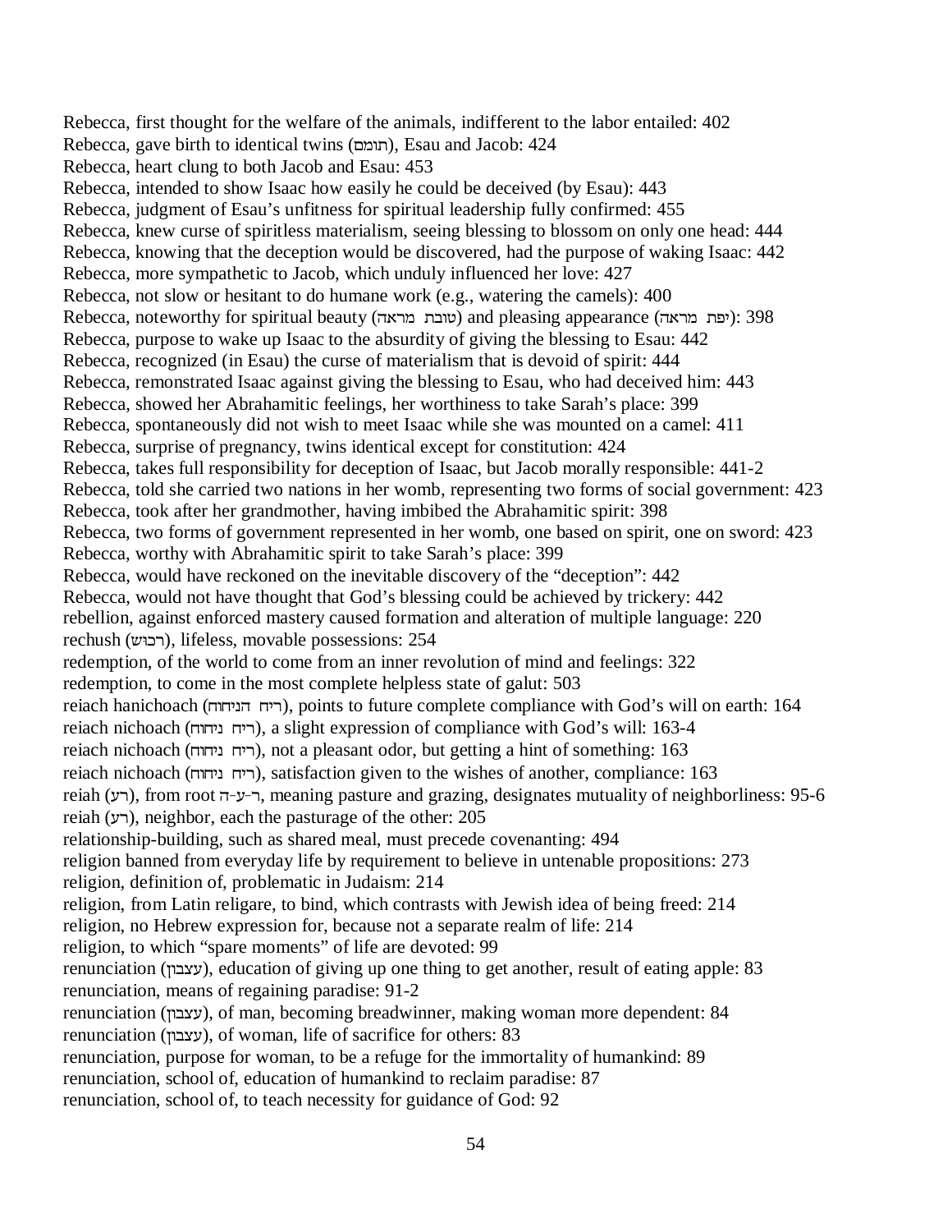Rebecca, first thought for the welfare of the animals, indifferent to the labor entailed: 402
Rebecca, gave birth to identical twins (תומם), Esau and Jacob: 424
Rebecca, heart clung to both Jacob and Esau: 453
Rebecca, intended to show Isaac how easily he could be deceived (by Esau): 443
Rebecca, judgment of Esau's unfitness for spiritual leadership fully confirmed: 455
Rebecca, knew curse of spiritless materialism, seeing blessing to blossom on only one head: 444
Rebecca, knowing that the deception would be discovered, had the purpose of waking Isaac: 442
Rebecca, more sympathetic to Jacob, which unduly influenced her love: 427
Rebecca, not slow or hesitant to do humane work (e.g., watering the camels): 400
Rebecca, noteworthy for spiritual beauty (טובת מראה) and pleasing appearance (יפת מראה): 398
Rebecca, purpose to wake up Isaac to the absurdity of giving the blessing to Esau: 442
Rebecca, recognized (in Esau) the curse of materialism that is devoid of spirit: 444
Rebecca, remonstrated Isaac against giving the blessing to Esau, who had deceived him: 443
Rebecca, showed her Abrahamitic feelings, her worthiness to take Sarah's place: 399
Rebecca, spontaneously did not wish to meet Isaac while she was mounted on a camel: 411
Rebecca, surprise of pregnancy, twins identical except for constitution: 424
Rebecca, takes full responsibility for deception of Isaac, but Jacob morally responsible: 441-2
Rebecca, told she carried two nations in her womb, representing two forms of social government: 423
Rebecca, took after her grandmother, having imbibed the Abrahamitic spirit: 398
Rebecca, two forms of government represented in her womb, one based on spirit, one on sword: 423
Rebecca, worthy with Abrahamitic spirit to take Sarah's place: 399
Rebecca, would have reckoned on the inevitable discovery of the "deception": 442
Rebecca, would not have thought that God's blessing could be achieved by trickery: 442
rebellion, against enforced mastery caused formation and alteration of multiple language: 220
rechush (רכוש), lifeless, movable possessions: 254
redemption, of the world to come from an inner revolution of mind and feelings: 322
redemption, to come in the most complete helpless state of galut: 503
reiach hanichoach (ריח הניחוח), points to future complete compliance with God's will on earth: 164
reiach nichoach (ריח ניחוח), a slight expression of compliance with God's will: 163-4
reiach nichoach (ריח ניחוח), not a pleasant odor, but getting a hint of something: 163
reiach nichoach (ריח ניחוח), satisfaction given to the wishes of another, compliance: 163
reiah (רע), from root ר-ע-ה, meaning pasture and grazing, designates mutuality of neighborliness: 95-6
reiah (רע), neighbor, each the pasturage of the other: 205
relationship-building, such as shared meal, must precede covenanting: 494
religion banned from everyday life by requirement to believe in untenable propositions: 273
religion, definition of, problematic in Judaism: 214
religion, from Latin religare, to bind, which contrasts with Jewish idea of being freed: 214
religion, no Hebrew expression for, because not a separate realm of life: 214
religion, to which "spare moments" of life are devoted: 99
renunciation (עצבון), education of giving up one thing to get another, result of eating apple: 83
renunciation, means of regaining paradise: 91-2
renunciation (עצבון), of man, becoming breadwinner, making woman more dependent: 84
renunciation (עצבון), of woman, life of sacrifice for others: 83
renunciation, purpose for woman, to be a refuge for the immortality of humankind: 89
renunciation, school of, education of humankind to reclaim paradise: 87
renunciation, school of, to teach necessity for guidance of God: 92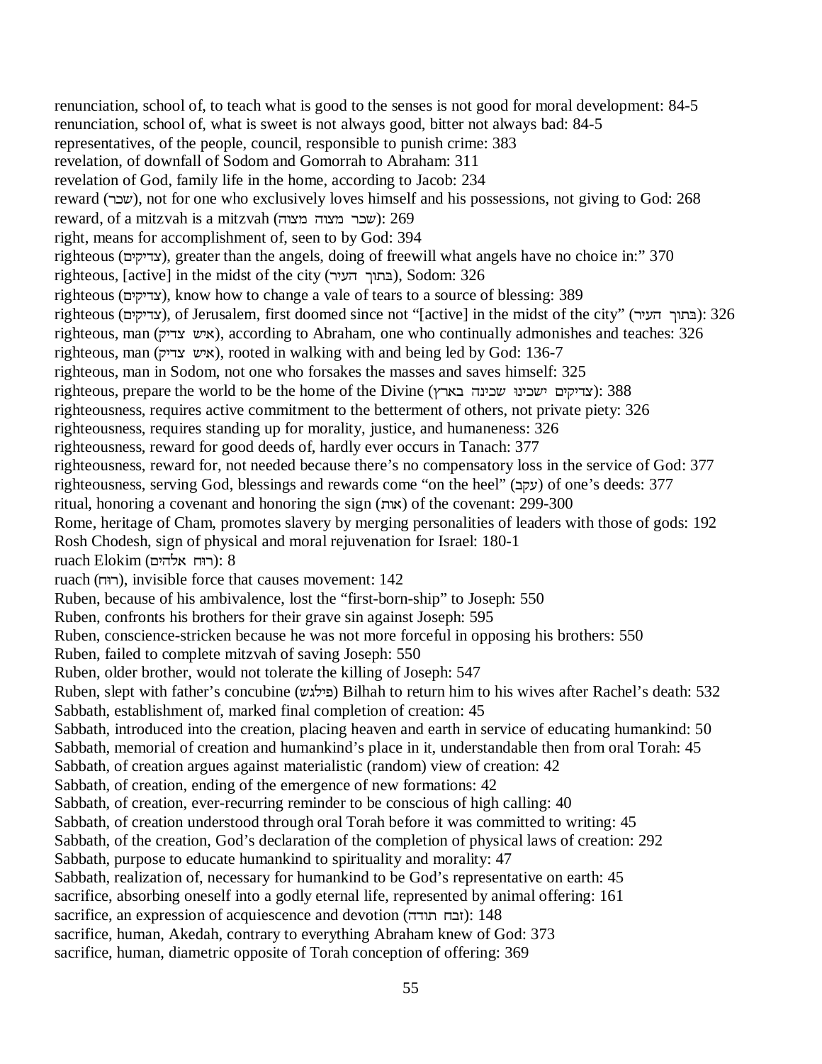renunciation, school of, to teach what is good to the senses is not good for moral development: 84-5
renunciation, school of, what is sweet is not always good, bitter not always bad: 84-5
representatives, of the people, council, responsible to punish crime: 383
revelation, of downfall of Sodom and Gomorrah to Abraham: 311
revelation of God, family life in the home, according to Jacob: 234
reward (שכר), not for one who exclusively loves himself and his possessions, not giving to God: 268
reward, of a mitzvah is a mitzvah (שכר מצוה מצוה): 269
right, means for accomplishment of, seen to by God: 394
righteous (צדיקים), greater than the angels, doing of freewill what angels have no choice in:" 370
righteous, [active] in the midst of the city (בתוך העיר), Sodom: 326
righteous (צדיקים), know how to change a vale of tears to a source of blessing: 389
righteous (צדיקים), of Jerusalem, first doomed since not "[active] in the midst of the city" (בתוך העיר): 326
righteous, man (איש צדיק), according to Abraham, one who continually admonishes and teaches: 326
righteous, man (איש צדיק), rooted in walking with and being led by God: 136-7
righteous, man in Sodom, not one who forsakes the masses and saves himself: 325
righteous, prepare the world to be the home of the Divine (צדיקים ישכינו שכינה בארץ): 388
righteousness, requires active commitment to the betterment of others, not private piety: 326
righteousness, requires standing up for morality, justice, and humaneness: 326
righteousness, reward for good deeds of, hardly ever occurs in Tanach: 377
righteousness, reward for, not needed because there's no compensatory loss in the service of God: 377
righteousness, serving God, blessings and rewards come "on the heel" (עקב) of one's deeds: 377
ritual, honoring a covenant and honoring the sign (אות) of the covenant: 299-300
Rome, heritage of Cham, promotes slavery by merging personalities of leaders with those of gods: 192
Rosh Chodesh, sign of physical and moral rejuvenation for Israel: 180-1
ruach Elokim (רוח אלהים): 8
ruach (רוח), invisible force that causes movement: 142
Ruben, because of his ambivalence, lost the "first-born-ship" to Joseph: 550
Ruben, confronts his brothers for their grave sin against Joseph: 595
Ruben, conscience-stricken because he was not more forceful in opposing his brothers: 550
Ruben, failed to complete mitzvah of saving Joseph: 550
Ruben, older brother, would not tolerate the killing of Joseph: 547
Ruben, slept with father's concubine (פילגש) Bilhah to return him to his wives after Rachel's death: 532
Sabbath, establishment of, marked final completion of creation: 45
Sabbath, introduced into the creation, placing heaven and earth in service of educating humankind: 50
Sabbath, memorial of creation and humankind's place in it, understandable then from oral Torah: 45
Sabbath, of creation argues against materialistic (random) view of creation: 42
Sabbath, of creation, ending of the emergence of new formations: 42
Sabbath, of creation, ever-recurring reminder to be conscious of high calling: 40
Sabbath, of creation understood through oral Torah before it was committed to writing: 45
Sabbath, of the creation, God's declaration of the completion of physical laws of creation: 292
Sabbath, purpose to educate humankind to spirituality and morality: 47
Sabbath, realization of, necessary for humankind to be God's representative on earth: 45
sacrifice, absorbing oneself into a godly eternal life, represented by animal offering: 161
sacrifice, an expression of acquiescence and devotion (זבח תודה): 148
sacrifice, human, Akedah, contrary to everything Abraham knew of God: 373
sacrifice, human, diametric opposite of Torah conception of offering: 369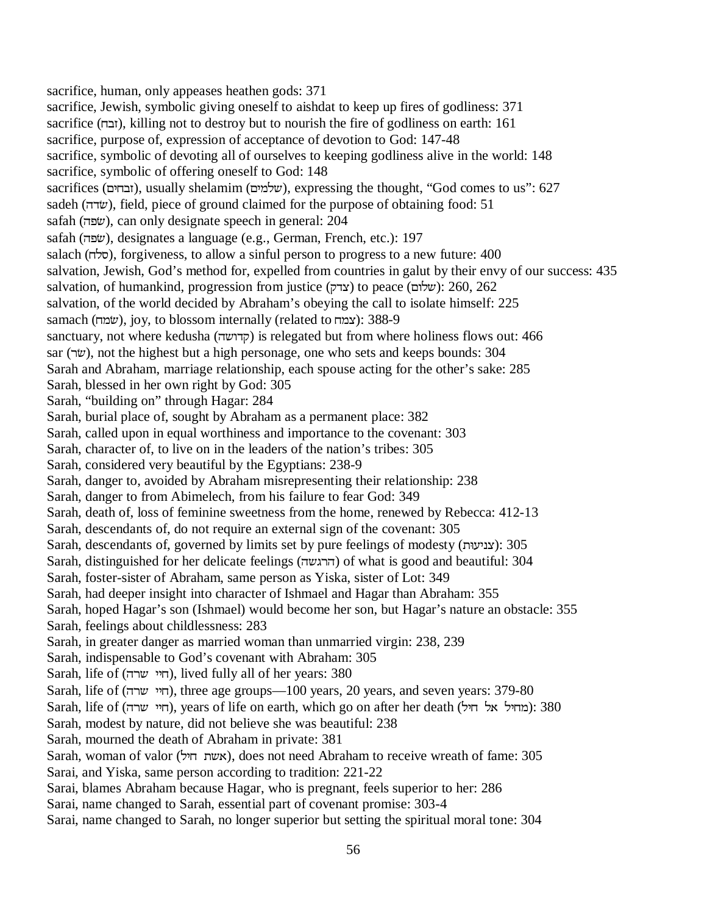sacrifice, human, only appeases heathen gods: 371
sacrifice, Jewish, symbolic giving oneself to aishdat to keep up fires of godliness: 371
sacrifice (זבח), killing not to destroy but to nourish the fire of godliness on earth: 161
sacrifice, purpose of, expression of acceptance of devotion to God: 147-48
sacrifice, symbolic of devoting all of ourselves to keeping godliness alive in the world: 148
sacrifice, symbolic of offering oneself to God: 148
sacrifices (זבחים), usually shelamim (שלמים), expressing the thought, "God comes to us": 627
sadeh (שׂדה), field, piece of ground claimed for the purpose of obtaining food: 51
safah (שׂפה), can only designate speech in general: 204
safah (שׂפה), designates a language (e.g., German, French, etc.): 197
salach (סלח), forgiveness, to allow a sinful person to progress to a new future: 400
salvation, Jewish, God's method for, expelled from countries in galut by their envy of our success: 435
salvation, of humankind, progression from justice (צדק) to peace (שלום): 260, 262
salvation, of the world decided by Abraham's obeying the call to isolate himself: 225
samach (שׂמח), joy, to blossom internally (related to צמח): 388-9
sanctuary, not where kedusha (קדושה) is relegated but from where holiness flows out: 466
sar (שׂר), not the highest but a high personage, one who sets and keeps bounds: 304
Sarah and Abraham, marriage relationship, each spouse acting for the other's sake: 285
Sarah, blessed in her own right by God: 305
Sarah, "building on" through Hagar: 284
Sarah, burial place of, sought by Abraham as a permanent place: 382
Sarah, called upon in equal worthiness and importance to the covenant: 303
Sarah, character of, to live on in the leaders of the nation's tribes: 305
Sarah, considered very beautiful by the Egyptians: 238-9
Sarah, danger to, avoided by Abraham misrepresenting their relationship: 238
Sarah, danger to from Abimelech, from his failure to fear God: 349
Sarah, death of, loss of feminine sweetness from the home, renewed by Rebecca: 412-13
Sarah, descendants of, do not require an external sign of the covenant: 305
Sarah, descendants of, governed by limits set by pure feelings of modesty (צניעות): 305
Sarah, distinguished for her delicate feelings (הרגשה) of what is good and beautiful: 304
Sarah, foster-sister of Abraham, same person as Yiska, sister of Lot: 349
Sarah, had deeper insight into character of Ishmael and Hagar than Abraham: 355
Sarah, hoped Hagar's son (Ishmael) would become her son, but Hagar's nature an obstacle: 355
Sarah, feelings about childlessness: 283
Sarah, in greater danger as married woman than unmarried virgin: 238, 239
Sarah, indispensable to God's covenant with Abraham: 305
Sarah, life of (חיי שרה), lived fully all of her years: 380
Sarah, life of (חיי שרה), three age groups—100 years, 20 years, and seven years: 379-80
Sarah, life of (חיי שרה), years of life on earth, which go on after her death (מחיל אל חיל): 380
Sarah, modest by nature, did not believe she was beautiful: 238
Sarah, mourned the death of Abraham in private: 381
Sarah, woman of valor (אשת חיל), does not need Abraham to receive wreath of fame: 305
Sarai, and Yiska, same person according to tradition: 221-22
Sarai, blames Abraham because Hagar, who is pregnant, feels superior to her: 286
Sarai, name changed to Sarah, essential part of covenant promise: 303-4
Sarai, name changed to Sarah, no longer superior but setting the spiritual moral tone: 304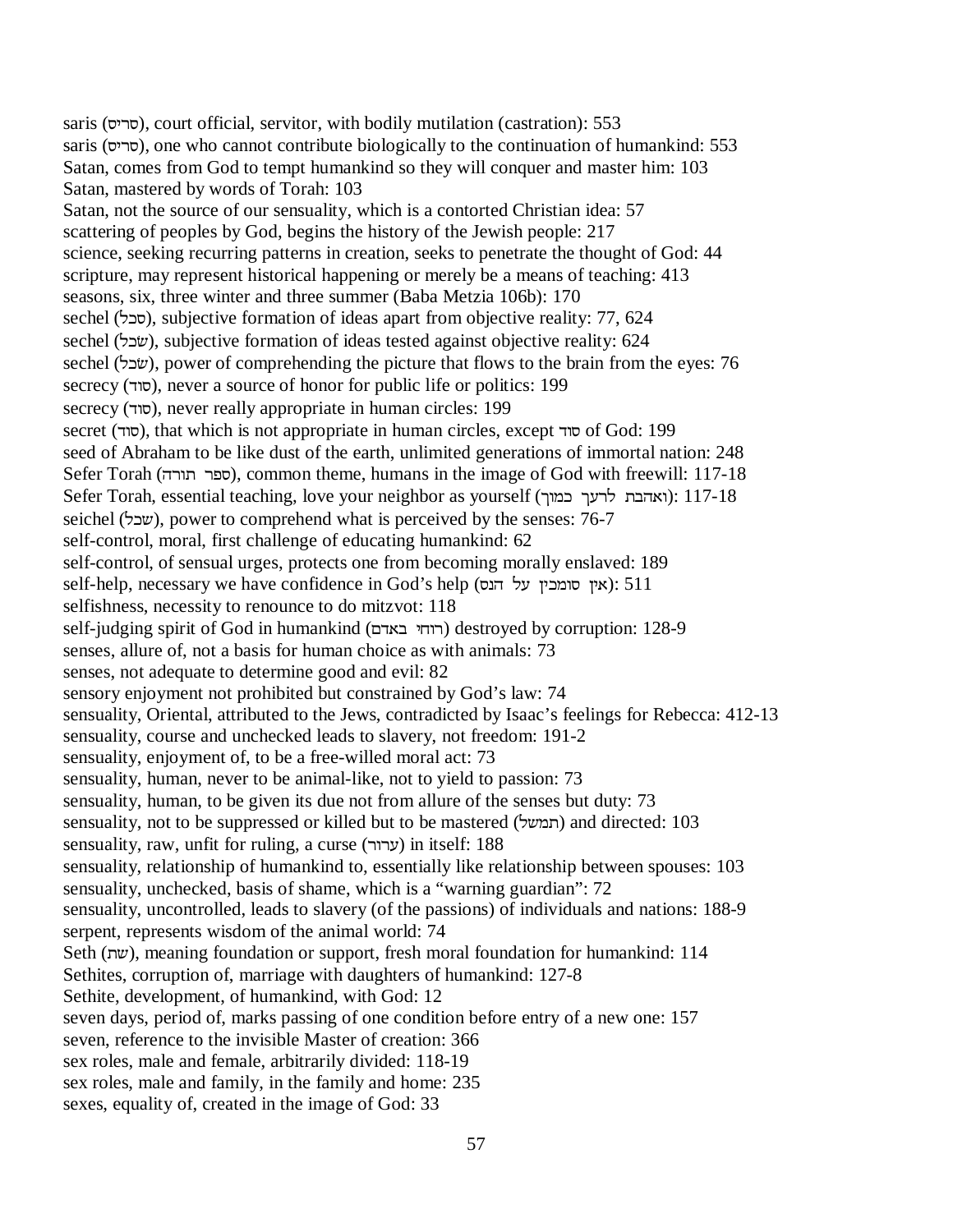saris (סריס), court official, servitor, with bodily mutilation (castration): 553
saris (סריס), one who cannot contribute biologically to the continuation of humankind: 553
Satan, comes from God to tempt humankind so they will conquer and master him: 103
Satan, mastered by words of Torah: 103
Satan, not the source of our sensuality, which is a contorted Christian idea: 57
scattering of peoples by God, begins the history of the Jewish people: 217
science, seeking recurring patterns in creation, seeks to penetrate the thought of God: 44
scripture, may represent historical happening or merely be a means of teaching: 413
seasons, six, three winter and three summer (Baba Metzia 106b): 170
sechel (סכל), subjective formation of ideas apart from objective reality: 77, 624
sechel (שכל), subjective formation of ideas tested against objective reality: 624
sechel (שכל), power of comprehending the picture that flows to the brain from the eyes: 76
secrecy (סוד), never a source of honor for public life or politics: 199
secrecy (סוד), never really appropriate in human circles: 199
secret (סוד), that which is not appropriate in human circles, except סוד of God: 199
seed of Abraham to be like dust of the earth, unlimited generations of immortal nation: 248
Sefer Torah (ספר תורה), common theme, humans in the image of God with freewill: 117-18
Sefer Torah, essential teaching, love your neighbor as yourself (ואהבת לרעך כמוך): 117-18
seichel (שכל), power to comprehend what is perceived by the senses: 76-7
self-control, moral, first challenge of educating humankind: 62
self-control, of sensual urges, protects one from becoming morally enslaved: 189
self-help, necessary we have confidence in God's help (אין סומכין על הנס): 511
selfishness, necessity to renounce to do mitzvot: 118
self-judging spirit of God in humankind (רוחי באדם) destroyed by corruption: 128-9
senses, allure of, not a basis for human choice as with animals: 73
senses, not adequate to determine good and evil: 82
sensory enjoyment not prohibited but constrained by God's law: 74
sensuality, Oriental, attributed to the Jews, contradicted by Isaac's feelings for Rebecca: 412-13
sensuality, course and unchecked leads to slavery, not freedom: 191-2
sensuality, enjoyment of, to be a free-willed moral act: 73
sensuality, human, never to be animal-like, not to yield to passion: 73
sensuality, human, to be given its due not from allure of the senses but duty: 73
sensuality, not to be suppressed or killed but to be mastered (תמשל) and directed: 103
sensuality, raw, unfit for ruling, a curse (ערור) in itself: 188
sensuality, relationship of humankind to, essentially like relationship between spouses: 103
sensuality, unchecked, basis of shame, which is a "warning guardian": 72
sensuality, uncontrolled, leads to slavery (of the passions) of individuals and nations: 188-9
serpent, represents wisdom of the animal world: 74
Seth (שת), meaning foundation or support, fresh moral foundation for humankind: 114
Sethites, corruption of, marriage with daughters of humankind: 127-8
Sethite, development, of humankind, with God: 12
seven days, period of, marks passing of one condition before entry of a new one: 157
seven, reference to the invisible Master of creation: 366
sex roles, male and female, arbitrarily divided: 118-19
sex roles, male and family, in the family and home: 235
sexes, equality of, created in the image of God: 33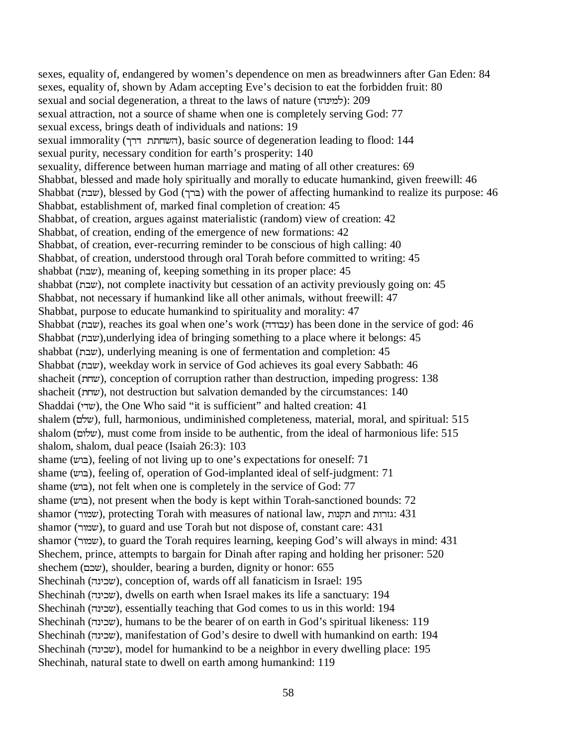sexes, equality of, endangered by women's dependence on men as breadwinners after Gan Eden: 84
sexes, equality of, shown by Adam accepting Eve's decision to eat the forbidden fruit: 80
sexual and social degeneration, a threat to the laws of nature (למינהו): 209
sexual attraction, not a source of shame when one is completely serving God: 77
sexual excess, brings death of individuals and nations: 19
sexual immorality (השחתת דרך), basic source of degeneration leading to flood: 144
sexual purity, necessary condition for earth's prosperity: 140
sexuality, difference between human marriage and mating of all other creatures: 69
Shabbat, blessed and made holy spiritually and morally to educate humankind, given freewill: 46
Shabbat (שבת), blessed by God (ברך) with the power of affecting humankind to realize its purpose: 46
Shabbat, establishment of, marked final completion of creation: 45
Shabbat, of creation, argues against materialistic (random) view of creation: 42
Shabbat, of creation, ending of the emergence of new formations: 42
Shabbat, of creation, ever-recurring reminder to be conscious of high calling: 40
Shabbat, of creation, understood through oral Torah before committed to writing: 45
shabbat (שבת), meaning of, keeping something in its proper place: 45
shabbat (שבת), not complete inactivity but cessation of an activity previously going on: 45
Shabbat, not necessary if humankind like all other animals, without freewill: 47
Shabbat, purpose to educate humankind to spirituality and morality: 47
Shabbat (שבת), reaches its goal when one's work (עבודה) has been done in the service of god: 46
Shabbat (שבת),underlying idea of bringing something to a place where it belongs: 45
shabbat (שבת), underlying meaning is one of fermentation and completion: 45
Shabbat (שבת), weekday work in service of God achieves its goal every Sabbath: 46
shacheit (שחת), conception of corruption rather than destruction, impeding progress: 138
shacheit (שחת), not destruction but salvation demanded by the circumstances: 140
Shaddai (שדי), the One Who said "it is sufficient" and halted creation: 41
shalem (שלם), full, harmonious, undiminished completeness, material, moral, and spiritual: 515
shalom (שלום), must come from inside to be authentic, from the ideal of harmonious life: 515
shalom, shalom, dual peace (Isaiah 26:3): 103
shame (בוש), feeling of not living up to one's expectations for oneself: 71
shame (בוש), feeling of, operation of God-implanted ideal of self-judgment: 71
shame (בוש), not felt when one is completely in the service of God: 77
shame (בוש), not present when the body is kept within Torah-sanctioned bounds: 72
shamor (שמור), protecting Torah with measures of national law, תקנות and גזרות: 431
shamor (שמור), to guard and use Torah but not dispose of, constant care: 431
shamor (שמור), to guard the Torah requires learning, keeping God's will always in mind: 431
Shechem, prince, attempts to bargain for Dinah after raping and holding her prisoner: 520
shechem (שכם), shoulder, bearing a burden, dignity or honor: 655
Shechinah (שכינה), conception of, wards off all fanaticism in Israel: 195
Shechinah (שכינה), dwells on earth when Israel makes its life a sanctuary: 194
Shechinah (שכינה), essentially teaching that God comes to us in this world: 194
Shechinah (שכינה), humans to be the bearer of on earth in God's spiritual likeness: 119
Shechinah (שכינה), manifestation of God's desire to dwell with humankind on earth: 194
Shechinah (שכינה), model for humankind to be a neighbor in every dwelling place: 195
Shechinah, natural state to dwell on earth among humankind: 119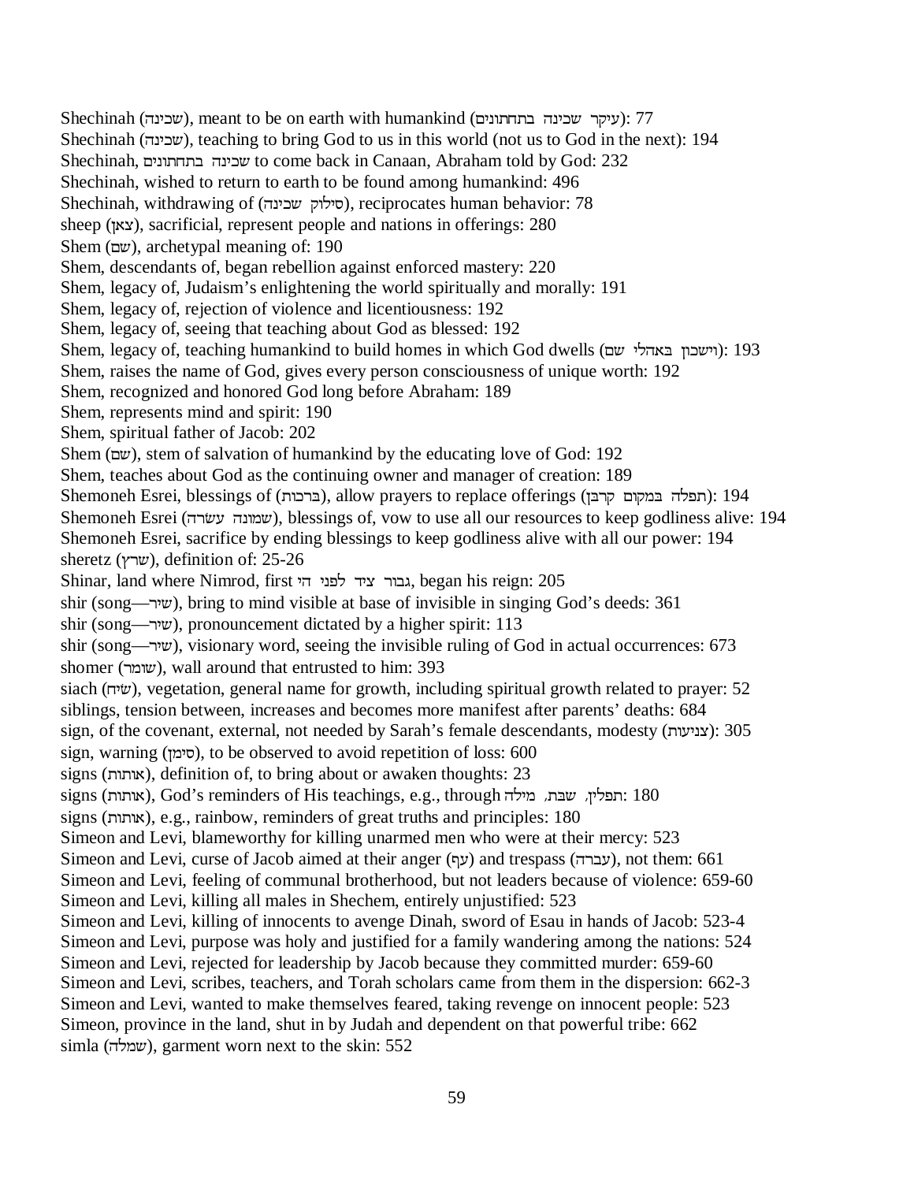Shechinah (שכינה), meant to be on earth with humankind (עיקר שכינה בתחתונים): 77
Shechinah (שכינה), teaching to bring God to us in this world (not us to God in the next): 194
Shechinah, שכינה בתחתונים to come back in Canaan, Abraham told by God: 232
Shechinah, wished to return to earth to be found among humankind: 496
Shechinah, withdrawing of (סילוק שכינה), reciprocates human behavior: 78
sheep (צאן), sacrificial, represent people and nations in offerings: 280
Shem (שם), archetypal meaning of: 190
Shem, descendants of, began rebellion against enforced mastery: 220
Shem, legacy of, Judaism's enlightening the world spiritually and morally: 191
Shem, legacy of, rejection of violence and licentiousness: 192
Shem, legacy of, seeing that teaching about God as blessed: 192
Shem, legacy of, teaching humankind to build homes in which God dwells (וישכון באהלי שם): 193
Shem, raises the name of God, gives every person consciousness of unique worth: 192
Shem, recognized and honored God long before Abraham: 189
Shem, represents mind and spirit: 190
Shem, spiritual father of Jacob: 202
Shem (שם), stem of salvation of humankind by the educating love of God: 192
Shem, teaches about God as the continuing owner and manager of creation: 189
Shemoneh Esrei, blessings of (ברכות), allow prayers to replace offerings (תפלה במקום קרבן): 194
Shemoneh Esrei (שמונה עשרה), blessings of, vow to use all our resources to keep godliness alive: 194
Shemoneh Esrei, sacrifice by ending blessings to keep godliness alive with all our power: 194
sheretz (שרץ), definition of: 25-26
Shinar, land where Nimrod, first גבור ציד לפני ה׳, began his reign: 205
shir (song—שיר), bring to mind visible at base of invisible in singing God's deeds: 361
shir (song—שיר), pronouncement dictated by a higher spirit: 113
shir (song—שיר), visionary word, seeing the invisible ruling of God in actual occurrences: 673
shomer (שומר), wall around that entrusted to him: 393
siach (שיח), vegetation, general name for growth, including spiritual growth related to prayer: 52
siblings, tension between, increases and becomes more manifest after parents' deaths: 684
sign, of the covenant, external, not needed by Sarah's female descendants, modesty (צניעות): 305
sign, warning (סימן), to be observed to avoid repetition of loss: 600
signs (אותות), definition of, to bring about or awaken thoughts: 23
signs (אותות), God's reminders of His teachings, e.g., through תפלין, שבת, מילה: 180
signs (אותות), e.g., rainbow, reminders of great truths and principles: 180
Simeon and Levi, blameworthy for killing unarmed men who were at their mercy: 523
Simeon and Levi, curse of Jacob aimed at their anger (אף) and trespass (עברה), not them: 661
Simeon and Levi, feeling of communal brotherhood, but not leaders because of violence: 659-60
Simeon and Levi, killing all males in Shechem, entirely unjustified: 523
Simeon and Levi, killing of innocents to avenge Dinah, sword of Esau in hands of Jacob: 523-4
Simeon and Levi, purpose was holy and justified for a family wandering among the nations: 524
Simeon and Levi, rejected for leadership by Jacob because they committed murder: 659-60
Simeon and Levi, scribes, teachers, and Torah scholars came from them in the dispersion: 662-3
Simeon and Levi, wanted to make themselves feared, taking revenge on innocent people: 523
Simeon, province in the land, shut in by Judah and dependent on that powerful tribe: 662
simla (שמלה), garment worn next to the skin: 552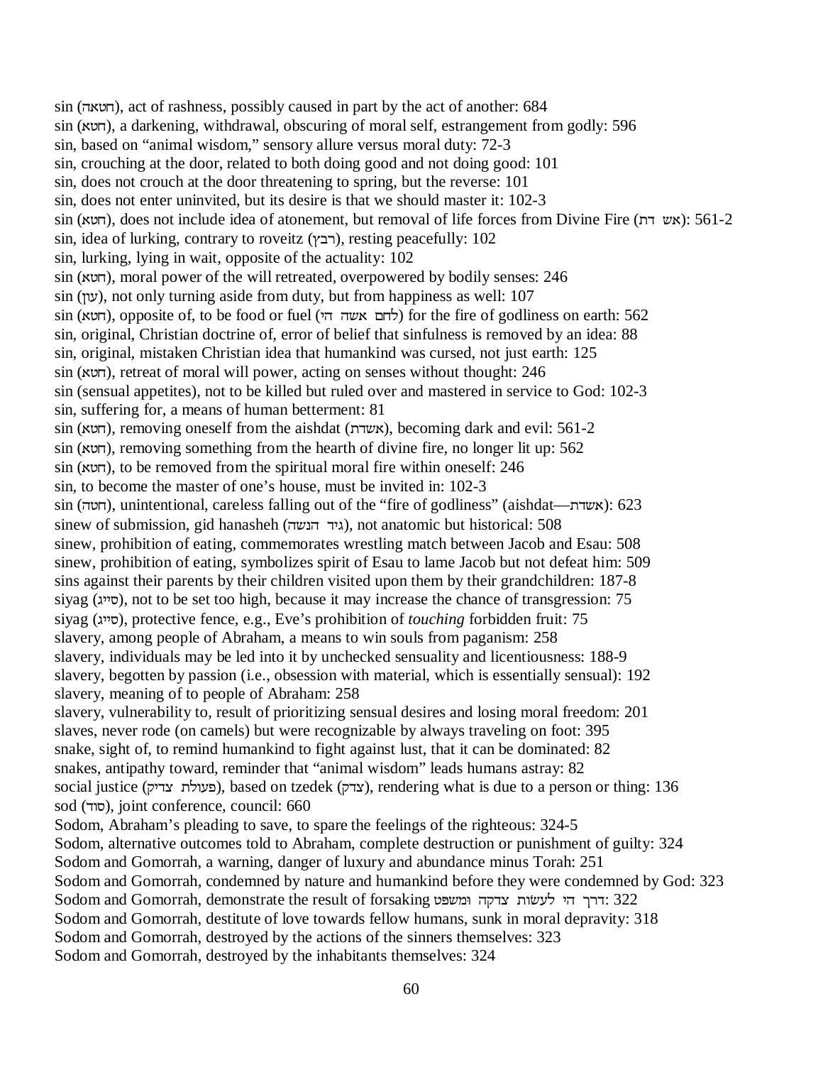sin (חטאה), act of rashness, possibly caused in part by the act of another: 684
sin (חטא), a darkening, withdrawal, obscuring of moral self, estrangement from godly: 596
sin, based on "animal wisdom," sensory allure versus moral duty: 72-3
sin, crouching at the door, related to both doing good and not doing good: 101
sin, does not crouch at the door threatening to spring, but the reverse: 101
sin, does not enter uninvited, but its desire is that we should master it: 102-3
sin (חטא), does not include idea of atonement, but removal of life forces from Divine Fire (אש דת): 561-2
sin, idea of lurking, contrary to roveitz (רבץ), resting peacefully: 102
sin, lurking, lying in wait, opposite of the actuality: 102
sin (חטא), moral power of the will retreated, overpowered by bodily senses: 246
sin (עון), not only turning aside from duty, but from happiness as well: 107
sin (חטא), opposite of, to be food or fuel (לחם אשה הי) for the fire of godliness on earth: 562
sin, original, Christian doctrine of, error of belief that sinfulness is removed by an idea: 88
sin, original, mistaken Christian idea that humankind was cursed, not just earth: 125
sin (חטא), retreat of moral will power, acting on senses without thought: 246
sin (sensual appetites), not to be killed but ruled over and mastered in service to God: 102-3
sin, suffering for, a means of human betterment: 81
sin (חטא), removing oneself from the aishdat (אשדת), becoming dark and evil: 561-2
sin (חטא), removing something from the hearth of divine fire, no longer lit up: 562
sin (חטא), to be removed from the spiritual moral fire within oneself: 246
sin, to become the master of one's house, must be invited in: 102-3
sin (חטה), unintentional, careless falling out of the "fire of godliness" (aishdat—אשדת): 623
sinew of submission, gid hanasheh (גיד הנשה), not anatomic but historical: 508
sinew, prohibition of eating, commemorates wrestling match between Jacob and Esau: 508
sinew, prohibition of eating, symbolizes spirit of Esau to lame Jacob but not defeat him: 509
sins against their parents by their children visited upon them by their grandchildren: 187-8
siyag (סייג), not to be set too high, because it may increase the chance of transgression: 75
siyag (סייג), protective fence, e.g., Eve's prohibition of *touching* forbidden fruit: 75
slavery, among people of Abraham, a means to win souls from paganism: 258
slavery, individuals may be led into it by unchecked sensuality and licentiousness: 188-9
slavery, begotten by passion (i.e., obsession with material, which is essentially sensual): 192
slavery, meaning of to people of Abraham: 258
slavery, vulnerability to, result of prioritizing sensual desires and losing moral freedom: 201
slaves, never rode (on camels) but were recognizable by always traveling on foot: 395
snake, sight of, to remind humankind to fight against lust, that it can be dominated: 82
snakes, antipathy toward, reminder that "animal wisdom" leads humans astray: 82
social justice (פעולת צדיק), based on tzedek (צדק), rendering what is due to a person or thing: 136
sod (סוד), joint conference, council: 660
Sodom, Abraham's pleading to save, to spare the feelings of the righteous: 324-5
Sodom, alternative outcomes told to Abraham, complete destruction or punishment of guilty: 324
Sodom and Gomorrah, a warning, danger of luxury and abundance minus Torah: 251
Sodom and Gomorrah, condemned by nature and humankind before they were condemned by God: 323
Sodom and Gomorrah, demonstrate the result of forsaking דרך הי לעשות צדקה ומשפט: 322
Sodom and Gomorrah, destitute of love towards fellow humans, sunk in moral depravity: 318
Sodom and Gomorrah, destroyed by the actions of the sinners themselves: 323
Sodom and Gomorrah, destroyed by the inhabitants themselves: 324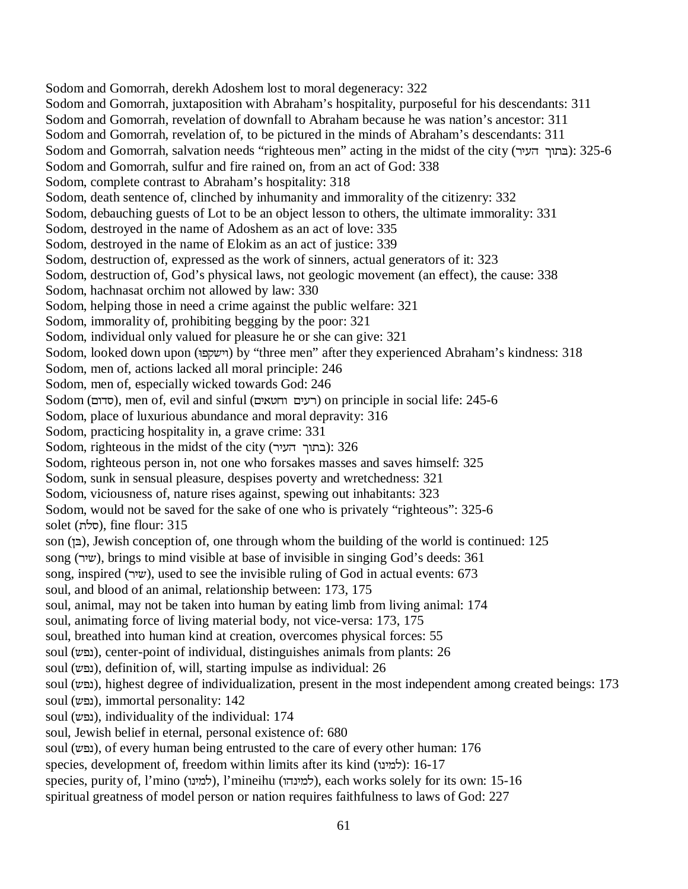Sodom and Gomorrah, derekh Adoshem lost to moral degeneracy: 322
Sodom and Gomorrah, juxtaposition with Abraham's hospitality, purposeful for his descendants: 311
Sodom and Gomorrah, revelation of downfall to Abraham because he was nation's ancestor: 311
Sodom and Gomorrah, revelation of, to be pictured in the minds of Abraham's descendants: 311
Sodom and Gomorrah, salvation needs "righteous men" acting in the midst of the city (בתוך העיר): 325-6
Sodom and Gomorrah, sulfur and fire rained on, from an act of God: 338
Sodom, complete contrast to Abraham's hospitality: 318
Sodom, death sentence of, clinched by inhumanity and immorality of the citizenry: 332
Sodom, debauching guests of Lot to be an object lesson to others, the ultimate immorality: 331
Sodom, destroyed in the name of Adoshem as an act of love: 335
Sodom, destroyed in the name of Elokim as an act of justice: 339
Sodom, destruction of, expressed as the work of sinners, actual generators of it: 323
Sodom, destruction of, God's physical laws, not geologic movement (an effect), the cause: 338
Sodom, hachnasat orchim not allowed by law: 330
Sodom, helping those in need a crime against the public welfare: 321
Sodom, immorality of, prohibiting begging by the poor: 321
Sodom, individual only valued for pleasure he or she can give: 321
Sodom, looked down upon (וישקפו) by "three men" after they experienced Abraham's kindness: 318
Sodom, men of, actions lacked all moral principle: 246
Sodom, men of, especially wicked towards God: 246
Sodom (סדום), men of, evil and sinful (רעים וחטאים) on principle in social life: 245-6
Sodom, place of luxurious abundance and moral depravity: 316
Sodom, practicing hospitality in, a grave crime: 331
Sodom, righteous in the midst of the city (בתוך העיר): 326
Sodom, righteous person in, not one who forsakes masses and saves himself: 325
Sodom, sunk in sensual pleasure, despises poverty and wretchedness: 321
Sodom, viciousness of, nature rises against, spewing out inhabitants: 323
Sodom, would not be saved for the sake of one who is privately "righteous": 325-6
solet (סלת), fine flour: 315
son (בן), Jewish conception of, one through whom the building of the world is continued: 125
song (שיר), brings to mind visible at base of invisible in singing God's deeds: 361
song, inspired (שיר), used to see the invisible ruling of God in actual events: 673
soul, and blood of an animal, relationship between: 173, 175
soul, animal, may not be taken into human by eating limb from living animal: 174
soul, animating force of living material body, not vice-versa: 173, 175
soul, breathed into human kind at creation, overcomes physical forces: 55
soul (נפש), center-point of individual, distinguishes animals from plants: 26
soul (נפש), definition of, will, starting impulse as individual: 26
soul (נפש), highest degree of individualization, present in the most independent among created beings: 173
soul (נפש), immortal personality: 142
soul (נפש), individuality of the individual: 174
soul, Jewish belief in eternal, personal existence of: 680
soul (נפש), of every human being entrusted to the care of every other human: 176
species, development of, freedom within limits after its kind (למינו): 16-17
species, purity of, l'mino (למינו), l'mineihu (למינהו), each works solely for its own: 15-16
spiritual greatness of model person or nation requires faithfulness to laws of God: 227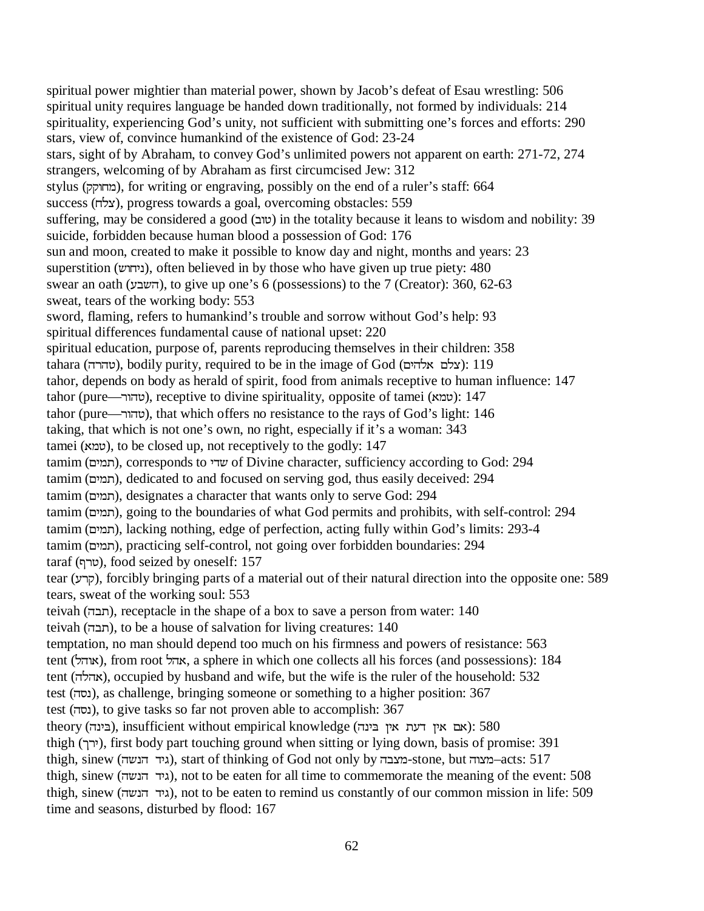spiritual power mightier than material power, shown by Jacob's defeat of Esau wrestling: 506
spiritual unity requires language be handed down traditionally, not formed by individuals: 214
spirituality, experiencing God's unity, not sufficient with submitting one's forces and efforts: 290
stars, view of, convince humankind of the existence of God: 23-24
stars, sight of by Abraham, to convey God's unlimited powers not apparent on earth: 271-72, 274
strangers, welcoming of by Abraham as first circumcised Jew: 312
stylus (מחוקק), for writing or engraving, possibly on the end of a ruler's staff: 664
success (צלח), progress towards a goal, overcoming obstacles: 559
suffering, may be considered a good (טוב) in the totality because it leans to wisdom and nobility: 39
suicide, forbidden because human blood a possession of God: 176
sun and moon, created to make it possible to know day and night, months and years: 23
superstition (ניחוש), often believed in by those who have given up true piety: 480
swear an oath (השבע), to give up one's 6 (possessions) to the 7 (Creator): 360, 62-63
sweat, tears of the working body: 553
sword, flaming, refers to humankind's trouble and sorrow without God's help: 93
spiritual differences fundamental cause of national upset: 220
spiritual education, purpose of, parents reproducing themselves in their children: 358
tahara (טהרה), bodily purity, required to be in the image of God (צלם אלהים): 119
tahor, depends on body as herald of spirit, food from animals receptive to human influence: 147
tahor (pure—טהור), receptive to divine spirituality, opposite of tamei (טמא): 147
tahor (pure—טהור), that which offers no resistance to the rays of God's light: 146
taking, that which is not one's own, no right, especially if it's a woman: 343
tamei (טמא), to be closed up, not receptively to the godly: 147
tamim (תמים), corresponds to שדי of Divine character, sufficiency according to God: 294
tamim (תמים), dedicated to and focused on serving god, thus easily deceived: 294
tamim (תמים), designates a character that wants only to serve God: 294
tamim (תמים), going to the boundaries of what God permits and prohibits, with self-control: 294
tamim (תמים), lacking nothing, edge of perfection, acting fully within God's limits: 293-4
tamim (תמים), practicing self-control, not going over forbidden boundaries: 294
taraf (טרף), food seized by oneself: 157
tear (קרע), forcibly bringing parts of a material out of their natural direction into the opposite one: 589
tears, sweat of the working soul: 553
teivah (תבה), receptacle in the shape of a box to save a person from water: 140
teivah (תבה), to be a house of salvation for living creatures: 140
temptation, no man should depend too much on his firmness and powers of resistance: 563
tent (אוהל), from root אהל, a sphere in which one collects all his forces (and possessions): 184
tent (אהלה), occupied by husband and wife, but the wife is the ruler of the household: 532
test (נסה), as challenge, bringing someone or something to a higher position: 367
test (נסה), to give tasks so far not proven able to accomplish: 367
theory (בינה), insufficient without empirical knowledge (אם אין דעת אין בינה): 580
thigh (ירך), first body part touching ground when sitting or lying down, basis of promise: 391
thigh, sinew (גיד הנשה), start of thinking of God not only by מצבה-stone, but מצוה–acts: 517
thigh, sinew (גיד הנשה), not to be eaten for all time to commemorate the meaning of the event: 508
thigh, sinew (גיד הנשה), not to be eaten to remind us constantly of our common mission in life: 509
time and seasons, disturbed by flood: 167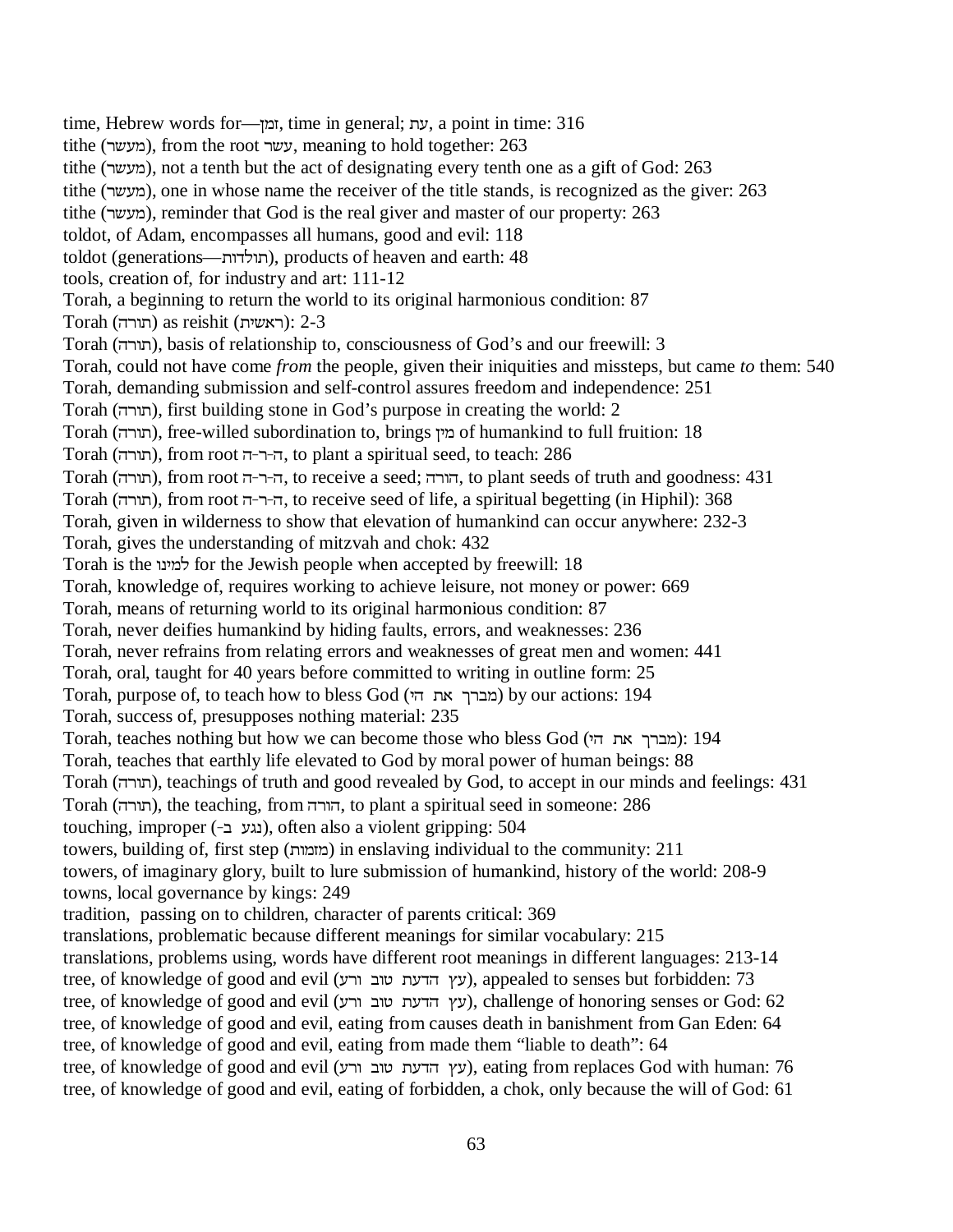time, Hebrew words for—זמן, time in general; עת, a point in time: 316
tithe (מעשר), from the root עשר, meaning to hold together: 263
tithe (מעשר), not a tenth but the act of designating every tenth one as a gift of God: 263
tithe (מעשר), one in whose name the receiver of the title stands, is recognized as the giver: 263
tithe (מעשר), reminder that God is the real giver and master of our property: 263
toldot, of Adam, encompasses all humans, good and evil: 118
toldot (generations—תולדות), products of heaven and earth: 48
tools, creation of, for industry and art: 111-12
Torah, a beginning to return the world to its original harmonious condition: 87
Torah (תורה) as reishit (ראשית): 2-3
Torah (תורה), basis of relationship to, consciousness of God's and our freewill: 3
Torah, could not have come *from* the people, given their iniquities and missteps, but came *to* them: 540
Torah, demanding submission and self-control assures freedom and independence: 251
Torah (תורה), first building stone in God's purpose in creating the world: 2
Torah (תורה), free-willed subordination to, brings מין of humankind to full fruition: 18
Torah (תורה), from root ה-ר-ה, to plant a spiritual seed, to teach: 286
Torah (תורה), from root ה-ר-ה, to receive a seed; הורה, to plant seeds of truth and goodness: 431
Torah (תורה), from root ה-ר-ה, to receive seed of life, a spiritual begetting (in Hiphil): 368
Torah, given in wilderness to show that elevation of humankind can occur anywhere: 232-3
Torah, gives the understanding of mitzvah and chok: 432
Torah is the למינו for the Jewish people when accepted by freewill: 18
Torah, knowledge of, requires working to achieve leisure, not money or power: 669
Torah, means of returning world to its original harmonious condition: 87
Torah, never deifies humankind by hiding faults, errors, and weaknesses: 236
Torah, never refrains from relating errors and weaknesses of great men and women: 441
Torah, oral, taught for 40 years before committed to writing in outline form: 25
Torah, purpose of, to teach how to bless God (מברך את ה׳) by our actions: 194
Torah, success of, presupposes nothing material: 235
Torah, teaches nothing but how we can become those who bless God (מברך את ה׳): 194
Torah, teaches that earthly life elevated to God by moral power of human beings: 88
Torah (תורה), teachings of truth and good revealed by God, to accept in our minds and feelings: 431
Torah (תורה), the teaching, from הורה, to plant a spiritual seed in someone: 286
touching, improper (נגע ב־), often also a violent gripping: 504
towers, building of, first step (מזמות) in enslaving individual to the community: 211
towers, of imaginary glory, built to lure submission of humankind, history of the world: 208-9
towns, local governance by kings: 249
tradition, passing on to children, character of parents critical: 369
translations, problematic because different meanings for similar vocabulary: 215
translations, problems using, words have different root meanings in different languages: 213-14
tree, of knowledge of good and evil (עץ הדעת טוב ורע), appealed to senses but forbidden: 73
tree, of knowledge of good and evil (עץ הדעת טוב ורע), challenge of honoring senses or God: 62
tree, of knowledge of good and evil, eating from causes death in banishment from Gan Eden: 64
tree, of knowledge of good and evil, eating from made them "liable to death": 64
tree, of knowledge of good and evil (עץ הדעת טוב ורע), eating from replaces God with human: 76
tree, of knowledge of good and evil, eating of forbidden, a chok, only because the will of God: 61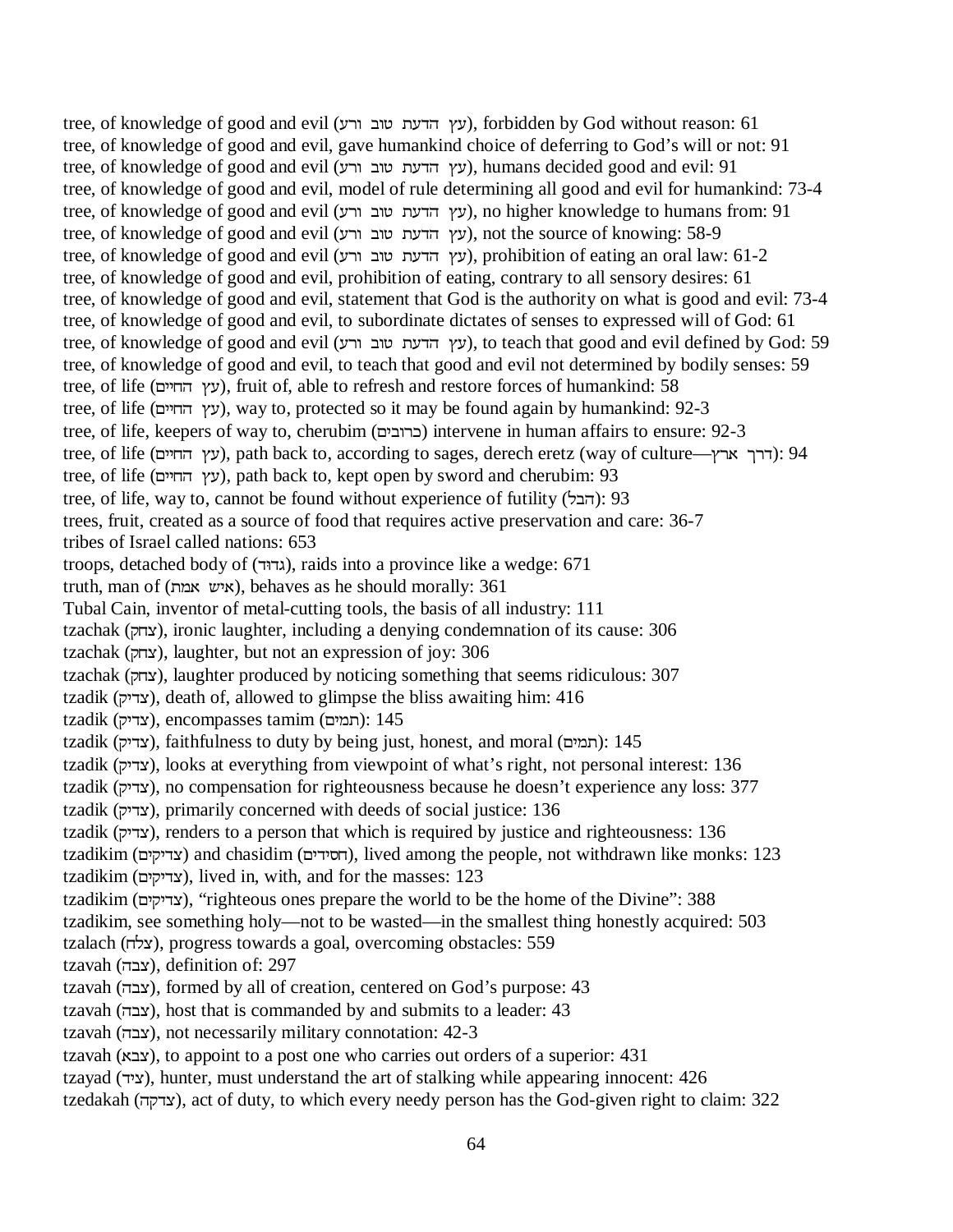tree, of knowledge of good and evil (עץ הדעת טוב ורע), forbidden by God without reason: 61
tree, of knowledge of good and evil, gave humankind choice of deferring to God's will or not: 91
tree, of knowledge of good and evil (עץ הדעת טוב ורע), humans decided good and evil: 91
tree, of knowledge of good and evil, model of rule determining all good and evil for humankind: 73-4
tree, of knowledge of good and evil (עץ הדעת טוב ורע), no higher knowledge to humans from: 91
tree, of knowledge of good and evil (עץ הדעת טוב ורע), not the source of knowing: 58-9
tree, of knowledge of good and evil (עץ הדעת טוב ורע), prohibition of eating an oral law: 61-2
tree, of knowledge of good and evil, prohibition of eating, contrary to all sensory desires: 61
tree, of knowledge of good and evil, statement that God is the authority on what is good and evil: 73-4
tree, of knowledge of good and evil, to subordinate dictates of senses to expressed will of God: 61
tree, of knowledge of good and evil (עץ הדעת טוב ורע), to teach that good and evil defined by God: 59
tree, of knowledge of good and evil, to teach that good and evil not determined by bodily senses: 59
tree, of life (עץ החיים), fruit of, able to refresh and restore forces of humankind: 58
tree, of life (עץ החיים), way to, protected so it may be found again by humankind: 92-3
tree, of life, keepers of way to, cherubim (כרובים) intervene in human affairs to ensure: 92-3
tree, of life (עץ החיים), path back to, according to sages, derech eretz (way of culture—דרך ארץ): 94
tree, of life (עץ החיים), path back to, kept open by sword and cherubim: 93
tree, of life, way to, cannot be found without experience of futility (הבל): 93
trees, fruit, created as a source of food that requires active preservation and care: 36-7
tribes of Israel called nations: 653
troops, detached body of (גדוד), raids into a province like a wedge: 671
truth, man of (איש אמת), behaves as he should morally: 361
Tubal Cain, inventor of metal-cutting tools, the basis of all industry: 111
tzachak (צחק), ironic laughter, including a denying condemnation of its cause: 306
tzachak (צחק), laughter, but not an expression of joy: 306
tzachak (צחק), laughter produced by noticing something that seems ridiculous: 307
tzadik (צדיק), death of, allowed to glimpse the bliss awaiting him: 416
tzadik (צדיק), encompasses tamim (תמים): 145
tzadik (צדיק), faithfulness to duty by being just, honest, and moral (תמים): 145
tzadik (צדיק), looks at everything from viewpoint of what's right, not personal interest: 136
tzadik (צדיק), no compensation for righteousness because he doesn't experience any loss: 377
tzadik (צדיק), primarily concerned with deeds of social justice: 136
tzadik (צדיק), renders to a person that which is required by justice and righteousness: 136
tzadikim (צדיקים) and chasidim (חסידים), lived among the people, not withdrawn like monks: 123
tzadikim (צדיקים), lived in, with, and for the masses: 123
tzadikim (צדיקים), "righteous ones prepare the world to be the home of the Divine": 388
tzadikim, see something holy—not to be wasted—in the smallest thing honestly acquired: 503
tzalach (צלח), progress towards a goal, overcoming obstacles: 559
tzavah (צבה), definition of: 297
tzavah (צבה), formed by all of creation, centered on God's purpose: 43
tzavah (צבה), host that is commanded by and submits to a leader: 43
tzavah (צבה), not necessarily military connotation: 42-3
tzavah (צבא), to appoint to a post one who carries out orders of a superior: 431
tzayad (ציד), hunter, must understand the art of stalking while appearing innocent: 426
tzedakah (צדקה), act of duty, to which every needy person has the God-given right to claim: 322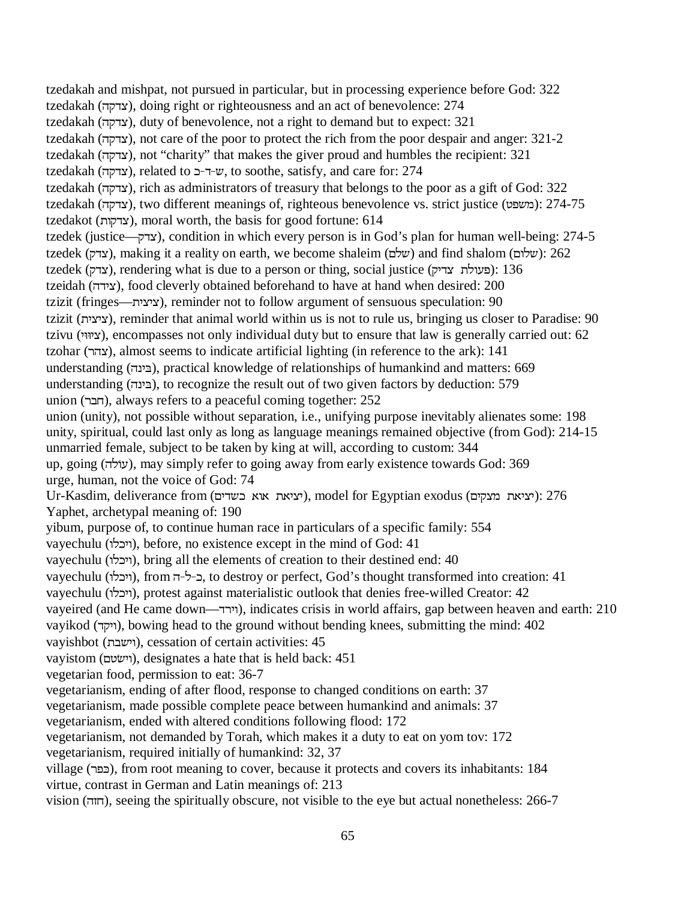tzedakah and mishpat, not pursued in particular, but in processing experience before God: 322
tzedakah (צדקה), doing right or righteousness and an act of benevolence: 274
tzedakah (צדקה), duty of benevolence, not a right to demand but to expect: 321
tzedakah (צדקה), not care of the poor to protect the rich from the poor despair and anger: 321-2
tzedakah (צדקה), not "charity" that makes the giver proud and humbles the recipient: 321
tzedakah (צדקה), related to ש-ד-כ, to soothe, satisfy, and care for: 274
tzedakah (צדקה), rich as administrators of treasury that belongs to the poor as a gift of God: 322
tzedakah (צדקה), two different meanings of, righteous benevolence vs. strict justice (משפט): 274-75
tzedakot (צדקות), moral worth, the basis for good fortune: 614
tzedek (justice—צדק), condition in which every person is in God's plan for human well-being: 274-5
tzedek (צדק), making it a reality on earth, we become shaleim (שלם) and find shalom (שלום): 262
tzedek (צדק), rendering what is due to a person or thing, social justice (פעולת צדיק): 136
tzeidah (צידה), food cleverly obtained beforehand to have at hand when desired: 200
tzizit (fringes—ציצית), reminder not to follow argument of sensuous speculation: 90
tzizit (ציצית), reminder that animal world within us is not to rule us, bringing us closer to Paradise: 90
tzivu (ציווי), encompasses not only individual duty but to ensure that law is generally carried out: 62
tzohar (צהר), almost seems to indicate artificial lighting (in reference to the ark): 141
understanding (בינה), practical knowledge of relationships of humankind and matters: 669
understanding (בינה), to recognize the result out of two given factors by deduction: 579
union (חבר), always refers to a peaceful coming together: 252
union (unity), not possible without separation, i.e., unifying purpose inevitably alienates some: 198
unity, spiritual, could last only as long as language meanings remained objective (from God): 214-15
unmarried female, subject to be taken by king at will, according to custom: 344
up, going (עולה), may simply refer to going away from early existence towards God: 369
urge, human, not the voice of God: 74
Ur-Kasdim, deliverance from (יציאת אוא כשדים), model for Egyptian exodus (יציאת מצקים): 276
Yaphet, archetypal meaning of: 190
yibum, purpose of, to continue human race in particulars of a specific family: 554
vayechulu (ויכלו), before, no existence except in the mind of God: 41
vayechulu (ויכלו), bring all the elements of creation to their destined end: 40
vayechulu (ויכלו), from כ-ל-ה, to destroy or perfect, God's thought transformed into creation: 41
vayechulu (ויכלו), protest against materialistic outlook that denies free-willed Creator: 42
vayeired (and He came down—וירד), indicates crisis in world affairs, gap between heaven and earth: 210
vayikod (ויקד), bowing head to the ground without bending knees, submitting the mind: 402
vayishbot (וישבת), cessation of certain activities: 45
vayistom (וישטם), designates a hate that is held back: 451
vegetarian food, permission to eat: 36-7
vegetarianism, ending of after flood, response to changed conditions on earth: 37
vegetarianism, made possible complete peace between humankind and animals: 37
vegetarianism, ended with altered conditions following flood: 172
vegetarianism, not demanded by Torah, which makes it a duty to eat on yom tov: 172
vegetarianism, required initially of humankind: 32, 37
village (כפר), from root meaning to cover, because it protects and covers its inhabitants: 184
virtue, contrast in German and Latin meanings of: 213
vision (חזה), seeing the spiritually obscure, not visible to the eye but actual nonetheless: 266-7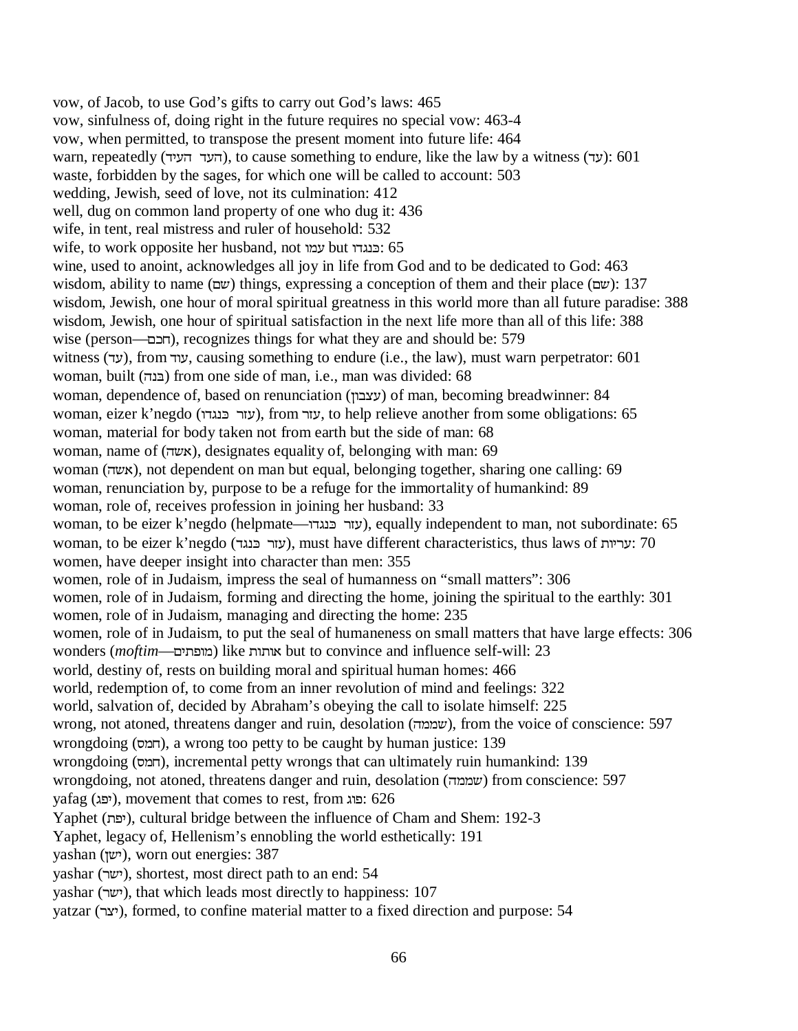vow, of Jacob, to use God's gifts to carry out God's laws: 465
vow, sinfulness of, doing right in the future requires no special vow: 463-4
vow, when permitted, to transpose the present moment into future life: 464
warn, repeatedly (העד העיד), to cause something to endure, like the law by a witness (עד): 601
waste, forbidden by the sages, for which one will be called to account: 503
wedding, Jewish, seed of love, not its culmination: 412
well, dug on common land property of one who dug it: 436
wife, in tent, real mistress and ruler of household: 532
wife, to work opposite her husband, not עמו but כנגדו: 65
wine, used to anoint, acknowledges all joy in life from God and to be dedicated to God: 463
wisdom, ability to name (שם) things, expressing a conception of them and their place (שם): 137
wisdom, Jewish, one hour of moral spiritual greatness in this world more than all future paradise: 388
wisdom, Jewish, one hour of spiritual satisfaction in the next life more than all of this life: 388
wise (person—חכם), recognizes things for what they are and should be: 579
witness (עד), from עוד, causing something to endure (i.e., the law), must warn perpetrator: 601
woman, built (בנה) from one side of man, i.e., man was divided: 68
woman, dependence of, based on renunciation (עצבון) of man, becoming breadwinner: 84
woman, eizer k'negdo (עזר כנגדו), from עזר, to help relieve another from some obligations: 65
woman, material for body taken not from earth but the side of man: 68
woman, name of (אשה), designates equality of, belonging with man: 69
woman (אשה), not dependent on man but equal, belonging together, sharing one calling: 69
woman, renunciation by, purpose to be a refuge for the immortality of humankind: 89
woman, role of, receives profession in joining her husband: 33
woman, to be eizer k'negdo (helpmate—עזר כנגדו), equally independent to man, not subordinate: 65
woman, to be eizer k'negdo (עזר כנגד), must have different characteristics, thus laws of עריות: 70
women, have deeper insight into character than men: 355
women, role of in Judaism, impress the seal of humanness on "small matters": 306
women, role of in Judaism, forming and directing the home, joining the spiritual to the earthly: 301
women, role of in Judaism, managing and directing the home: 235
women, role of in Judaism, to put the seal of humaneness on small matters that have large effects: 306
wonders (*moftim*—מופתים) like אותות but to convince and influence self-will: 23
world, destiny of, rests on building moral and spiritual human homes: 466
world, redemption of, to come from an inner revolution of mind and feelings: 322
world, salvation of, decided by Abraham's obeying the call to isolate himself: 225
wrong, not atoned, threatens danger and ruin, desolation (שממה), from the voice of conscience: 597
wrongdoing (חמס), a wrong too petty to be caught by human justice: 139
wrongdoing (חמס), incremental petty wrongs that can ultimately ruin humankind: 139
wrongdoing, not atoned, threatens danger and ruin, desolation (שממה) from conscience: 597
yafag (יפג), movement that comes to rest, from פוג: 626
Yaphet (יפת), cultural bridge between the influence of Cham and Shem: 192-3
Yaphet, legacy of, Hellenism's ennobling the world esthetically: 191
yashan (ישן), worn out energies: 387
yashar (ישר), shortest, most direct path to an end: 54
yashar (ישר), that which leads most directly to happiness: 107
yatzar (יצר), formed, to confine material matter to a fixed direction and purpose: 54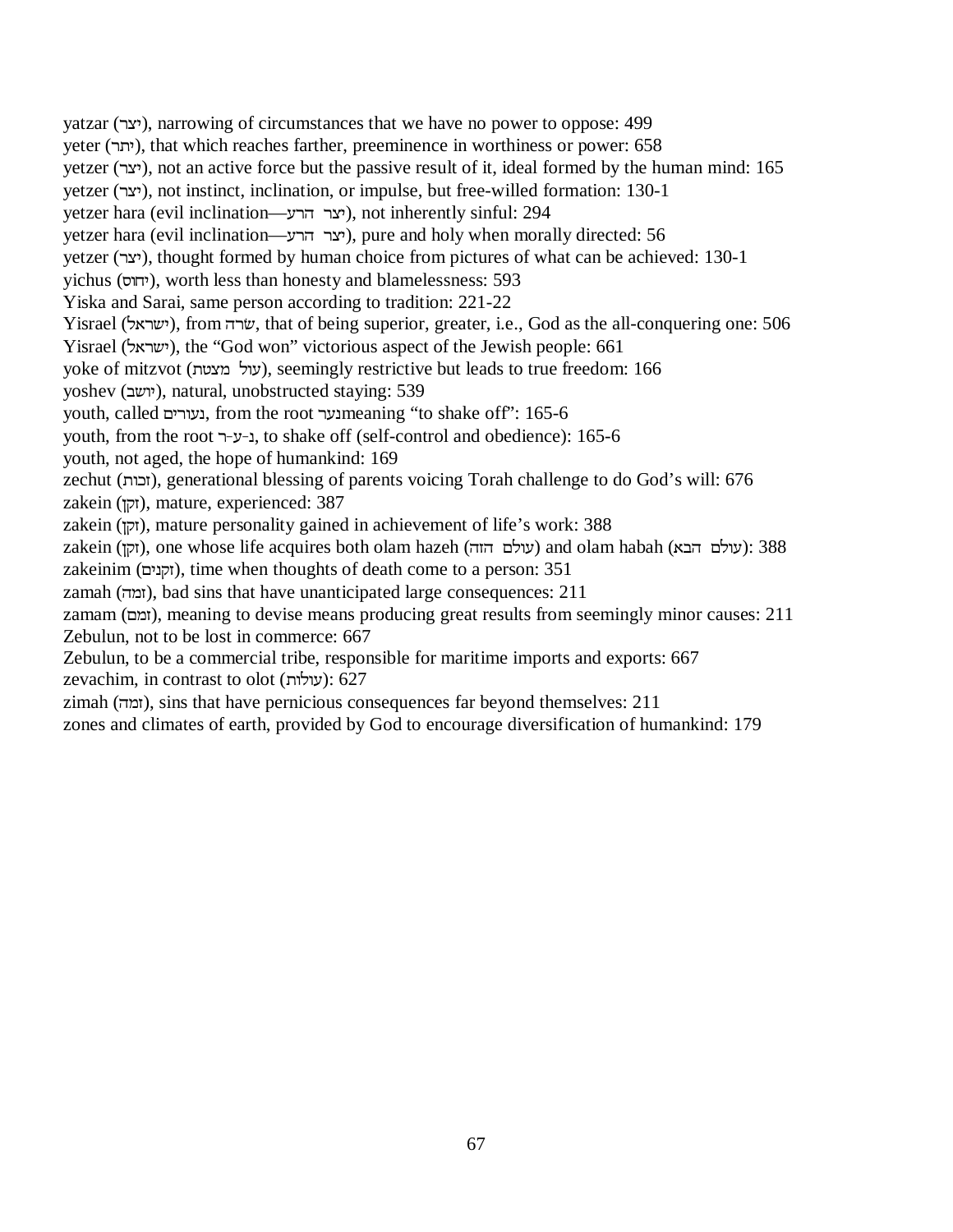yatzar (יצר), narrowing of circumstances that we have no power to oppose: 499
yeter (יתר), that which reaches farther, preeminence in worthiness or power: 658
yetzer (יצר), not an active force but the passive result of it, ideal formed by the human mind: 165
yetzer (יצר), not instinct, inclination, or impulse, but free-willed formation: 130-1
yetzer hara (evil inclination—יצר הרע), not inherently sinful: 294
yetzer hara (evil inclination—יצר הרע), pure and holy when morally directed: 56
yetzer (יצר), thought formed by human choice from pictures of what can be achieved: 130-1
yichus (יחוס), worth less than honesty and blamelessness: 593
Yiska and Sarai, same person according to tradition: 221-22
Yisrael (ישראל), from שׂרה, that of being superior, greater, i.e., God as the all-conquering one: 506
Yisrael (ישראל), the "God won" victorious aspect of the Jewish people: 661
yoke of mitzvot (עול מצות), seemingly restrictive but leads to true freedom: 166
yoshev (יושב), natural, unobstructed staying: 539
youth, called נעורים, from the root נערmeaning "to shake off": 165-6
youth, from the root נ-ע-ר, to shake off (self-control and obedience): 165-6
youth, not aged, the hope of humankind: 169
zechut (זכות), generational blessing of parents voicing Torah challenge to do God's will: 676
zakein (זקן), mature, experienced: 387
zakein (זקן), mature personality gained in achievement of life's work: 388
zakein (זקן), one whose life acquires both olam hazeh (עולם הזה) and olam habah (עולם הבא): 388
zakeinim (זקנים), time when thoughts of death come to a person: 351
zamah (זמה), bad sins that have unanticipated large consequences: 211
zamam (זמם), meaning to devise means producing great results from seemingly minor causes: 211
Zebulun, not to be lost in commerce: 667
Zebulun, to be a commercial tribe, responsible for maritime imports and exports: 667
zevachim, in contrast to olot (עולות): 627
zimah (זמה), sins that have pernicious consequences far beyond themselves: 211
zones and climates of earth, provided by God to encourage diversification of humankind: 179